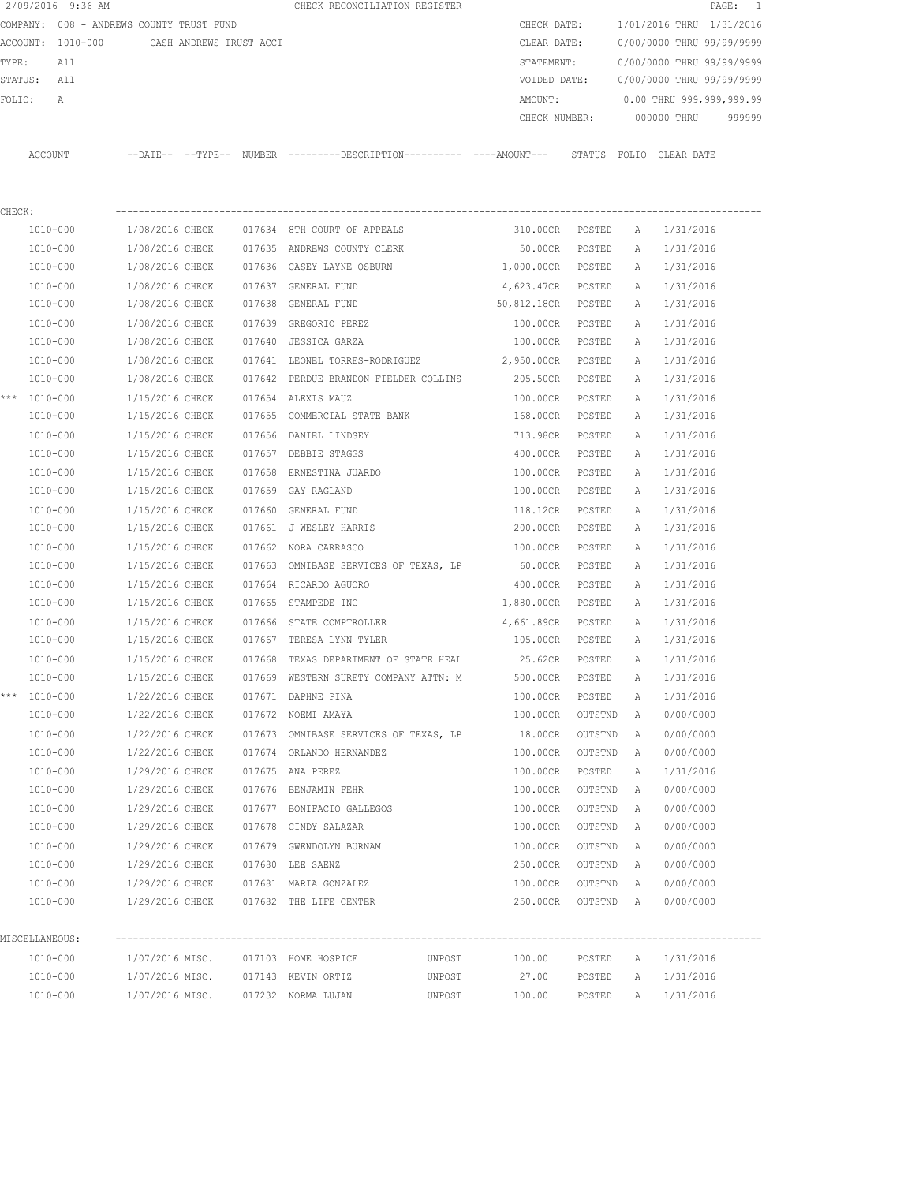2/09/2016 9:36 AM CHECK RECONCILIATION REGISTER

COMPANY: 008 - ANDREWS COUNTY TRUST FUND
ACCOUNT: 1010-000 CASH ANDREWS TRUST ACCT
TYPE: All
STATUS: All
FOLIO: A

CHECK DATE: 1/01/2016 THRU 1/31/2016
CLEAR DATE: 0/00/0000 THRU 99/99/9999
STATEMENT: 0/00/0000 THRU 99/99/9999
VOIDED DATE: 0/00/0000 THRU 99/99/9999
AMOUNT: 0.00 THRU 999,999,999.99
CHECK NUMBER: 000000 THRU 999999

CHECK:

| | ACCOUNT | DATE | TYPE | NUMBER | DESCRIPTION | | AMOUNT | STATUS | FOLIO | CLEAR DATE |
|---|---|---|---|---|---|---|---|---|---|---|
| | 1010-000 | 1/08/2016 | CHECK | 017634 | 8TH COURT OF APPEALS | | 310.00CR | POSTED | A | 1/31/2016 |
| | 1010-000 | 1/08/2016 | CHECK | 017635 | ANDREWS COUNTY CLERK | | 50.00CR | POSTED | A | 1/31/2016 |
| | 1010-000 | 1/08/2016 | CHECK | 017636 | CASEY LAYNE OSBURN | | 1,000.00CR | POSTED | A | 1/31/2016 |
| | 1010-000 | 1/08/2016 | CHECK | 017637 | GENERAL FUND | | 4,623.47CR | POSTED | A | 1/31/2016 |
| | 1010-000 | 1/08/2016 | CHECK | 017638 | GENERAL FUND | | 50,812.18CR | POSTED | A | 1/31/2016 |
| | 1010-000 | 1/08/2016 | CHECK | 017639 | GREGORIO PEREZ | | 100.00CR | POSTED | A | 1/31/2016 |
| | 1010-000 | 1/08/2016 | CHECK | 017640 | JESSICA GARZA | | 100.00CR | POSTED | A | 1/31/2016 |
| | 1010-000 | 1/08/2016 | CHECK | 017641 | LEONEL TORRES-RODRIGUEZ | | 2,950.00CR | POSTED | A | 1/31/2016 |
| | 1010-000 | 1/08/2016 | CHECK | 017642 | PERDUE BRANDON FIELDER COLLINS | | 205.50CR | POSTED | A | 1/31/2016 |
| *** | 1010-000 | 1/15/2016 | CHECK | 017654 | ALEXIS MAUZ | | 100.00CR | POSTED | A | 1/31/2016 |
| | 1010-000 | 1/15/2016 | CHECK | 017655 | COMMERCIAL STATE BANK | | 168.00CR | POSTED | A | 1/31/2016 |
| | 1010-000 | 1/15/2016 | CHECK | 017656 | DANIEL LINDSEY | | 713.98CR | POSTED | A | 1/31/2016 |
| | 1010-000 | 1/15/2016 | CHECK | 017657 | DEBBIE STAGGS | | 400.00CR | POSTED | A | 1/31/2016 |
| | 1010-000 | 1/15/2016 | CHECK | 017658 | ERNESTINA JUARDO | | 100.00CR | POSTED | A | 1/31/2016 |
| | 1010-000 | 1/15/2016 | CHECK | 017659 | GAY RAGLAND | | 100.00CR | POSTED | A | 1/31/2016 |
| | 1010-000 | 1/15/2016 | CHECK | 017660 | GENERAL FUND | | 118.12CR | POSTED | A | 1/31/2016 |
| | 1010-000 | 1/15/2016 | CHECK | 017661 | J WESLEY HARRIS | | 200.00CR | POSTED | A | 1/31/2016 |
| | 1010-000 | 1/15/2016 | CHECK | 017662 | NORA CARRASCO | | 100.00CR | POSTED | A | 1/31/2016 |
| | 1010-000 | 1/15/2016 | CHECK | 017663 | OMNIBASE SERVICES OF TEXAS, LP | | 60.00CR | POSTED | A | 1/31/2016 |
| | 1010-000 | 1/15/2016 | CHECK | 017664 | RICARDO AGUORO | | 400.00CR | POSTED | A | 1/31/2016 |
| | 1010-000 | 1/15/2016 | CHECK | 017665 | STAMPEDE INC | | 1,880.00CR | POSTED | A | 1/31/2016 |
| | 1010-000 | 1/15/2016 | CHECK | 017666 | STATE COMPTROLLER | | 4,661.89CR | POSTED | A | 1/31/2016 |
| | 1010-000 | 1/15/2016 | CHECK | 017667 | TERESA LYNN TYLER | | 105.00CR | POSTED | A | 1/31/2016 |
| | 1010-000 | 1/15/2016 | CHECK | 017668 | TEXAS DEPARTMENT OF STATE HEAL | | 25.62CR | POSTED | A | 1/31/2016 |
| | 1010-000 | 1/15/2016 | CHECK | 017669 | WESTERN SURETY COMPANY ATTN: M | | 500.00CR | POSTED | A | 1/31/2016 |
| *** | 1010-000 | 1/22/2016 | CHECK | 017671 | DAPHNE PINA | | 100.00CR | POSTED | A | 1/31/2016 |
| | 1010-000 | 1/22/2016 | CHECK | 017672 | NOEMI AMAYA | | 100.00CR | OUTSTND | A | 0/00/0000 |
| | 1010-000 | 1/22/2016 | CHECK | 017673 | OMNIBASE SERVICES OF TEXAS, LP | | 18.00CR | OUTSTND | A | 0/00/0000 |
| | 1010-000 | 1/22/2016 | CHECK | 017674 | ORLANDO HERNANDEZ | | 100.00CR | OUTSTND | A | 0/00/0000 |
| | 1010-000 | 1/29/2016 | CHECK | 017675 | ANA PEREZ | | 100.00CR | POSTED | A | 1/31/2016 |
| | 1010-000 | 1/29/2016 | CHECK | 017676 | BENJAMIN FEHR | | 100.00CR | OUTSTND | A | 0/00/0000 |
| | 1010-000 | 1/29/2016 | CHECK | 017677 | BONIFACIO GALLEGOS | | 100.00CR | OUTSTND | A | 0/00/0000 |
| | 1010-000 | 1/29/2016 | CHECK | 017678 | CINDY SALAZAR | | 100.00CR | OUTSTND | A | 0/00/0000 |
| | 1010-000 | 1/29/2016 | CHECK | 017679 | GWENDOLYN BURNAM | | 100.00CR | OUTSTND | A | 0/00/0000 |
| | 1010-000 | 1/29/2016 | CHECK | 017680 | LEE SAENZ | | 250.00CR | OUTSTND | A | 0/00/0000 |
| | 1010-000 | 1/29/2016 | CHECK | 017681 | MARIA GONZALEZ | | 100.00CR | OUTSTND | A | 0/00/0000 |
| | 1010-000 | 1/29/2016 | CHECK | 017682 | THE LIFE CENTER | | 250.00CR | OUTSTND | A | 0/00/0000 |

MISCELLANEOUS:

| | ACCOUNT | DATE | TYPE | NUMBER | DESCRIPTION | | AMOUNT | STATUS | FOLIO | CLEAR DATE |
|---|---|---|---|---|---|---|---|---|---|---|
| | 1010-000 | 1/07/2016 | MISC. | 017103 | HOME HOSPICE | UNPOST | 100.00 | POSTED | A | 1/31/2016 |
| | 1010-000 | 1/07/2016 | MISC. | 017143 | KEVIN ORTIZ | UNPOST | 27.00 | POSTED | A | 1/31/2016 |
| | 1010-000 | 1/07/2016 | MISC. | 017232 | NORMA LUJAN | UNPOST | 100.00 | POSTED | A | 1/31/2016 |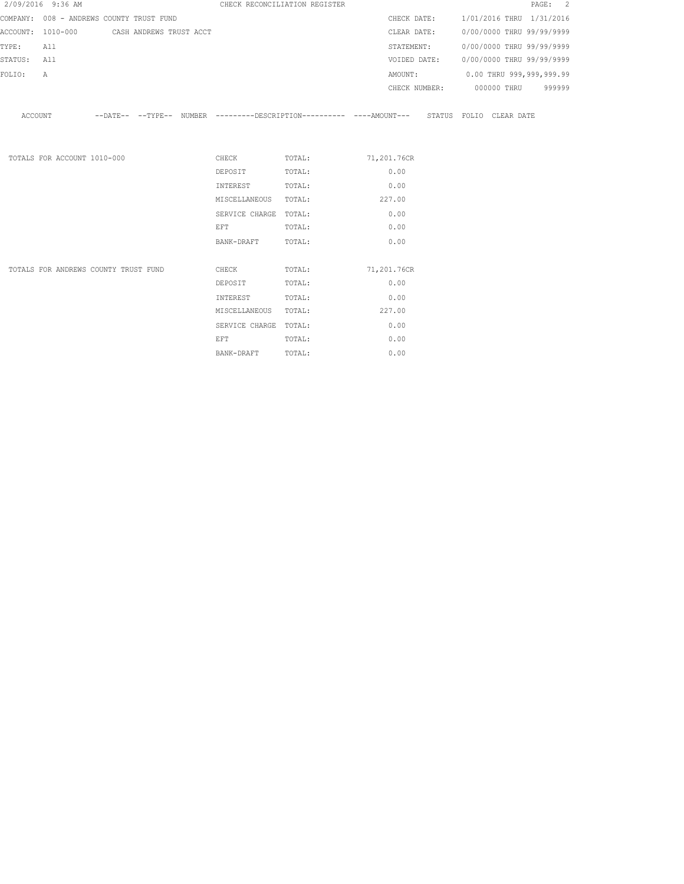CHECK RECONCILIATION REGISTER

COMPANY: 008 - ANDREWS COUNTY TRUST FUND

ACCOUNT: 1010-000 CASH ANDREWS TRUST ACCT

TYPE: All

STATUS: All

FOLIO: A

CHECK DATE: 1/01/2016 THRU 1/31/2016

CLEAR DATE: 0/00/0000 THRU 99/99/9999

STATEMENT: 0/00/0000 THRU 99/99/9999

VOIDED DATE: 0/00/0000 THRU 99/99/9999

AMOUNT: 0.00 THRU 999,999,999.99

CHECK NUMBER: 000000 THRU 999999

| ACCOUNT | --DATE-- | --TYPE-- | NUMBER | ---------DESCRIPTION---------- | ----AMOUNT--- | STATUS | FOLIO | CLEAR DATE |
|---|---|---|---|---|---|---|---|---|

| | | | |
|---|---|---|---|
| TOTALS FOR ACCOUNT 1010-000 | CHECK | TOTAL: | 71,201.76CR |
| | DEPOSIT | TOTAL: | 0.00 |
| | INTEREST | TOTAL: | 0.00 |
| | MISCELLANEOUS | TOTAL: | 227.00 |
| | SERVICE CHARGE | TOTAL: | 0.00 |
| | EFT | TOTAL: | 0.00 |
| | BANK-DRAFT | TOTAL: | 0.00 |
| TOTALS FOR ANDREWS COUNTY TRUST FUND | CHECK | TOTAL: | 71,201.76CR |
| | DEPOSIT | TOTAL: | 0.00 |
| | INTEREST | TOTAL: | 0.00 |
| | MISCELLANEOUS | TOTAL: | 227.00 |
| | SERVICE CHARGE | TOTAL: | 0.00 |
| | EFT | TOTAL: | 0.00 |
| | BANK-DRAFT | TOTAL: | 0.00 |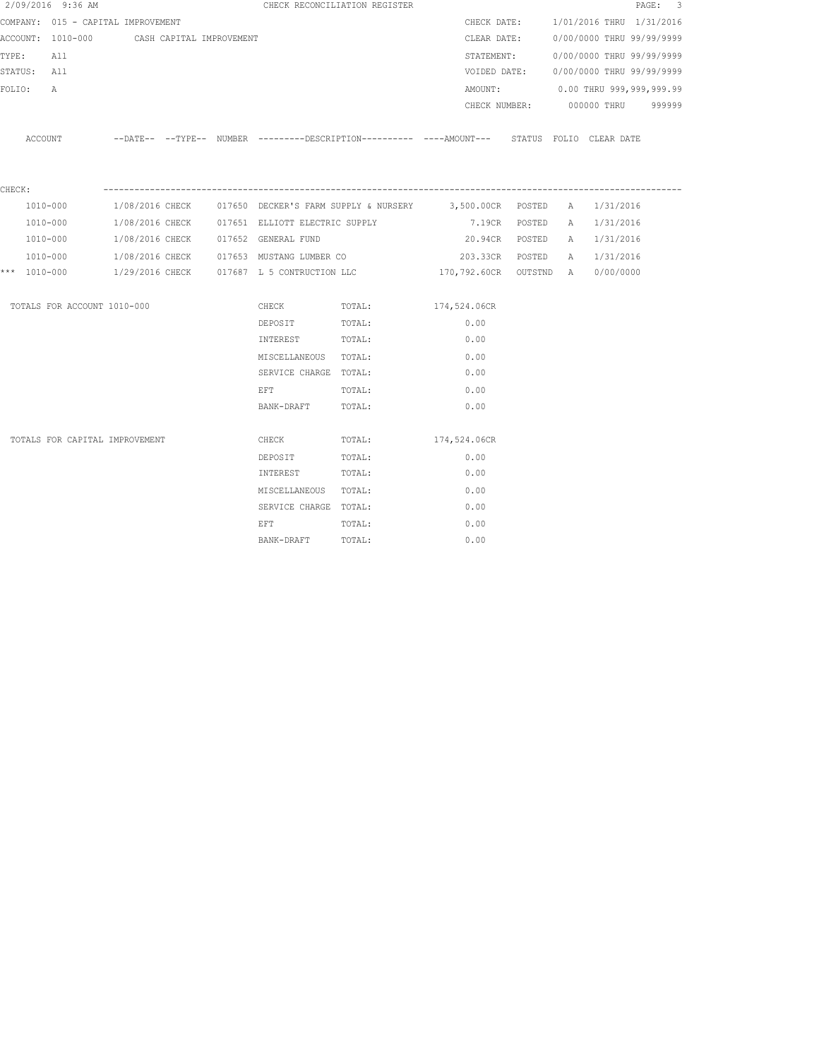2/09/2016 9:36 AM — CHECK RECONCILIATION REGISTER

COMPANY: 015 - CAPITAL IMPROVEMENT
ACCOUNT: 1010-000 CASH CAPITAL IMPROVEMENT
TYPE: All
STATUS: All
FOLIO: A

CHECK DATE: 1/01/2016 THRU 1/31/2016
CLEAR DATE: 0/00/0000 THRU 99/99/9999
STATEMENT: 0/00/0000 THRU 99/99/9999
VOIDED DATE: 0/00/0000 THRU 99/99/9999
AMOUNT: 0.00 THRU 999,999,999.99
CHECK NUMBER: 000000 THRU 999999

CHECK:

| ACCOUNT | DATE | TYPE | NUMBER | DESCRIPTION | AMOUNT | STATUS | FOLIO | CLEAR DATE |
|---|---|---|---|---|---|---|---|---|
| 1010-000 | 1/08/2016 | CHECK | 017650 | DECKER'S FARM SUPPLY & NURSERY | 3,500.00CR | POSTED | A | 1/31/2016 |
| 1010-000 | 1/08/2016 | CHECK | 017651 | ELLIOTT ELECTRIC SUPPLY | 7.19CR | POSTED | A | 1/31/2016 |
| 1010-000 | 1/08/2016 | CHECK | 017652 | GENERAL FUND | 20.94CR | POSTED | A | 1/31/2016 |
| 1010-000 | 1/08/2016 | CHECK | 017653 | MUSTANG LUMBER CO | 203.33CR | POSTED | A | 1/31/2016 |
| *** 1010-000 | 1/29/2016 | CHECK | 017687 | L 5 CONTRUCTION LLC | 170,792.60CR | OUTSTND | A | 0/00/0000 |

TOTALS FOR ACCOUNT 1010-000

| TYPE | | AMOUNT |
|---|---|---|
| CHECK | TOTAL: | 174,524.06CR |
| DEPOSIT | TOTAL: | 0.00 |
| INTEREST | TOTAL: | 0.00 |
| MISCELLANEOUS | TOTAL: | 0.00 |
| SERVICE CHARGE | TOTAL: | 0.00 |
| EFT | TOTAL: | 0.00 |
| BANK-DRAFT | TOTAL: | 0.00 |

TOTALS FOR CAPITAL IMPROVEMENT

| TYPE | | AMOUNT |
|---|---|---|
| CHECK | TOTAL: | 174,524.06CR |
| DEPOSIT | TOTAL: | 0.00 |
| INTEREST | TOTAL: | 0.00 |
| MISCELLANEOUS | TOTAL: | 0.00 |
| SERVICE CHARGE | TOTAL: | 0.00 |
| EFT | TOTAL: | 0.00 |
| BANK-DRAFT | TOTAL: | 0.00 |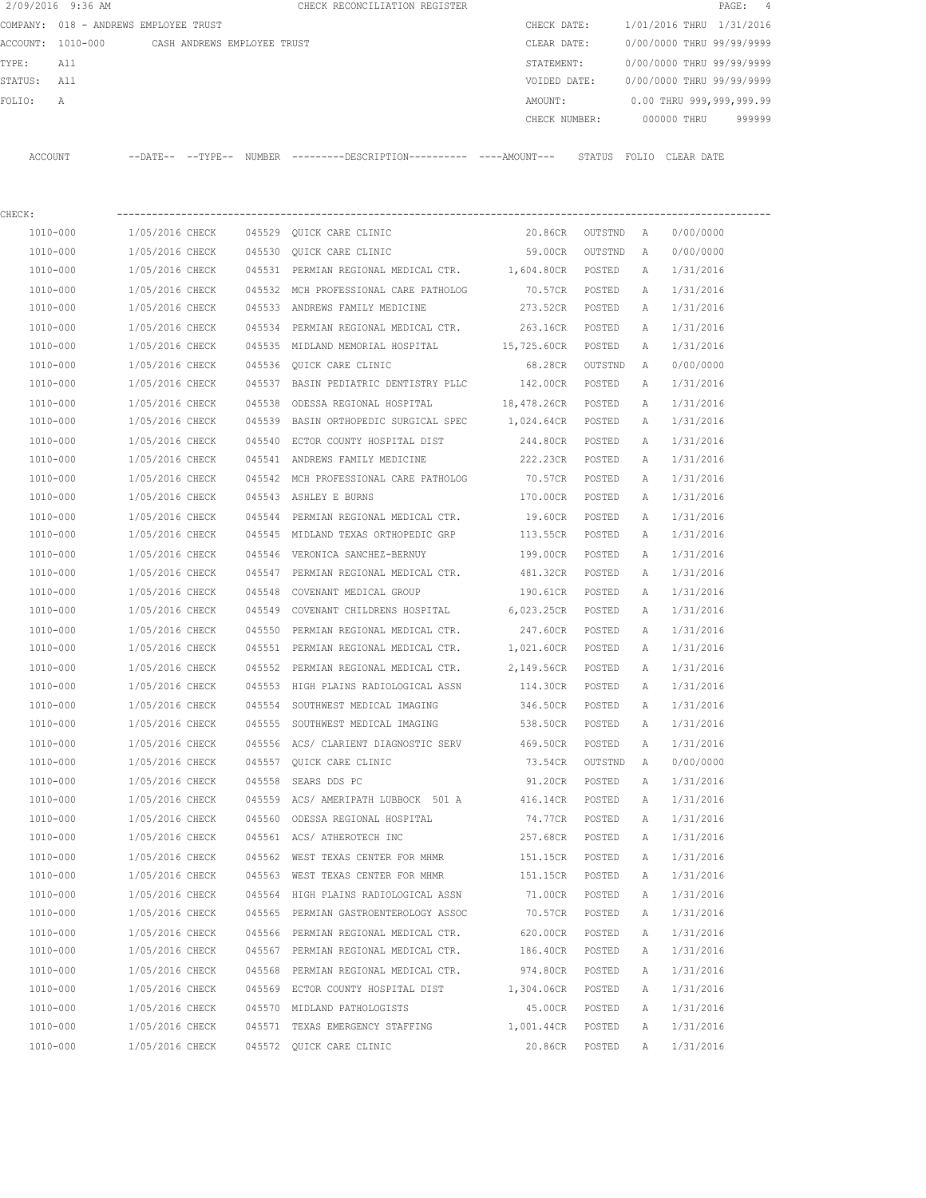2/09/2016 9:36 AM CHECK RECONCILIATION REGISTER

COMPANY: 018 - ANDREWS EMPLOYEE TRUST

ACCOUNT: 1010-000 CASH ANDREWS EMPLOYEE TRUST

TYPE: All

STATUS: All

FOLIO: A

CHECK DATE: 1/01/2016 THRU 1/31/2016

CLEAR DATE: 0/00/0000 THRU 99/99/9999

STATEMENT: 0/00/0000 THRU 99/99/9999

VOIDED DATE: 0/00/0000 THRU 99/99/9999

AMOUNT: 0.00 THRU 999,999,999.99

CHECK NUMBER: 000000 THRU 999999

CHECK:

| ACCOUNT | --DATE-- | --TYPE-- | NUMBER | ---------DESCRIPTION---------- | ----AMOUNT--- | STATUS | FOLIO | CLEAR DATE |
|---|---|---|---|---|---|---|---|---|
| 1010-000 | 1/05/2016 | CHECK | 045529 | QUICK CARE CLINIC | 20.86CR | OUTSTND | A | 0/00/0000 |
| 1010-000 | 1/05/2016 | CHECK | 045530 | QUICK CARE CLINIC | 59.00CR | OUTSTND | A | 0/00/0000 |
| 1010-000 | 1/05/2016 | CHECK | 045531 | PERMIAN REGIONAL MEDICAL CTR. | 1,604.80CR | POSTED | A | 1/31/2016 |
| 1010-000 | 1/05/2016 | CHECK | 045532 | MCH PROFESSIONAL CARE PATHOLOG | 70.57CR | POSTED | A | 1/31/2016 |
| 1010-000 | 1/05/2016 | CHECK | 045533 | ANDREWS FAMILY MEDICINE | 273.52CR | POSTED | A | 1/31/2016 |
| 1010-000 | 1/05/2016 | CHECK | 045534 | PERMIAN REGIONAL MEDICAL CTR. | 263.16CR | POSTED | A | 1/31/2016 |
| 1010-000 | 1/05/2016 | CHECK | 045535 | MIDLAND MEMORIAL HOSPITAL | 15,725.60CR | POSTED | A | 1/31/2016 |
| 1010-000 | 1/05/2016 | CHECK | 045536 | QUICK CARE CLINIC | 68.28CR | OUTSTND | A | 0/00/0000 |
| 1010-000 | 1/05/2016 | CHECK | 045537 | BASIN PEDIATRIC DENTISTRY PLLC | 142.00CR | POSTED | A | 1/31/2016 |
| 1010-000 | 1/05/2016 | CHECK | 045538 | ODESSA REGIONAL HOSPITAL | 18,478.26CR | POSTED | A | 1/31/2016 |
| 1010-000 | 1/05/2016 | CHECK | 045539 | BASIN ORTHOPEDIC SURGICAL SPEC | 1,024.64CR | POSTED | A | 1/31/2016 |
| 1010-000 | 1/05/2016 | CHECK | 045540 | ECTOR COUNTY HOSPITAL DIST | 244.80CR | POSTED | A | 1/31/2016 |
| 1010-000 | 1/05/2016 | CHECK | 045541 | ANDREWS FAMILY MEDICINE | 222.23CR | POSTED | A | 1/31/2016 |
| 1010-000 | 1/05/2016 | CHECK | 045542 | MCH PROFESSIONAL CARE PATHOLOG | 70.57CR | POSTED | A | 1/31/2016 |
| 1010-000 | 1/05/2016 | CHECK | 045543 | ASHLEY E BURNS | 170.00CR | POSTED | A | 1/31/2016 |
| 1010-000 | 1/05/2016 | CHECK | 045544 | PERMIAN REGIONAL MEDICAL CTR. | 19.60CR | POSTED | A | 1/31/2016 |
| 1010-000 | 1/05/2016 | CHECK | 045545 | MIDLAND TEXAS ORTHOPEDIC GRP | 113.55CR | POSTED | A | 1/31/2016 |
| 1010-000 | 1/05/2016 | CHECK | 045546 | VERONICA SANCHEZ-BERNUY | 199.00CR | POSTED | A | 1/31/2016 |
| 1010-000 | 1/05/2016 | CHECK | 045547 | PERMIAN REGIONAL MEDICAL CTR. | 481.32CR | POSTED | A | 1/31/2016 |
| 1010-000 | 1/05/2016 | CHECK | 045548 | COVENANT MEDICAL GROUP | 190.61CR | POSTED | A | 1/31/2016 |
| 1010-000 | 1/05/2016 | CHECK | 045549 | COVENANT CHILDRENS HOSPITAL | 6,023.25CR | POSTED | A | 1/31/2016 |
| 1010-000 | 1/05/2016 | CHECK | 045550 | PERMIAN REGIONAL MEDICAL CTR. | 247.60CR | POSTED | A | 1/31/2016 |
| 1010-000 | 1/05/2016 | CHECK | 045551 | PERMIAN REGIONAL MEDICAL CTR. | 1,021.60CR | POSTED | A | 1/31/2016 |
| 1010-000 | 1/05/2016 | CHECK | 045552 | PERMIAN REGIONAL MEDICAL CTR. | 2,149.56CR | POSTED | A | 1/31/2016 |
| 1010-000 | 1/05/2016 | CHECK | 045553 | HIGH PLAINS RADIOLOGICAL ASSN | 114.30CR | POSTED | A | 1/31/2016 |
| 1010-000 | 1/05/2016 | CHECK | 045554 | SOUTHWEST MEDICAL IMAGING | 346.50CR | POSTED | A | 1/31/2016 |
| 1010-000 | 1/05/2016 | CHECK | 045555 | SOUTHWEST MEDICAL IMAGING | 538.50CR | POSTED | A | 1/31/2016 |
| 1010-000 | 1/05/2016 | CHECK | 045556 | ACS/ CLARIENT DIAGNOSTIC SERV | 469.50CR | POSTED | A | 1/31/2016 |
| 1010-000 | 1/05/2016 | CHECK | 045557 | QUICK CARE CLINIC | 73.54CR | OUTSTND | A | 0/00/0000 |
| 1010-000 | 1/05/2016 | CHECK | 045558 | SEARS DDS PC | 91.20CR | POSTED | A | 1/31/2016 |
| 1010-000 | 1/05/2016 | CHECK | 045559 | ACS/ AMERIPATH LUBBOCK 501 A | 416.14CR | POSTED | A | 1/31/2016 |
| 1010-000 | 1/05/2016 | CHECK | 045560 | ODESSA REGIONAL HOSPITAL | 74.77CR | POSTED | A | 1/31/2016 |
| 1010-000 | 1/05/2016 | CHECK | 045561 | ACS/ ATHEROTECH INC | 257.68CR | POSTED | A | 1/31/2016 |
| 1010-000 | 1/05/2016 | CHECK | 045562 | WEST TEXAS CENTER FOR MHMR | 151.15CR | POSTED | A | 1/31/2016 |
| 1010-000 | 1/05/2016 | CHECK | 045563 | WEST TEXAS CENTER FOR MHMR | 151.15CR | POSTED | A | 1/31/2016 |
| 1010-000 | 1/05/2016 | CHECK | 045564 | HIGH PLAINS RADIOLOGICAL ASSN | 71.00CR | POSTED | A | 1/31/2016 |
| 1010-000 | 1/05/2016 | CHECK | 045565 | PERMIAN GASTROENTEROLOGY ASSOC | 70.57CR | POSTED | A | 1/31/2016 |
| 1010-000 | 1/05/2016 | CHECK | 045566 | PERMIAN REGIONAL MEDICAL CTR. | 620.00CR | POSTED | A | 1/31/2016 |
| 1010-000 | 1/05/2016 | CHECK | 045567 | PERMIAN REGIONAL MEDICAL CTR. | 186.40CR | POSTED | A | 1/31/2016 |
| 1010-000 | 1/05/2016 | CHECK | 045568 | PERMIAN REGIONAL MEDICAL CTR. | 974.80CR | POSTED | A | 1/31/2016 |
| 1010-000 | 1/05/2016 | CHECK | 045569 | ECTOR COUNTY HOSPITAL DIST | 1,304.06CR | POSTED | A | 1/31/2016 |
| 1010-000 | 1/05/2016 | CHECK | 045570 | MIDLAND PATHOLOGISTS | 45.00CR | POSTED | A | 1/31/2016 |
| 1010-000 | 1/05/2016 | CHECK | 045571 | TEXAS EMERGENCY STAFFING | 1,001.44CR | POSTED | A | 1/31/2016 |
| 1010-000 | 1/05/2016 | CHECK | 045572 | QUICK CARE CLINIC | 20.86CR | POSTED | A | 1/31/2016 |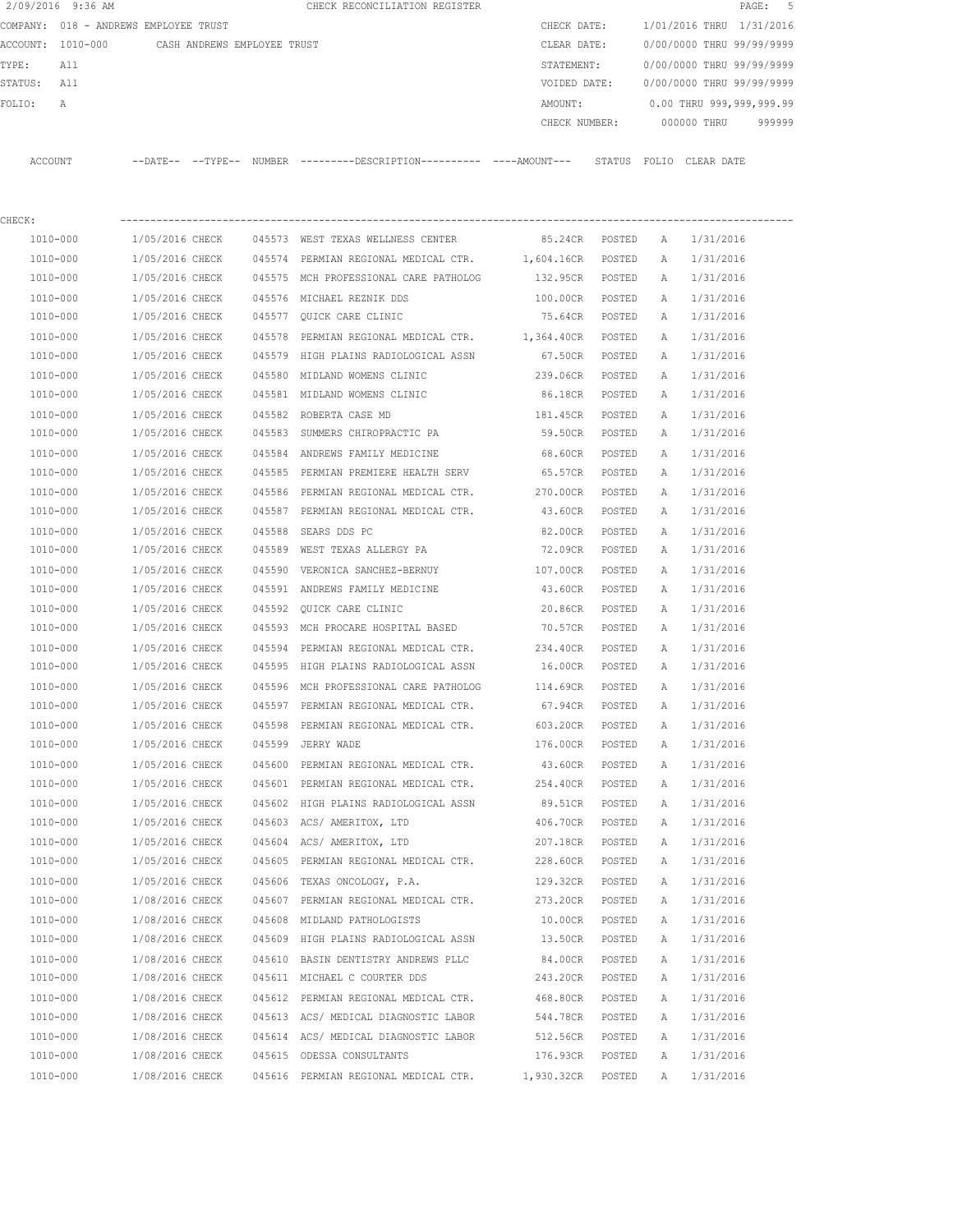2/09/2016 9:36 AM CHECK RECONCILIATION REGISTER

COMPANY: 018 - ANDREWS EMPLOYEE TRUST

ACCOUNT: 1010-000 CASH ANDREWS EMPLOYEE TRUST

TYPE: All

STATUS: All

FOLIO: A

CHECK DATE: 1/01/2016 THRU 1/31/2016

CLEAR DATE: 0/00/0000 THRU 99/99/9999

STATEMENT: 0/00/0000 THRU 99/99/9999

VOIDED DATE: 0/00/0000 THRU 99/99/9999

AMOUNT: 0.00 THRU 999,999,999.99

CHECK NUMBER: 000000 THRU 999999

CHECK:

| ACCOUNT | --DATE-- | --TYPE-- | NUMBER | ---------DESCRIPTION---------- | ----AMOUNT--- | STATUS | FOLIO | CLEAR DATE |
|---|---|---|---|---|---|---|---|---|
| 1010-000 | 1/05/2016 | CHECK | 045573 | WEST TEXAS WELLNESS CENTER | 85.24CR | POSTED | A | 1/31/2016 |
| 1010-000 | 1/05/2016 | CHECK | 045574 | PERMIAN REGIONAL MEDICAL CTR. | 1,604.16CR | POSTED | A | 1/31/2016 |
| 1010-000 | 1/05/2016 | CHECK | 045575 | MCH PROFESSIONAL CARE PATHOLOG | 132.95CR | POSTED | A | 1/31/2016 |
| 1010-000 | 1/05/2016 | CHECK | 045576 | MICHAEL REZNIK DDS | 100.00CR | POSTED | A | 1/31/2016 |
| 1010-000 | 1/05/2016 | CHECK | 045577 | QUICK CARE CLINIC | 75.64CR | POSTED | A | 1/31/2016 |
| 1010-000 | 1/05/2016 | CHECK | 045578 | PERMIAN REGIONAL MEDICAL CTR. | 1,364.40CR | POSTED | A | 1/31/2016 |
| 1010-000 | 1/05/2016 | CHECK | 045579 | HIGH PLAINS RADIOLOGICAL ASSN | 67.50CR | POSTED | A | 1/31/2016 |
| 1010-000 | 1/05/2016 | CHECK | 045580 | MIDLAND WOMENS CLINIC | 239.06CR | POSTED | A | 1/31/2016 |
| 1010-000 | 1/05/2016 | CHECK | 045581 | MIDLAND WOMENS CLINIC | 86.18CR | POSTED | A | 1/31/2016 |
| 1010-000 | 1/05/2016 | CHECK | 045582 | ROBERTA CASE MD | 181.45CR | POSTED | A | 1/31/2016 |
| 1010-000 | 1/05/2016 | CHECK | 045583 | SUMMERS CHIROPRACTIC PA | 59.50CR | POSTED | A | 1/31/2016 |
| 1010-000 | 1/05/2016 | CHECK | 045584 | ANDREWS FAMILY MEDICINE | 68.60CR | POSTED | A | 1/31/2016 |
| 1010-000 | 1/05/2016 | CHECK | 045585 | PERMIAN PREMIERE HEALTH SERV | 65.57CR | POSTED | A | 1/31/2016 |
| 1010-000 | 1/05/2016 | CHECK | 045586 | PERMIAN REGIONAL MEDICAL CTR. | 270.00CR | POSTED | A | 1/31/2016 |
| 1010-000 | 1/05/2016 | CHECK | 045587 | PERMIAN REGIONAL MEDICAL CTR. | 43.60CR | POSTED | A | 1/31/2016 |
| 1010-000 | 1/05/2016 | CHECK | 045588 | SEARS DDS PC | 82.00CR | POSTED | A | 1/31/2016 |
| 1010-000 | 1/05/2016 | CHECK | 045589 | WEST TEXAS ALLERGY PA | 72.09CR | POSTED | A | 1/31/2016 |
| 1010-000 | 1/05/2016 | CHECK | 045590 | VERONICA SANCHEZ-BERNUY | 107.00CR | POSTED | A | 1/31/2016 |
| 1010-000 | 1/05/2016 | CHECK | 045591 | ANDREWS FAMILY MEDICINE | 43.60CR | POSTED | A | 1/31/2016 |
| 1010-000 | 1/05/2016 | CHECK | 045592 | QUICK CARE CLINIC | 20.86CR | POSTED | A | 1/31/2016 |
| 1010-000 | 1/05/2016 | CHECK | 045593 | MCH PROCARE HOSPITAL BASED | 70.57CR | POSTED | A | 1/31/2016 |
| 1010-000 | 1/05/2016 | CHECK | 045594 | PERMIAN REGIONAL MEDICAL CTR. | 234.40CR | POSTED | A | 1/31/2016 |
| 1010-000 | 1/05/2016 | CHECK | 045595 | HIGH PLAINS RADIOLOGICAL ASSN | 16.00CR | POSTED | A | 1/31/2016 |
| 1010-000 | 1/05/2016 | CHECK | 045596 | MCH PROFESSIONAL CARE PATHOLOG | 114.69CR | POSTED | A | 1/31/2016 |
| 1010-000 | 1/05/2016 | CHECK | 045597 | PERMIAN REGIONAL MEDICAL CTR. | 67.94CR | POSTED | A | 1/31/2016 |
| 1010-000 | 1/05/2016 | CHECK | 045598 | PERMIAN REGIONAL MEDICAL CTR. | 603.20CR | POSTED | A | 1/31/2016 |
| 1010-000 | 1/05/2016 | CHECK | 045599 | JERRY WADE | 176.00CR | POSTED | A | 1/31/2016 |
| 1010-000 | 1/05/2016 | CHECK | 045600 | PERMIAN REGIONAL MEDICAL CTR. | 43.60CR | POSTED | A | 1/31/2016 |
| 1010-000 | 1/05/2016 | CHECK | 045601 | PERMIAN REGIONAL MEDICAL CTR. | 254.40CR | POSTED | A | 1/31/2016 |
| 1010-000 | 1/05/2016 | CHECK | 045602 | HIGH PLAINS RADIOLOGICAL ASSN | 89.51CR | POSTED | A | 1/31/2016 |
| 1010-000 | 1/05/2016 | CHECK | 045603 | ACS/ AMERITOX, LTD | 406.70CR | POSTED | A | 1/31/2016 |
| 1010-000 | 1/05/2016 | CHECK | 045604 | ACS/ AMERITOX, LTD | 207.18CR | POSTED | A | 1/31/2016 |
| 1010-000 | 1/05/2016 | CHECK | 045605 | PERMIAN REGIONAL MEDICAL CTR. | 228.60CR | POSTED | A | 1/31/2016 |
| 1010-000 | 1/05/2016 | CHECK | 045606 | TEXAS ONCOLOGY, P.A. | 129.32CR | POSTED | A | 1/31/2016 |
| 1010-000 | 1/08/2016 | CHECK | 045607 | PERMIAN REGIONAL MEDICAL CTR. | 273.20CR | POSTED | A | 1/31/2016 |
| 1010-000 | 1/08/2016 | CHECK | 045608 | MIDLAND PATHOLOGISTS | 10.00CR | POSTED | A | 1/31/2016 |
| 1010-000 | 1/08/2016 | CHECK | 045609 | HIGH PLAINS RADIOLOGICAL ASSN | 13.50CR | POSTED | A | 1/31/2016 |
| 1010-000 | 1/08/2016 | CHECK | 045610 | BASIN DENTISTRY ANDREWS PLLC | 84.00CR | POSTED | A | 1/31/2016 |
| 1010-000 | 1/08/2016 | CHECK | 045611 | MICHAEL C COURTER DDS | 243.20CR | POSTED | A | 1/31/2016 |
| 1010-000 | 1/08/2016 | CHECK | 045612 | PERMIAN REGIONAL MEDICAL CTR. | 468.80CR | POSTED | A | 1/31/2016 |
| 1010-000 | 1/08/2016 | CHECK | 045613 | ACS/ MEDICAL DIAGNOSTIC LABOR | 544.78CR | POSTED | A | 1/31/2016 |
| 1010-000 | 1/08/2016 | CHECK | 045614 | ACS/ MEDICAL DIAGNOSTIC LABOR | 512.56CR | POSTED | A | 1/31/2016 |
| 1010-000 | 1/08/2016 | CHECK | 045615 | ODESSA CONSULTANTS | 176.93CR | POSTED | A | 1/31/2016 |
| 1010-000 | 1/08/2016 | CHECK | 045616 | PERMIAN REGIONAL MEDICAL CTR. | 1,930.32CR | POSTED | A | 1/31/2016 |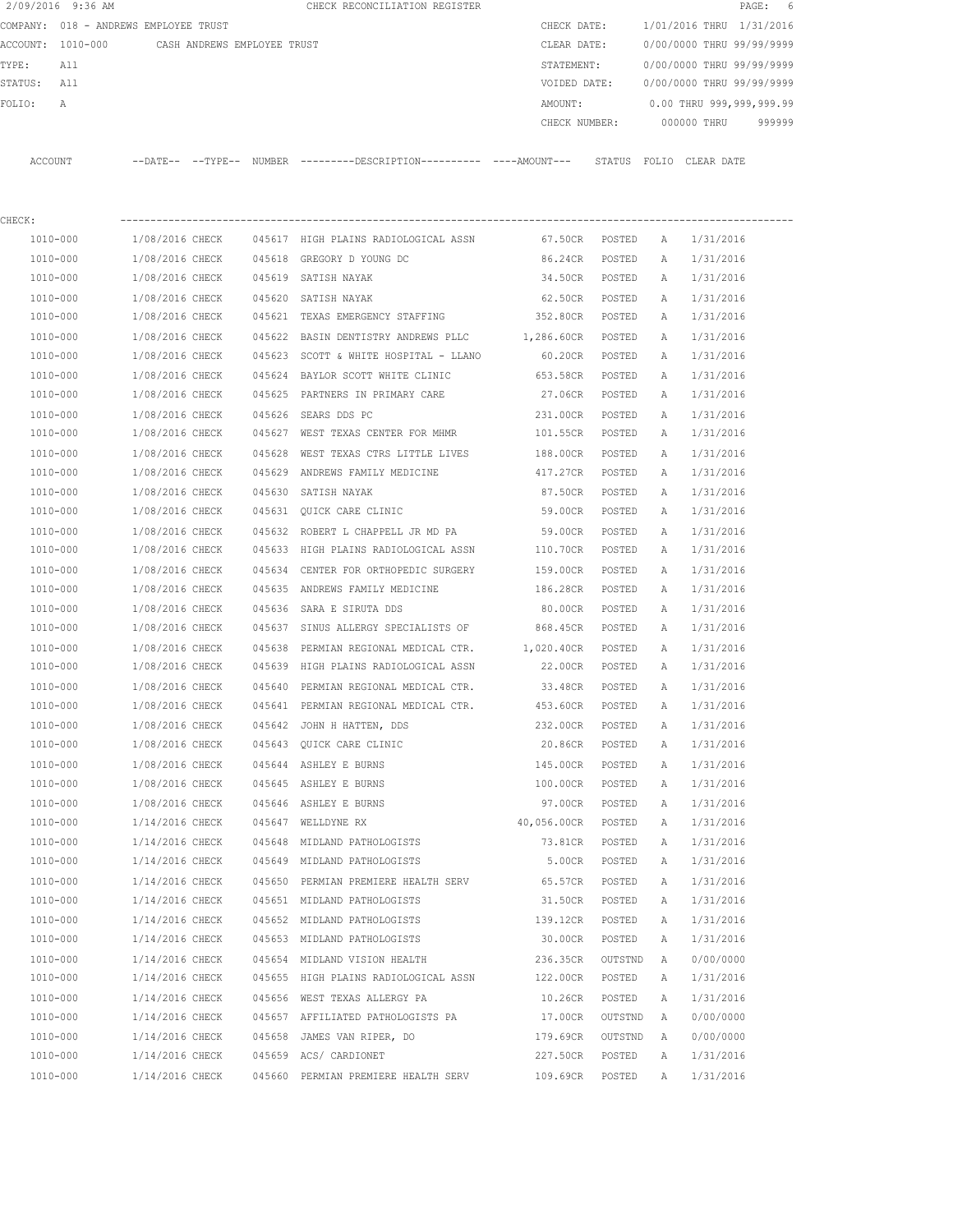2/09/2016 9:36 AM CHECK RECONCILIATION REGISTER

COMPANY: 018 - ANDREWS EMPLOYEE TRUST

ACCOUNT: 1010-000 CASH ANDREWS EMPLOYEE TRUST

TYPE: All

STATUS: All

FOLIO: A

CHECK DATE: 1/01/2016 THRU 1/31/2016

CLEAR DATE: 0/00/0000 THRU 99/99/9999

STATEMENT: 0/00/0000 THRU 99/99/9999

VOIDED DATE: 0/00/0000 THRU 99/99/9999

AMOUNT: 0.00 THRU 999,999,999.99

CHECK NUMBER: 000000 THRU 999999

CHECK:

| ACCOUNT | --DATE-- | --TYPE-- | NUMBER | ---------DESCRIPTION---------- | ----AMOUNT--- | STATUS | FOLIO | CLEAR DATE |
|---|---|---|---|---|---|---|---|---|
| 1010-000 | 1/08/2016 | CHECK | 045617 | HIGH PLAINS RADIOLOGICAL ASSN | 67.50CR | POSTED | A | 1/31/2016 |
| 1010-000 | 1/08/2016 | CHECK | 045618 | GREGORY D YOUNG DC | 86.24CR | POSTED | A | 1/31/2016 |
| 1010-000 | 1/08/2016 | CHECK | 045619 | SATISH NAYAK | 34.50CR | POSTED | A | 1/31/2016 |
| 1010-000 | 1/08/2016 | CHECK | 045620 | SATISH NAYAK | 62.50CR | POSTED | A | 1/31/2016 |
| 1010-000 | 1/08/2016 | CHECK | 045621 | TEXAS EMERGENCY STAFFING | 352.80CR | POSTED | A | 1/31/2016 |
| 1010-000 | 1/08/2016 | CHECK | 045622 | BASIN DENTISTRY ANDREWS PLLC | 1,286.60CR | POSTED | A | 1/31/2016 |
| 1010-000 | 1/08/2016 | CHECK | 045623 | SCOTT & WHITE HOSPITAL - LLANO | 60.20CR | POSTED | A | 1/31/2016 |
| 1010-000 | 1/08/2016 | CHECK | 045624 | BAYLOR SCOTT WHITE CLINIC | 653.58CR | POSTED | A | 1/31/2016 |
| 1010-000 | 1/08/2016 | CHECK | 045625 | PARTNERS IN PRIMARY CARE | 27.06CR | POSTED | A | 1/31/2016 |
| 1010-000 | 1/08/2016 | CHECK | 045626 | SEARS DDS PC | 231.00CR | POSTED | A | 1/31/2016 |
| 1010-000 | 1/08/2016 | CHECK | 045627 | WEST TEXAS CENTER FOR MHMR | 101.55CR | POSTED | A | 1/31/2016 |
| 1010-000 | 1/08/2016 | CHECK | 045628 | WEST TEXAS CTRS LITTLE LIVES | 188.00CR | POSTED | A | 1/31/2016 |
| 1010-000 | 1/08/2016 | CHECK | 045629 | ANDREWS FAMILY MEDICINE | 417.27CR | POSTED | A | 1/31/2016 |
| 1010-000 | 1/08/2016 | CHECK | 045630 | SATISH NAYAK | 87.50CR | POSTED | A | 1/31/2016 |
| 1010-000 | 1/08/2016 | CHECK | 045631 | QUICK CARE CLINIC | 59.00CR | POSTED | A | 1/31/2016 |
| 1010-000 | 1/08/2016 | CHECK | 045632 | ROBERT L CHAPPELL JR MD PA | 59.00CR | POSTED | A | 1/31/2016 |
| 1010-000 | 1/08/2016 | CHECK | 045633 | HIGH PLAINS RADIOLOGICAL ASSN | 110.70CR | POSTED | A | 1/31/2016 |
| 1010-000 | 1/08/2016 | CHECK | 045634 | CENTER FOR ORTHOPEDIC SURGERY | 159.00CR | POSTED | A | 1/31/2016 |
| 1010-000 | 1/08/2016 | CHECK | 045635 | ANDREWS FAMILY MEDICINE | 186.28CR | POSTED | A | 1/31/2016 |
| 1010-000 | 1/08/2016 | CHECK | 045636 | SARA E SIRUTA DDS | 80.00CR | POSTED | A | 1/31/2016 |
| 1010-000 | 1/08/2016 | CHECK | 045637 | SINUS ALLERGY SPECIALISTS OF | 868.45CR | POSTED | A | 1/31/2016 |
| 1010-000 | 1/08/2016 | CHECK | 045638 | PERMIAN REGIONAL MEDICAL CTR. | 1,020.40CR | POSTED | A | 1/31/2016 |
| 1010-000 | 1/08/2016 | CHECK | 045639 | HIGH PLAINS RADIOLOGICAL ASSN | 22.00CR | POSTED | A | 1/31/2016 |
| 1010-000 | 1/08/2016 | CHECK | 045640 | PERMIAN REGIONAL MEDICAL CTR. | 33.48CR | POSTED | A | 1/31/2016 |
| 1010-000 | 1/08/2016 | CHECK | 045641 | PERMIAN REGIONAL MEDICAL CTR. | 453.60CR | POSTED | A | 1/31/2016 |
| 1010-000 | 1/08/2016 | CHECK | 045642 | JOHN H HATTEN, DDS | 232.00CR | POSTED | A | 1/31/2016 |
| 1010-000 | 1/08/2016 | CHECK | 045643 | QUICK CARE CLINIC | 20.86CR | POSTED | A | 1/31/2016 |
| 1010-000 | 1/08/2016 | CHECK | 045644 | ASHLEY E BURNS | 145.00CR | POSTED | A | 1/31/2016 |
| 1010-000 | 1/08/2016 | CHECK | 045645 | ASHLEY E BURNS | 100.00CR | POSTED | A | 1/31/2016 |
| 1010-000 | 1/08/2016 | CHECK | 045646 | ASHLEY E BURNS | 97.00CR | POSTED | A | 1/31/2016 |
| 1010-000 | 1/14/2016 | CHECK | 045647 | WELLDYNE RX | 40,056.00CR | POSTED | A | 1/31/2016 |
| 1010-000 | 1/14/2016 | CHECK | 045648 | MIDLAND PATHOLOGISTS | 73.81CR | POSTED | A | 1/31/2016 |
| 1010-000 | 1/14/2016 | CHECK | 045649 | MIDLAND PATHOLOGISTS | 5.00CR | POSTED | A | 1/31/2016 |
| 1010-000 | 1/14/2016 | CHECK | 045650 | PERMIAN PREMIERE HEALTH SERV | 65.57CR | POSTED | A | 1/31/2016 |
| 1010-000 | 1/14/2016 | CHECK | 045651 | MIDLAND PATHOLOGISTS | 31.50CR | POSTED | A | 1/31/2016 |
| 1010-000 | 1/14/2016 | CHECK | 045652 | MIDLAND PATHOLOGISTS | 139.12CR | POSTED | A | 1/31/2016 |
| 1010-000 | 1/14/2016 | CHECK | 045653 | MIDLAND PATHOLOGISTS | 30.00CR | POSTED | A | 1/31/2016 |
| 1010-000 | 1/14/2016 | CHECK | 045654 | MIDLAND VISION HEALTH | 236.35CR | OUTSTND | A | 0/00/0000 |
| 1010-000 | 1/14/2016 | CHECK | 045655 | HIGH PLAINS RADIOLOGICAL ASSN | 122.00CR | POSTED | A | 1/31/2016 |
| 1010-000 | 1/14/2016 | CHECK | 045656 | WEST TEXAS ALLERGY PA | 10.26CR | POSTED | A | 1/31/2016 |
| 1010-000 | 1/14/2016 | CHECK | 045657 | AFFILIATED PATHOLOGISTS PA | 17.00CR | OUTSTND | A | 0/00/0000 |
| 1010-000 | 1/14/2016 | CHECK | 045658 | JAMES VAN RIPER, DO | 179.69CR | OUTSTND | A | 0/00/0000 |
| 1010-000 | 1/14/2016 | CHECK | 045659 | ACS/ CARDIONET | 227.50CR | POSTED | A | 1/31/2016 |
| 1010-000 | 1/14/2016 | CHECK | 045660 | PERMIAN PREMIERE HEALTH SERV | 109.69CR | POSTED | A | 1/31/2016 |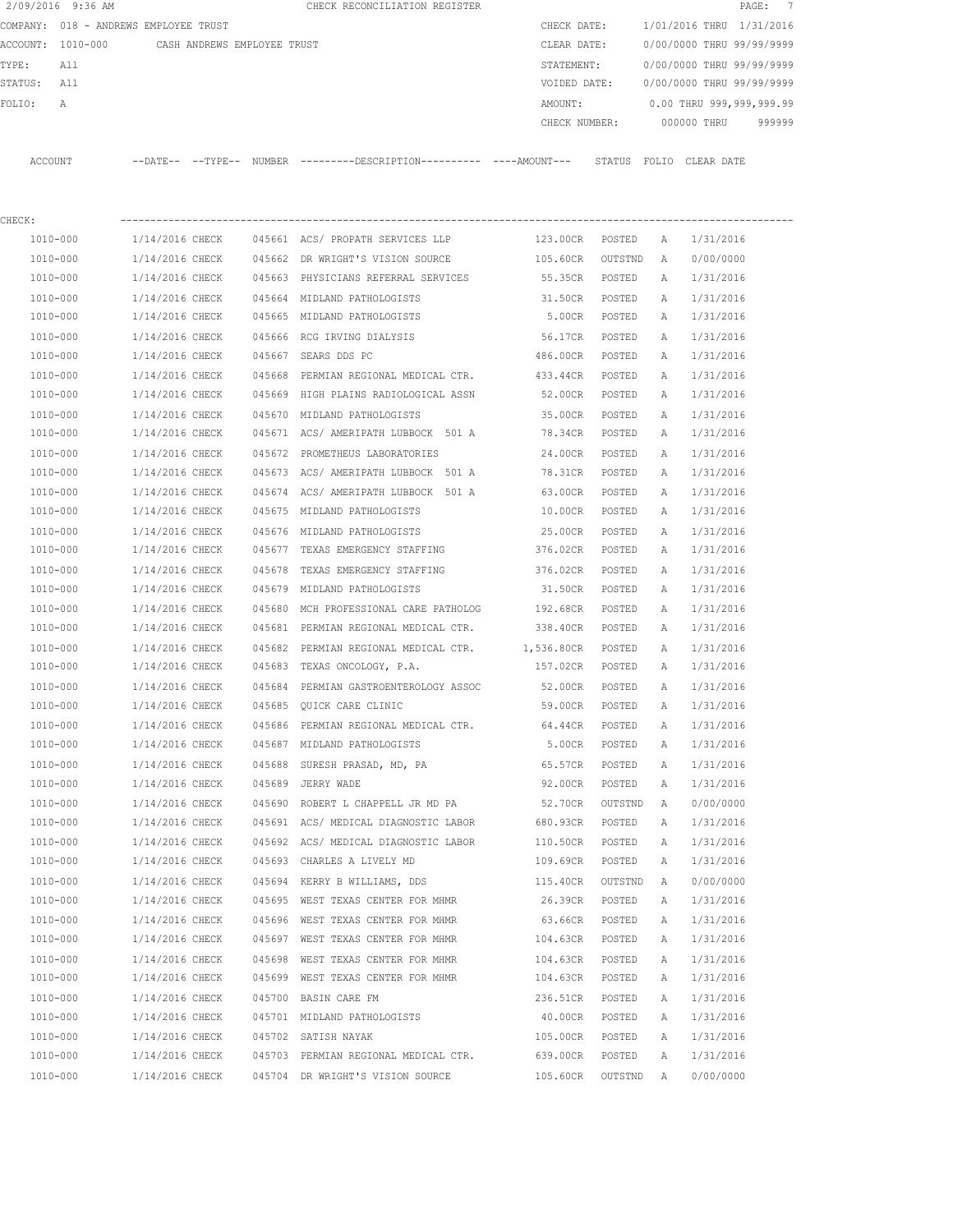2/09/2016 9:36 AM CHECK RECONCILIATION REGISTER

COMPANY: 018 - ANDREWS EMPLOYEE TRUST

ACCOUNT: 1010-000 CASH ANDREWS EMPLOYEE TRUST

TYPE: All

STATUS: All

FOLIO: A

CHECK DATE: 1/01/2016 THRU 1/31/2016

CLEAR DATE: 0/00/0000 THRU 99/99/9999

STATEMENT: 0/00/0000 THRU 99/99/9999

VOIDED DATE: 0/00/0000 THRU 99/99/9999

AMOUNT: 0.00 THRU 999,999,999.99

CHECK NUMBER: 000000 THRU 999999

CHECK:

| ACCOUNT | --DATE-- | --TYPE-- | NUMBER | ---------DESCRIPTION---------- | ----AMOUNT--- | STATUS | FOLIO | CLEAR DATE |
|---|---|---|---|---|---|---|---|---|
| 1010-000 | 1/14/2016 | CHECK | 045661 | ACS/ PROPATH SERVICES LLP | 123.00CR | POSTED | A | 1/31/2016 |
| 1010-000 | 1/14/2016 | CHECK | 045662 | DR WRIGHT'S VISION SOURCE | 105.60CR | OUTSTND | A | 0/00/0000 |
| 1010-000 | 1/14/2016 | CHECK | 045663 | PHYSICIANS REFERRAL SERVICES | 55.35CR | POSTED | A | 1/31/2016 |
| 1010-000 | 1/14/2016 | CHECK | 045664 | MIDLAND PATHOLOGISTS | 31.50CR | POSTED | A | 1/31/2016 |
| 1010-000 | 1/14/2016 | CHECK | 045665 | MIDLAND PATHOLOGISTS | 5.00CR | POSTED | A | 1/31/2016 |
| 1010-000 | 1/14/2016 | CHECK | 045666 | RCG IRVING DIALYSIS | 56.17CR | POSTED | A | 1/31/2016 |
| 1010-000 | 1/14/2016 | CHECK | 045667 | SEARS DDS PC | 486.00CR | POSTED | A | 1/31/2016 |
| 1010-000 | 1/14/2016 | CHECK | 045668 | PERMIAN REGIONAL MEDICAL CTR. | 433.44CR | POSTED | A | 1/31/2016 |
| 1010-000 | 1/14/2016 | CHECK | 045669 | HIGH PLAINS RADIOLOGICAL ASSN | 52.00CR | POSTED | A | 1/31/2016 |
| 1010-000 | 1/14/2016 | CHECK | 045670 | MIDLAND PATHOLOGISTS | 35.00CR | POSTED | A | 1/31/2016 |
| 1010-000 | 1/14/2016 | CHECK | 045671 | ACS/ AMERIPATH LUBBOCK 501 A | 78.34CR | POSTED | A | 1/31/2016 |
| 1010-000 | 1/14/2016 | CHECK | 045672 | PROMETHEUS LABORATORIES | 24.00CR | POSTED | A | 1/31/2016 |
| 1010-000 | 1/14/2016 | CHECK | 045673 | ACS/ AMERIPATH LUBBOCK 501 A | 78.31CR | POSTED | A | 1/31/2016 |
| 1010-000 | 1/14/2016 | CHECK | 045674 | ACS/ AMERIPATH LUBBOCK 501 A | 63.00CR | POSTED | A | 1/31/2016 |
| 1010-000 | 1/14/2016 | CHECK | 045675 | MIDLAND PATHOLOGISTS | 10.00CR | POSTED | A | 1/31/2016 |
| 1010-000 | 1/14/2016 | CHECK | 045676 | MIDLAND PATHOLOGISTS | 25.00CR | POSTED | A | 1/31/2016 |
| 1010-000 | 1/14/2016 | CHECK | 045677 | TEXAS EMERGENCY STAFFING | 376.02CR | POSTED | A | 1/31/2016 |
| 1010-000 | 1/14/2016 | CHECK | 045678 | TEXAS EMERGENCY STAFFING | 376.02CR | POSTED | A | 1/31/2016 |
| 1010-000 | 1/14/2016 | CHECK | 045679 | MIDLAND PATHOLOGISTS | 31.50CR | POSTED | A | 1/31/2016 |
| 1010-000 | 1/14/2016 | CHECK | 045680 | MCH PROFESSIONAL CARE PATHOLOG | 192.68CR | POSTED | A | 1/31/2016 |
| 1010-000 | 1/14/2016 | CHECK | 045681 | PERMIAN REGIONAL MEDICAL CTR. | 338.40CR | POSTED | A | 1/31/2016 |
| 1010-000 | 1/14/2016 | CHECK | 045682 | PERMIAN REGIONAL MEDICAL CTR. | 1,536.80CR | POSTED | A | 1/31/2016 |
| 1010-000 | 1/14/2016 | CHECK | 045683 | TEXAS ONCOLOGY, P.A. | 157.02CR | POSTED | A | 1/31/2016 |
| 1010-000 | 1/14/2016 | CHECK | 045684 | PERMIAN GASTROENTEROLOGY ASSOC | 52.00CR | POSTED | A | 1/31/2016 |
| 1010-000 | 1/14/2016 | CHECK | 045685 | QUICK CARE CLINIC | 59.00CR | POSTED | A | 1/31/2016 |
| 1010-000 | 1/14/2016 | CHECK | 045686 | PERMIAN REGIONAL MEDICAL CTR. | 64.44CR | POSTED | A | 1/31/2016 |
| 1010-000 | 1/14/2016 | CHECK | 045687 | MIDLAND PATHOLOGISTS | 5.00CR | POSTED | A | 1/31/2016 |
| 1010-000 | 1/14/2016 | CHECK | 045688 | SURESH PRASAD, MD, PA | 65.57CR | POSTED | A | 1/31/2016 |
| 1010-000 | 1/14/2016 | CHECK | 045689 | JERRY WADE | 92.00CR | POSTED | A | 1/31/2016 |
| 1010-000 | 1/14/2016 | CHECK | 045690 | ROBERT L CHAPPELL JR MD PA | 52.70CR | OUTSTND | A | 0/00/0000 |
| 1010-000 | 1/14/2016 | CHECK | 045691 | ACS/ MEDICAL DIAGNOSTIC LABOR | 680.93CR | POSTED | A | 1/31/2016 |
| 1010-000 | 1/14/2016 | CHECK | 045692 | ACS/ MEDICAL DIAGNOSTIC LABOR | 110.50CR | POSTED | A | 1/31/2016 |
| 1010-000 | 1/14/2016 | CHECK | 045693 | CHARLES A LIVELY MD | 109.69CR | POSTED | A | 1/31/2016 |
| 1010-000 | 1/14/2016 | CHECK | 045694 | KERRY B WILLIAMS, DDS | 115.40CR | OUTSTND | A | 0/00/0000 |
| 1010-000 | 1/14/2016 | CHECK | 045695 | WEST TEXAS CENTER FOR MHMR | 26.39CR | POSTED | A | 1/31/2016 |
| 1010-000 | 1/14/2016 | CHECK | 045696 | WEST TEXAS CENTER FOR MHMR | 63.66CR | POSTED | A | 1/31/2016 |
| 1010-000 | 1/14/2016 | CHECK | 045697 | WEST TEXAS CENTER FOR MHMR | 104.63CR | POSTED | A | 1/31/2016 |
| 1010-000 | 1/14/2016 | CHECK | 045698 | WEST TEXAS CENTER FOR MHMR | 104.63CR | POSTED | A | 1/31/2016 |
| 1010-000 | 1/14/2016 | CHECK | 045699 | WEST TEXAS CENTER FOR MHMR | 104.63CR | POSTED | A | 1/31/2016 |
| 1010-000 | 1/14/2016 | CHECK | 045700 | BASIN CARE FM | 236.51CR | POSTED | A | 1/31/2016 |
| 1010-000 | 1/14/2016 | CHECK | 045701 | MIDLAND PATHOLOGISTS | 40.00CR | POSTED | A | 1/31/2016 |
| 1010-000 | 1/14/2016 | CHECK | 045702 | SATISH NAYAK | 105.00CR | POSTED | A | 1/31/2016 |
| 1010-000 | 1/14/2016 | CHECK | 045703 | PERMIAN REGIONAL MEDICAL CTR. | 639.00CR | POSTED | A | 1/31/2016 |
| 1010-000 | 1/14/2016 | CHECK | 045704 | DR WRIGHT'S VISION SOURCE | 105.60CR | OUTSTND | A | 0/00/0000 |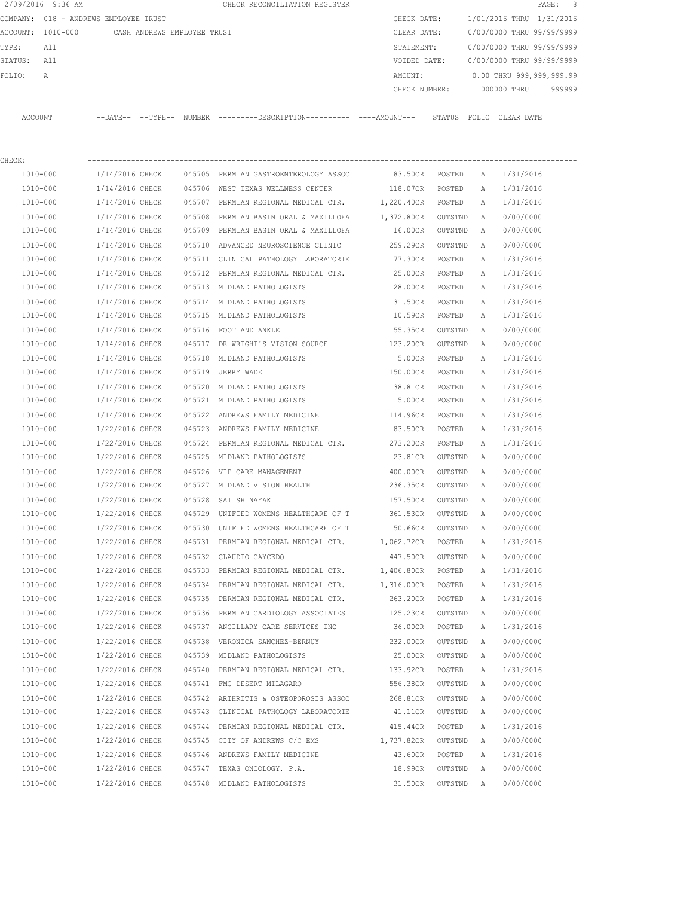2/09/2016 9:36 AM CHECK RECONCILIATION REGISTER

COMPANY: 018 - ANDREWS EMPLOYEE TRUST

ACCOUNT: 1010-000 CASH ANDREWS EMPLOYEE TRUST

TYPE: All

STATUS: All

FOLIO: A

CHECK DATE: 1/01/2016 THRU 1/31/2016

CLEAR DATE: 0/00/0000 THRU 99/99/9999

STATEMENT: 0/00/0000 THRU 99/99/9999

VOIDED DATE: 0/00/0000 THRU 99/99/9999

AMOUNT: 0.00 THRU 999,999,999.99

CHECK NUMBER: 000000 THRU 999999

CHECK:

| ACCOUNT | --DATE-- | --TYPE-- | NUMBER | ---------DESCRIPTION---------- | ----AMOUNT--- | STATUS | FOLIO | CLEAR DATE |
|---|---|---|---|---|---|---|---|---|
| 1010-000 | 1/14/2016 | CHECK | 045705 | PERMIAN GASTROENTEROLOGY ASSOC | 83.50CR | POSTED | A | 1/31/2016 |
| 1010-000 | 1/14/2016 | CHECK | 045706 | WEST TEXAS WELLNESS CENTER | 118.07CR | POSTED | A | 1/31/2016 |
| 1010-000 | 1/14/2016 | CHECK | 045707 | PERMIAN REGIONAL MEDICAL CTR. | 1,220.40CR | POSTED | A | 1/31/2016 |
| 1010-000 | 1/14/2016 | CHECK | 045708 | PERMIAN BASIN ORAL & MAXILLOFA | 1,372.80CR | OUTSTND | A | 0/00/0000 |
| 1010-000 | 1/14/2016 | CHECK | 045709 | PERMIAN BASIN ORAL & MAXILLOFA | 16.00CR | OUTSTND | A | 0/00/0000 |
| 1010-000 | 1/14/2016 | CHECK | 045710 | ADVANCED NEUROSCIENCE CLINIC | 259.29CR | OUTSTND | A | 0/00/0000 |
| 1010-000 | 1/14/2016 | CHECK | 045711 | CLINICAL PATHOLOGY LABORATORIE | 77.30CR | POSTED | A | 1/31/2016 |
| 1010-000 | 1/14/2016 | CHECK | 045712 | PERMIAN REGIONAL MEDICAL CTR. | 25.00CR | POSTED | A | 1/31/2016 |
| 1010-000 | 1/14/2016 | CHECK | 045713 | MIDLAND PATHOLOGISTS | 28.00CR | POSTED | A | 1/31/2016 |
| 1010-000 | 1/14/2016 | CHECK | 045714 | MIDLAND PATHOLOGISTS | 31.50CR | POSTED | A | 1/31/2016 |
| 1010-000 | 1/14/2016 | CHECK | 045715 | MIDLAND PATHOLOGISTS | 10.59CR | POSTED | A | 1/31/2016 |
| 1010-000 | 1/14/2016 | CHECK | 045716 | FOOT AND ANKLE | 55.35CR | OUTSTND | A | 0/00/0000 |
| 1010-000 | 1/14/2016 | CHECK | 045717 | DR WRIGHT'S VISION SOURCE | 123.20CR | OUTSTND | A | 0/00/0000 |
| 1010-000 | 1/14/2016 | CHECK | 045718 | MIDLAND PATHOLOGISTS | 5.00CR | POSTED | A | 1/31/2016 |
| 1010-000 | 1/14/2016 | CHECK | 045719 | JERRY WADE | 150.00CR | POSTED | A | 1/31/2016 |
| 1010-000 | 1/14/2016 | CHECK | 045720 | MIDLAND PATHOLOGISTS | 38.81CR | POSTED | A | 1/31/2016 |
| 1010-000 | 1/14/2016 | CHECK | 045721 | MIDLAND PATHOLOGISTS | 5.00CR | POSTED | A | 1/31/2016 |
| 1010-000 | 1/14/2016 | CHECK | 045722 | ANDREWS FAMILY MEDICINE | 114.96CR | POSTED | A | 1/31/2016 |
| 1010-000 | 1/22/2016 | CHECK | 045723 | ANDREWS FAMILY MEDICINE | 83.50CR | POSTED | A | 1/31/2016 |
| 1010-000 | 1/22/2016 | CHECK | 045724 | PERMIAN REGIONAL MEDICAL CTR. | 273.20CR | POSTED | A | 1/31/2016 |
| 1010-000 | 1/22/2016 | CHECK | 045725 | MIDLAND PATHOLOGISTS | 23.81CR | OUTSTND | A | 0/00/0000 |
| 1010-000 | 1/22/2016 | CHECK | 045726 | VIP CARE MANAGEMENT | 400.00CR | OUTSTND | A | 0/00/0000 |
| 1010-000 | 1/22/2016 | CHECK | 045727 | MIDLAND VISION HEALTH | 236.35CR | OUTSTND | A | 0/00/0000 |
| 1010-000 | 1/22/2016 | CHECK | 045728 | SATISH NAYAK | 157.50CR | OUTSTND | A | 0/00/0000 |
| 1010-000 | 1/22/2016 | CHECK | 045729 | UNIFIED WOMENS HEALTHCARE OF T | 361.53CR | OUTSTND | A | 0/00/0000 |
| 1010-000 | 1/22/2016 | CHECK | 045730 | UNIFIED WOMENS HEALTHCARE OF T | 50.66CR | OUTSTND | A | 0/00/0000 |
| 1010-000 | 1/22/2016 | CHECK | 045731 | PERMIAN REGIONAL MEDICAL CTR. | 1,062.72CR | POSTED | A | 1/31/2016 |
| 1010-000 | 1/22/2016 | CHECK | 045732 | CLAUDIO CAYCEDO | 447.50CR | OUTSTND | A | 0/00/0000 |
| 1010-000 | 1/22/2016 | CHECK | 045733 | PERMIAN REGIONAL MEDICAL CTR. | 1,406.80CR | POSTED | A | 1/31/2016 |
| 1010-000 | 1/22/2016 | CHECK | 045734 | PERMIAN REGIONAL MEDICAL CTR. | 1,316.00CR | POSTED | A | 1/31/2016 |
| 1010-000 | 1/22/2016 | CHECK | 045735 | PERMIAN REGIONAL MEDICAL CTR. | 263.20CR | POSTED | A | 1/31/2016 |
| 1010-000 | 1/22/2016 | CHECK | 045736 | PERMIAN CARDIOLOGY ASSOCIATES | 125.23CR | OUTSTND | A | 0/00/0000 |
| 1010-000 | 1/22/2016 | CHECK | 045737 | ANCILLARY CARE SERVICES INC | 36.00CR | POSTED | A | 1/31/2016 |
| 1010-000 | 1/22/2016 | CHECK | 045738 | VERONICA SANCHEZ-BERNUY | 232.00CR | OUTSTND | A | 0/00/0000 |
| 1010-000 | 1/22/2016 | CHECK | 045739 | MIDLAND PATHOLOGISTS | 25.00CR | OUTSTND | A | 0/00/0000 |
| 1010-000 | 1/22/2016 | CHECK | 045740 | PERMIAN REGIONAL MEDICAL CTR. | 133.92CR | POSTED | A | 1/31/2016 |
| 1010-000 | 1/22/2016 | CHECK | 045741 | FMC DESERT MILAGARO | 556.38CR | OUTSTND | A | 0/00/0000 |
| 1010-000 | 1/22/2016 | CHECK | 045742 | ARTHRITIS & OSTEOPOROSIS ASSOC | 268.81CR | OUTSTND | A | 0/00/0000 |
| 1010-000 | 1/22/2016 | CHECK | 045743 | CLINICAL PATHOLOGY LABORATORIE | 41.11CR | OUTSTND | A | 0/00/0000 |
| 1010-000 | 1/22/2016 | CHECK | 045744 | PERMIAN REGIONAL MEDICAL CTR. | 415.44CR | POSTED | A | 1/31/2016 |
| 1010-000 | 1/22/2016 | CHECK | 045745 | CITY OF ANDREWS C/C EMS | 1,737.82CR | OUTSTND | A | 0/00/0000 |
| 1010-000 | 1/22/2016 | CHECK | 045746 | ANDREWS FAMILY MEDICINE | 43.60CR | POSTED | A | 1/31/2016 |
| 1010-000 | 1/22/2016 | CHECK | 045747 | TEXAS ONCOLOGY, P.A. | 18.99CR | OUTSTND | A | 0/00/0000 |
| 1010-000 | 1/22/2016 | CHECK | 045748 | MIDLAND PATHOLOGISTS | 31.50CR | OUTSTND | A | 0/00/0000 |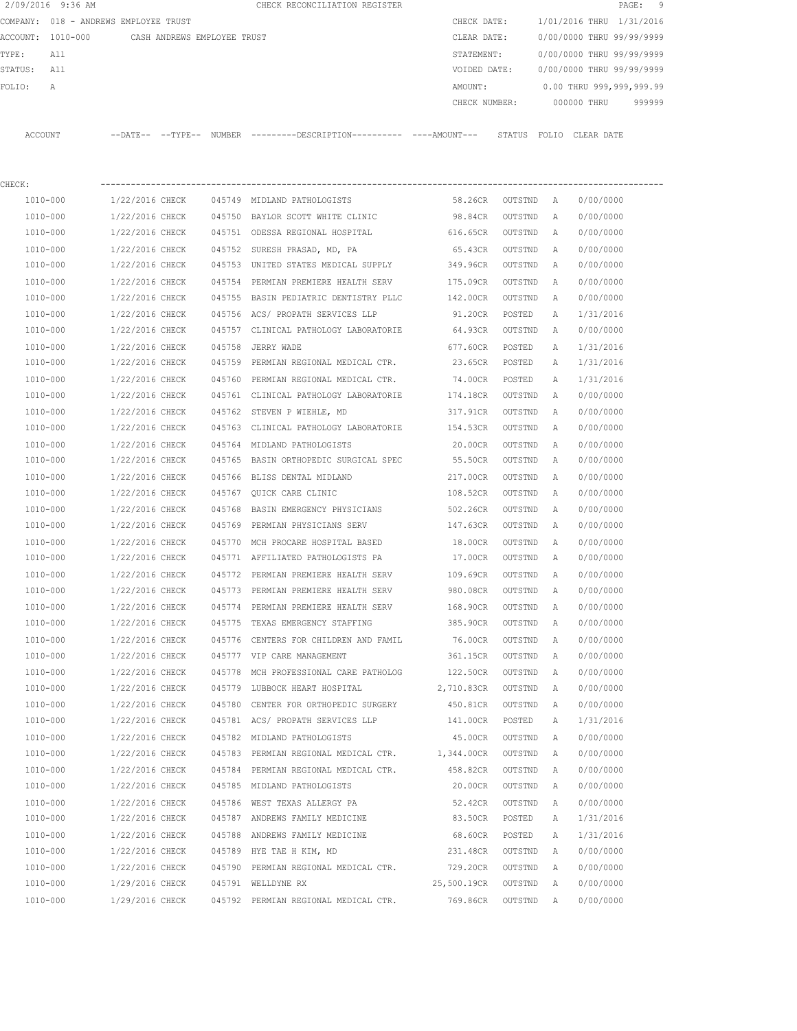2/09/2016 9:36 AM CHECK RECONCILIATION REGISTER

COMPANY: 018 - ANDREWS EMPLOYEE TRUST

ACCOUNT: 1010-000 CASH ANDREWS EMPLOYEE TRUST

TYPE: All

STATUS: All

FOLIO: A

CHECK DATE: 1/01/2016 THRU 1/31/2016

CLEAR DATE: 0/00/0000 THRU 99/99/9999

STATEMENT: 0/00/0000 THRU 99/99/9999

VOIDED DATE: 0/00/0000 THRU 99/99/9999

AMOUNT: 0.00 THRU 999,999,999.99

CHECK NUMBER: 000000 THRU 999999

CHECK:

| ACCOUNT | --DATE-- | --TYPE-- | NUMBER | ---------DESCRIPTION---------- | ----AMOUNT--- | STATUS | FOLIO | CLEAR DATE |
|---|---|---|---|---|---|---|---|---|
| 1010-000 | 1/22/2016 | CHECK | 045749 | MIDLAND PATHOLOGISTS | 58.26CR | OUTSTND | A | 0/00/0000 |
| 1010-000 | 1/22/2016 | CHECK | 045750 | BAYLOR SCOTT WHITE CLINIC | 98.84CR | OUTSTND | A | 0/00/0000 |
| 1010-000 | 1/22/2016 | CHECK | 045751 | ODESSA REGIONAL HOSPITAL | 616.65CR | OUTSTND | A | 0/00/0000 |
| 1010-000 | 1/22/2016 | CHECK | 045752 | SURESH PRASAD, MD, PA | 65.43CR | OUTSTND | A | 0/00/0000 |
| 1010-000 | 1/22/2016 | CHECK | 045753 | UNITED STATES MEDICAL SUPPLY | 349.96CR | OUTSTND | A | 0/00/0000 |
| 1010-000 | 1/22/2016 | CHECK | 045754 | PERMIAN PREMIERE HEALTH SERV | 175.09CR | OUTSTND | A | 0/00/0000 |
| 1010-000 | 1/22/2016 | CHECK | 045755 | BASIN PEDIATRIC DENTISTRY PLLC | 142.00CR | OUTSTND | A | 0/00/0000 |
| 1010-000 | 1/22/2016 | CHECK | 045756 | ACS/ PROPATH SERVICES LLP | 91.20CR | POSTED | A | 1/31/2016 |
| 1010-000 | 1/22/2016 | CHECK | 045757 | CLINICAL PATHOLOGY LABORATORIE | 64.93CR | OUTSTND | A | 0/00/0000 |
| 1010-000 | 1/22/2016 | CHECK | 045758 | JERRY WADE | 677.60CR | POSTED | A | 1/31/2016 |
| 1010-000 | 1/22/2016 | CHECK | 045759 | PERMIAN REGIONAL MEDICAL CTR. | 23.65CR | POSTED | A | 1/31/2016 |
| 1010-000 | 1/22/2016 | CHECK | 045760 | PERMIAN REGIONAL MEDICAL CTR. | 74.00CR | POSTED | A | 1/31/2016 |
| 1010-000 | 1/22/2016 | CHECK | 045761 | CLINICAL PATHOLOGY LABORATORIE | 174.18CR | OUTSTND | A | 0/00/0000 |
| 1010-000 | 1/22/2016 | CHECK | 045762 | STEVEN P WIEHLE, MD | 317.91CR | OUTSTND | A | 0/00/0000 |
| 1010-000 | 1/22/2016 | CHECK | 045763 | CLINICAL PATHOLOGY LABORATORIE | 154.53CR | OUTSTND | A | 0/00/0000 |
| 1010-000 | 1/22/2016 | CHECK | 045764 | MIDLAND PATHOLOGISTS | 20.00CR | OUTSTND | A | 0/00/0000 |
| 1010-000 | 1/22/2016 | CHECK | 045765 | BASIN ORTHOPEDIC SURGICAL SPEC | 55.50CR | OUTSTND | A | 0/00/0000 |
| 1010-000 | 1/22/2016 | CHECK | 045766 | BLISS DENTAL MIDLAND | 217.00CR | OUTSTND | A | 0/00/0000 |
| 1010-000 | 1/22/2016 | CHECK | 045767 | QUICK CARE CLINIC | 108.52CR | OUTSTND | A | 0/00/0000 |
| 1010-000 | 1/22/2016 | CHECK | 045768 | BASIN EMERGENCY PHYSICIANS | 502.26CR | OUTSTND | A | 0/00/0000 |
| 1010-000 | 1/22/2016 | CHECK | 045769 | PERMIAN PHYSICIANS SERV | 147.63CR | OUTSTND | A | 0/00/0000 |
| 1010-000 | 1/22/2016 | CHECK | 045770 | MCH PROCARE HOSPITAL BASED | 18.00CR | OUTSTND | A | 0/00/0000 |
| 1010-000 | 1/22/2016 | CHECK | 045771 | AFFILIATED PATHOLOGISTS PA | 17.00CR | OUTSTND | A | 0/00/0000 |
| 1010-000 | 1/22/2016 | CHECK | 045772 | PERMIAN PREMIERE HEALTH SERV | 109.69CR | OUTSTND | A | 0/00/0000 |
| 1010-000 | 1/22/2016 | CHECK | 045773 | PERMIAN PREMIERE HEALTH SERV | 980.08CR | OUTSTND | A | 0/00/0000 |
| 1010-000 | 1/22/2016 | CHECK | 045774 | PERMIAN PREMIERE HEALTH SERV | 168.90CR | OUTSTND | A | 0/00/0000 |
| 1010-000 | 1/22/2016 | CHECK | 045775 | TEXAS EMERGENCY STAFFING | 385.90CR | OUTSTND | A | 0/00/0000 |
| 1010-000 | 1/22/2016 | CHECK | 045776 | CENTERS FOR CHILDREN AND FAMIL | 76.00CR | OUTSTND | A | 0/00/0000 |
| 1010-000 | 1/22/2016 | CHECK | 045777 | VIP CARE MANAGEMENT | 361.15CR | OUTSTND | A | 0/00/0000 |
| 1010-000 | 1/22/2016 | CHECK | 045778 | MCH PROFESSIONAL CARE PATHOLOG | 122.50CR | OUTSTND | A | 0/00/0000 |
| 1010-000 | 1/22/2016 | CHECK | 045779 | LUBBOCK HEART HOSPITAL | 2,710.83CR | OUTSTND | A | 0/00/0000 |
| 1010-000 | 1/22/2016 | CHECK | 045780 | CENTER FOR ORTHOPEDIC SURGERY | 450.81CR | OUTSTND | A | 0/00/0000 |
| 1010-000 | 1/22/2016 | CHECK | 045781 | ACS/ PROPATH SERVICES LLP | 141.00CR | POSTED | A | 1/31/2016 |
| 1010-000 | 1/22/2016 | CHECK | 045782 | MIDLAND PATHOLOGISTS | 45.00CR | OUTSTND | A | 0/00/0000 |
| 1010-000 | 1/22/2016 | CHECK | 045783 | PERMIAN REGIONAL MEDICAL CTR. | 1,344.00CR | OUTSTND | A | 0/00/0000 |
| 1010-000 | 1/22/2016 | CHECK | 045784 | PERMIAN REGIONAL MEDICAL CTR. | 458.82CR | OUTSTND | A | 0/00/0000 |
| 1010-000 | 1/22/2016 | CHECK | 045785 | MIDLAND PATHOLOGISTS | 20.00CR | OUTSTND | A | 0/00/0000 |
| 1010-000 | 1/22/2016 | CHECK | 045786 | WEST TEXAS ALLERGY PA | 52.42CR | OUTSTND | A | 0/00/0000 |
| 1010-000 | 1/22/2016 | CHECK | 045787 | ANDREWS FAMILY MEDICINE | 83.50CR | POSTED | A | 1/31/2016 |
| 1010-000 | 1/22/2016 | CHECK | 045788 | ANDREWS FAMILY MEDICINE | 68.60CR | POSTED | A | 1/31/2016 |
| 1010-000 | 1/22/2016 | CHECK | 045789 | HYE TAE H KIM, MD | 231.48CR | OUTSTND | A | 0/00/0000 |
| 1010-000 | 1/22/2016 | CHECK | 045790 | PERMIAN REGIONAL MEDICAL CTR. | 729.20CR | OUTSTND | A | 0/00/0000 |
| 1010-000 | 1/29/2016 | CHECK | 045791 | WELLDYNE RX | 25,500.19CR | OUTSTND | A | 0/00/0000 |
| 1010-000 | 1/29/2016 | CHECK | 045792 | PERMIAN REGIONAL MEDICAL CTR. | 769.86CR | OUTSTND | A | 0/00/0000 |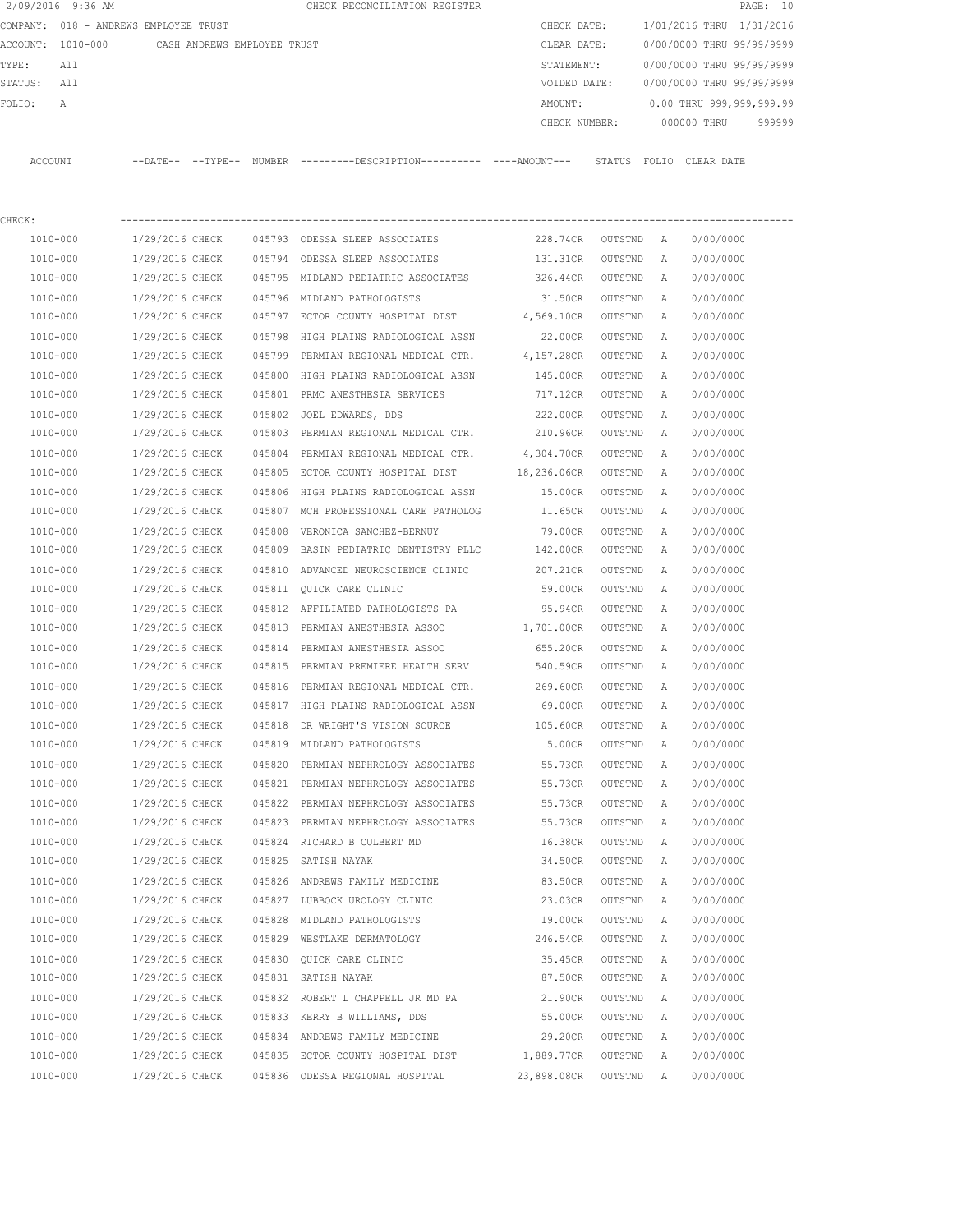2/09/2016 9:36 AM CHECK RECONCILIATION REGISTER

COMPANY: 018 - ANDREWS EMPLOYEE TRUST

ACCOUNT: 1010-000 CASH ANDREWS EMPLOYEE TRUST

TYPE: All

STATUS: All

FOLIO: A

CHECK DATE: 1/01/2016 THRU 1/31/2016

CLEAR DATE: 0/00/0000 THRU 99/99/9999

STATEMENT: 0/00/0000 THRU 99/99/9999

VOIDED DATE: 0/00/0000 THRU 99/99/9999

AMOUNT: 0.00 THRU 999,999,999.99

CHECK NUMBER: 000000 THRU 999999

| ACCOUNT | --DATE-- | --TYPE-- | NUMBER | ---------DESCRIPTION---------- | ----AMOUNT--- | STATUS | FOLIO | CLEAR DATE |
|---|---|---|---|---|---|---|---|---|
| CHECK: | | | | | | | | |
| 1010-000 | 1/29/2016 | CHECK | 045793 | ODESSA SLEEP ASSOCIATES | 228.74CR | OUTSTND | A | 0/00/0000 |
| 1010-000 | 1/29/2016 | CHECK | 045794 | ODESSA SLEEP ASSOCIATES | 131.31CR | OUTSTND | A | 0/00/0000 |
| 1010-000 | 1/29/2016 | CHECK | 045795 | MIDLAND PEDIATRIC ASSOCIATES | 326.44CR | OUTSTND | A | 0/00/0000 |
| 1010-000 | 1/29/2016 | CHECK | 045796 | MIDLAND PATHOLOGISTS | 31.50CR | OUTSTND | A | 0/00/0000 |
| 1010-000 | 1/29/2016 | CHECK | 045797 | ECTOR COUNTY HOSPITAL DIST | 4,569.10CR | OUTSTND | A | 0/00/0000 |
| 1010-000 | 1/29/2016 | CHECK | 045798 | HIGH PLAINS RADIOLOGICAL ASSN | 22.00CR | OUTSTND | A | 0/00/0000 |
| 1010-000 | 1/29/2016 | CHECK | 045799 | PERMIAN REGIONAL MEDICAL CTR. | 4,157.28CR | OUTSTND | A | 0/00/0000 |
| 1010-000 | 1/29/2016 | CHECK | 045800 | HIGH PLAINS RADIOLOGICAL ASSN | 145.00CR | OUTSTND | A | 0/00/0000 |
| 1010-000 | 1/29/2016 | CHECK | 045801 | PRMC ANESTHESIA SERVICES | 717.12CR | OUTSTND | A | 0/00/0000 |
| 1010-000 | 1/29/2016 | CHECK | 045802 | JOEL EDWARDS, DDS | 222.00CR | OUTSTND | A | 0/00/0000 |
| 1010-000 | 1/29/2016 | CHECK | 045803 | PERMIAN REGIONAL MEDICAL CTR. | 210.96CR | OUTSTND | A | 0/00/0000 |
| 1010-000 | 1/29/2016 | CHECK | 045804 | PERMIAN REGIONAL MEDICAL CTR. | 4,304.70CR | OUTSTND | A | 0/00/0000 |
| 1010-000 | 1/29/2016 | CHECK | 045805 | ECTOR COUNTY HOSPITAL DIST | 18,236.06CR | OUTSTND | A | 0/00/0000 |
| 1010-000 | 1/29/2016 | CHECK | 045806 | HIGH PLAINS RADIOLOGICAL ASSN | 15.00CR | OUTSTND | A | 0/00/0000 |
| 1010-000 | 1/29/2016 | CHECK | 045807 | MCH PROFESSIONAL CARE PATHOLOG | 11.65CR | OUTSTND | A | 0/00/0000 |
| 1010-000 | 1/29/2016 | CHECK | 045808 | VERONICA SANCHEZ-BERNUY | 79.00CR | OUTSTND | A | 0/00/0000 |
| 1010-000 | 1/29/2016 | CHECK | 045809 | BASIN PEDIATRIC DENTISTRY PLLC | 142.00CR | OUTSTND | A | 0/00/0000 |
| 1010-000 | 1/29/2016 | CHECK | 045810 | ADVANCED NEUROSCIENCE CLINIC | 207.21CR | OUTSTND | A | 0/00/0000 |
| 1010-000 | 1/29/2016 | CHECK | 045811 | QUICK CARE CLINIC | 59.00CR | OUTSTND | A | 0/00/0000 |
| 1010-000 | 1/29/2016 | CHECK | 045812 | AFFILIATED PATHOLOGISTS PA | 95.94CR | OUTSTND | A | 0/00/0000 |
| 1010-000 | 1/29/2016 | CHECK | 045813 | PERMIAN ANESTHESIA ASSOC | 1,701.00CR | OUTSTND | A | 0/00/0000 |
| 1010-000 | 1/29/2016 | CHECK | 045814 | PERMIAN ANESTHESIA ASSOC | 655.20CR | OUTSTND | A | 0/00/0000 |
| 1010-000 | 1/29/2016 | CHECK | 045815 | PERMIAN PREMIERE HEALTH SERV | 540.59CR | OUTSTND | A | 0/00/0000 |
| 1010-000 | 1/29/2016 | CHECK | 045816 | PERMIAN REGIONAL MEDICAL CTR. | 269.60CR | OUTSTND | A | 0/00/0000 |
| 1010-000 | 1/29/2016 | CHECK | 045817 | HIGH PLAINS RADIOLOGICAL ASSN | 69.00CR | OUTSTND | A | 0/00/0000 |
| 1010-000 | 1/29/2016 | CHECK | 045818 | DR WRIGHT'S VISION SOURCE | 105.60CR | OUTSTND | A | 0/00/0000 |
| 1010-000 | 1/29/2016 | CHECK | 045819 | MIDLAND PATHOLOGISTS | 5.00CR | OUTSTND | A | 0/00/0000 |
| 1010-000 | 1/29/2016 | CHECK | 045820 | PERMIAN NEPHROLOGY ASSOCIATES | 55.73CR | OUTSTND | A | 0/00/0000 |
| 1010-000 | 1/29/2016 | CHECK | 045821 | PERMIAN NEPHROLOGY ASSOCIATES | 55.73CR | OUTSTND | A | 0/00/0000 |
| 1010-000 | 1/29/2016 | CHECK | 045822 | PERMIAN NEPHROLOGY ASSOCIATES | 55.73CR | OUTSTND | A | 0/00/0000 |
| 1010-000 | 1/29/2016 | CHECK | 045823 | PERMIAN NEPHROLOGY ASSOCIATES | 55.73CR | OUTSTND | A | 0/00/0000 |
| 1010-000 | 1/29/2016 | CHECK | 045824 | RICHARD B CULBERT MD | 16.38CR | OUTSTND | A | 0/00/0000 |
| 1010-000 | 1/29/2016 | CHECK | 045825 | SATISH NAYAK | 34.50CR | OUTSTND | A | 0/00/0000 |
| 1010-000 | 1/29/2016 | CHECK | 045826 | ANDREWS FAMILY MEDICINE | 83.50CR | OUTSTND | A | 0/00/0000 |
| 1010-000 | 1/29/2016 | CHECK | 045827 | LUBBOCK UROLOGY CLINIC | 23.03CR | OUTSTND | A | 0/00/0000 |
| 1010-000 | 1/29/2016 | CHECK | 045828 | MIDLAND PATHOLOGISTS | 19.00CR | OUTSTND | A | 0/00/0000 |
| 1010-000 | 1/29/2016 | CHECK | 045829 | WESTLAKE DERMATOLOGY | 246.54CR | OUTSTND | A | 0/00/0000 |
| 1010-000 | 1/29/2016 | CHECK | 045830 | QUICK CARE CLINIC | 35.45CR | OUTSTND | A | 0/00/0000 |
| 1010-000 | 1/29/2016 | CHECK | 045831 | SATISH NAYAK | 87.50CR | OUTSTND | A | 0/00/0000 |
| 1010-000 | 1/29/2016 | CHECK | 045832 | ROBERT L CHAPPELL JR MD PA | 21.90CR | OUTSTND | A | 0/00/0000 |
| 1010-000 | 1/29/2016 | CHECK | 045833 | KERRY B WILLIAMS, DDS | 55.00CR | OUTSTND | A | 0/00/0000 |
| 1010-000 | 1/29/2016 | CHECK | 045834 | ANDREWS FAMILY MEDICINE | 29.20CR | OUTSTND | A | 0/00/0000 |
| 1010-000 | 1/29/2016 | CHECK | 045835 | ECTOR COUNTY HOSPITAL DIST | 1,889.77CR | OUTSTND | A | 0/00/0000 |
| 1010-000 | 1/29/2016 | CHECK | 045836 | ODESSA REGIONAL HOSPITAL | 23,898.08CR | OUTSTND | A | 0/00/0000 |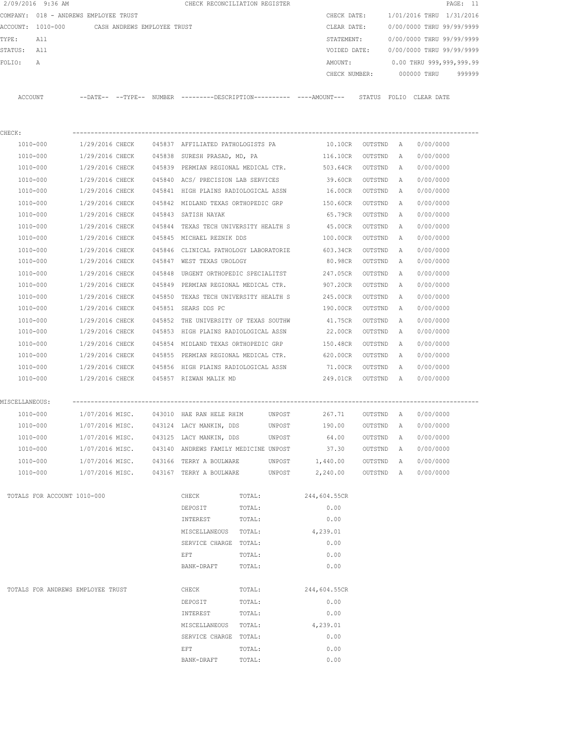2/09/2016 9:36 AM CHECK RECONCILIATION REGISTER

COMPANY: 018 - ANDREWS EMPLOYEE TRUST

ACCOUNT: 1010-000 CASH ANDREWS EMPLOYEE TRUST

TYPE: All

STATUS: All

FOLIO: A

CHECK DATE: 1/01/2016 THRU 1/31/2016

CLEAR DATE: 0/00/0000 THRU 99/99/9999

STATEMENT: 0/00/0000 THRU 99/99/9999

VOIDED DATE: 0/00/0000 THRU 99/99/9999

AMOUNT: 0.00 THRU 999,999,999.99

CHECK NUMBER: 000000 THRU 999999

| ACCOUNT | --DATE-- | --TYPE-- | NUMBER | ---------DESCRIPTION---------- | ----AMOUNT--- | STATUS | FOLIO | CLEAR DATE |
|---|---|---|---|---|---|---|---|---|
| CHECK: | | | | | | | | |
| 1010-000 | 1/29/2016 | CHECK | 045837 | AFFILIATED PATHOLOGISTS PA | 10.10CR | OUTSTND | A | 0/00/0000 |
| 1010-000 | 1/29/2016 | CHECK | 045838 | SURESH PRASAD, MD, PA | 116.10CR | OUTSTND | A | 0/00/0000 |
| 1010-000 | 1/29/2016 | CHECK | 045839 | PERMIAN REGIONAL MEDICAL CTR. | 503.64CR | OUTSTND | A | 0/00/0000 |
| 1010-000 | 1/29/2016 | CHECK | 045840 | ACS/ PRECISION LAB SERVICES | 39.60CR | OUTSTND | A | 0/00/0000 |
| 1010-000 | 1/29/2016 | CHECK | 045841 | HIGH PLAINS RADIOLOGICAL ASSN | 16.00CR | OUTSTND | A | 0/00/0000 |
| 1010-000 | 1/29/2016 | CHECK | 045842 | MIDLAND TEXAS ORTHOPEDIC GRP | 150.60CR | OUTSTND | A | 0/00/0000 |
| 1010-000 | 1/29/2016 | CHECK | 045843 | SATISH NAYAK | 65.79CR | OUTSTND | A | 0/00/0000 |
| 1010-000 | 1/29/2016 | CHECK | 045844 | TEXAS TECH UNIVERSITY HEALTH S | 45.00CR | OUTSTND | A | 0/00/0000 |
| 1010-000 | 1/29/2016 | CHECK | 045845 | MICHAEL REZNIK DDS | 100.00CR | OUTSTND | A | 0/00/0000 |
| 1010-000 | 1/29/2016 | CHECK | 045846 | CLINICAL PATHOLOGY LABORATORIE | 603.34CR | OUTSTND | A | 0/00/0000 |
| 1010-000 | 1/29/2016 | CHECK | 045847 | WEST TEXAS UROLOGY | 80.98CR | OUTSTND | A | 0/00/0000 |
| 1010-000 | 1/29/2016 | CHECK | 045848 | URGENT ORTHOPEDIC SPECIALITST | 247.05CR | OUTSTND | A | 0/00/0000 |
| 1010-000 | 1/29/2016 | CHECK | 045849 | PERMIAN REGIONAL MEDICAL CTR. | 907.20CR | OUTSTND | A | 0/00/0000 |
| 1010-000 | 1/29/2016 | CHECK | 045850 | TEXAS TECH UNIVERSITY HEALTH S | 245.00CR | OUTSTND | A | 0/00/0000 |
| 1010-000 | 1/29/2016 | CHECK | 045851 | SEARS DDS PC | 190.00CR | OUTSTND | A | 0/00/0000 |
| 1010-000 | 1/29/2016 | CHECK | 045852 | THE UNIVERSITY OF TEXAS SOUTHW | 41.75CR | OUTSTND | A | 0/00/0000 |
| 1010-000 | 1/29/2016 | CHECK | 045853 | HIGH PLAINS RADIOLOGICAL ASSN | 22.00CR | OUTSTND | A | 0/00/0000 |
| 1010-000 | 1/29/2016 | CHECK | 045854 | MIDLAND TEXAS ORTHOPEDIC GRP | 150.48CR | OUTSTND | A | 0/00/0000 |
| 1010-000 | 1/29/2016 | CHECK | 045855 | PERMIAN REGIONAL MEDICAL CTR. | 620.00CR | OUTSTND | A | 0/00/0000 |
| 1010-000 | 1/29/2016 | CHECK | 045856 | HIGH PLAINS RADIOLOGICAL ASSN | 71.00CR | OUTSTND | A | 0/00/0000 |
| 1010-000 | 1/29/2016 | CHECK | 045857 | RIZWAN MALIK MD | 249.01CR | OUTSTND | A | 0/00/0000 |
| MISCELLANEOUS: | | | | | | | | |
| 1010-000 | 1/07/2016 | MISC. | 043010 | HAE RAN HELE RHIM UNPOST | 267.71 | OUTSTND | A | 0/00/0000 |
| 1010-000 | 1/07/2016 | MISC. | 043124 | LACY MANKIN, DDS UNPOST | 190.00 | OUTSTND | A | 0/00/0000 |
| 1010-000 | 1/07/2016 | MISC. | 043125 | LACY MANKIN, DDS UNPOST | 64.00 | OUTSTND | A | 0/00/0000 |
| 1010-000 | 1/07/2016 | MISC. | 043140 | ANDREWS FAMILY MEDICINE UNPOST | 37.30 | OUTSTND | A | 0/00/0000 |
| 1010-000 | 1/07/2016 | MISC. | 043166 | TERRY A BOULWARE UNPOST | 1,440.00 | OUTSTND | A | 0/00/0000 |
| 1010-000 | 1/07/2016 | MISC. | 043167 | TERRY A BOULWARE UNPOST | 2,240.00 | OUTSTND | A | 0/00/0000 |

TOTALS FOR ACCOUNT 1010-000

| | | |
|---|---|---|
| CHECK | TOTAL: | 244,604.55CR |
| DEPOSIT | TOTAL: | 0.00 |
| INTEREST | TOTAL: | 0.00 |
| MISCELLANEOUS | TOTAL: | 4,239.01 |
| SERVICE CHARGE | TOTAL: | 0.00 |
| EFT | TOTAL: | 0.00 |
| BANK-DRAFT | TOTAL: | 0.00 |

TOTALS FOR ANDREWS EMPLOYEE TRUST

| | | |
|---|---|---|
| CHECK | TOTAL: | 244,604.55CR |
| DEPOSIT | TOTAL: | 0.00 |
| INTEREST | TOTAL: | 0.00 |
| MISCELLANEOUS | TOTAL: | 4,239.01 |
| SERVICE CHARGE | TOTAL: | 0.00 |
| EFT | TOTAL: | 0.00 |
| BANK-DRAFT | TOTAL: | 0.00 |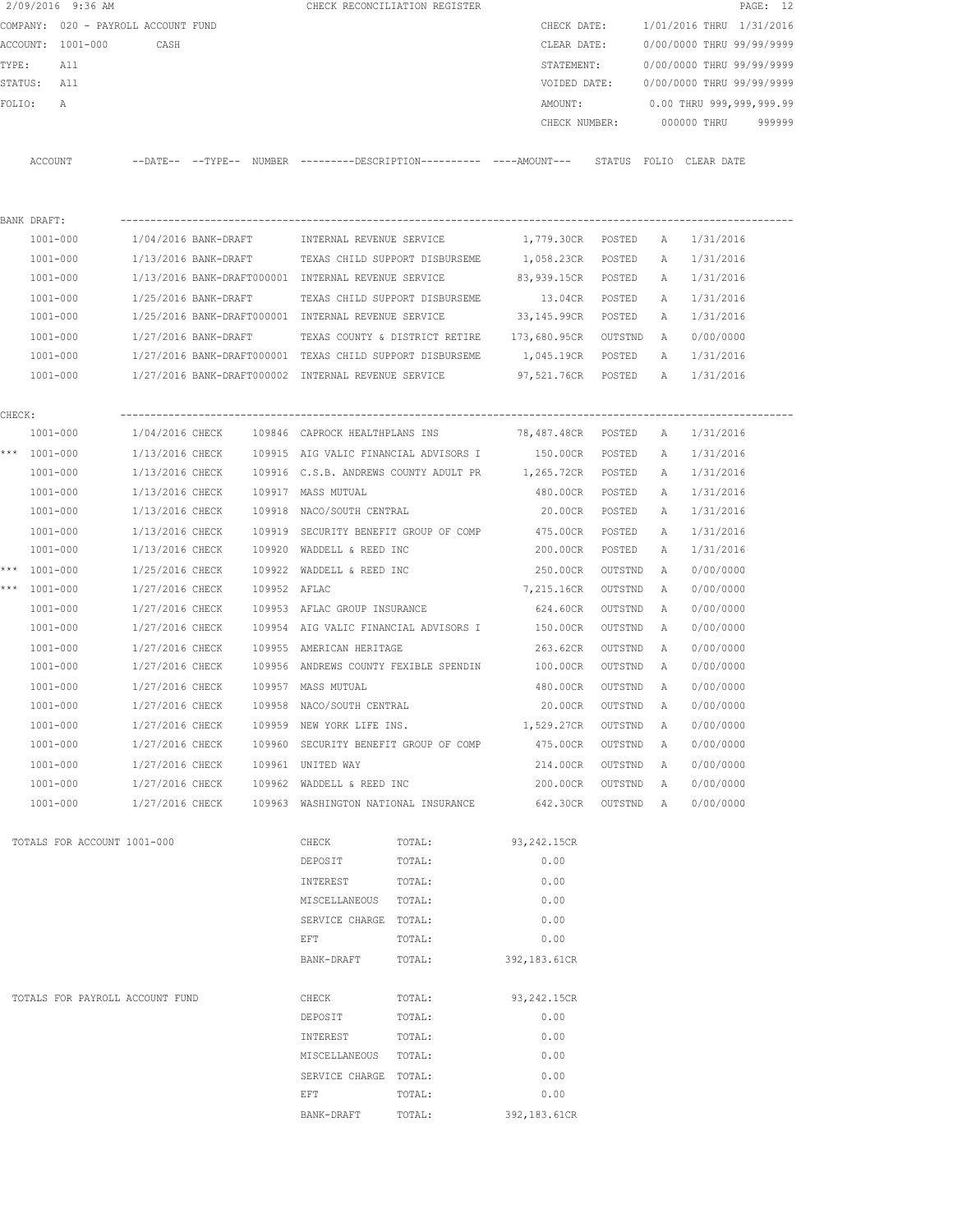2/09/2016 9:36 AM CHECK RECONCILIATION REGISTER

COMPANY: 020 - PAYROLL ACCOUNT FUND
ACCOUNT: 1001-000 CASH
TYPE: All
STATUS: All
FOLIO: A

CHECK DATE: 1/01/2016 THRU 1/31/2016
CLEAR DATE: 0/00/0000 THRU 99/99/9999
STATEMENT: 0/00/0000 THRU 99/99/9999
VOIDED DATE: 0/00/0000 THRU 99/99/9999
AMOUNT: 0.00 THRU 999,999,999.99
CHECK NUMBER: 000000 THRU 999999

| ACCOUNT | --DATE-- | --TYPE-- | NUMBER | ---------DESCRIPTION---------- | ----AMOUNT--- | STATUS | FOLIO | CLEAR DATE |
|---|---|---|---|---|---|---|---|---|
| **BANK DRAFT:** | | | | | | | | |
| 1001-000 | 1/04/2016 | BANK-DRAFT | | INTERNAL REVENUE SERVICE | 1,779.30CR | POSTED | A | 1/31/2016 |
| 1001-000 | 1/13/2016 | BANK-DRAFT | | TEXAS CHILD SUPPORT DISBURSEME | 1,058.23CR | POSTED | A | 1/31/2016 |
| 1001-000 | 1/13/2016 | BANK-DRAFT | 000001 | INTERNAL REVENUE SERVICE | 83,939.15CR | POSTED | A | 1/31/2016 |
| 1001-000 | 1/25/2016 | BANK-DRAFT | | TEXAS CHILD SUPPORT DISBURSEME | 13.04CR | POSTED | A | 1/31/2016 |
| 1001-000 | 1/25/2016 | BANK-DRAFT | 000001 | INTERNAL REVENUE SERVICE | 33,145.99CR | POSTED | A | 1/31/2016 |
| 1001-000 | 1/27/2016 | BANK-DRAFT | | TEXAS COUNTY & DISTRICT RETIRE | 173,680.95CR | OUTSTND | A | 0/00/0000 |
| 1001-000 | 1/27/2016 | BANK-DRAFT | 000001 | TEXAS CHILD SUPPORT DISBURSEME | 1,045.19CR | POSTED | A | 1/31/2016 |
| 1001-000 | 1/27/2016 | BANK-DRAFT | 000002 | INTERNAL REVENUE SERVICE | 97,521.76CR | POSTED | A | 1/31/2016 |
| **CHECK:** | | | | | | | | |
| 1001-000 | 1/04/2016 | CHECK | 109846 | CAPROCK HEALTHPLANS INS | 78,487.48CR | POSTED | A | 1/31/2016 |
| *** 1001-000 | 1/13/2016 | CHECK | 109915 | AIG VALIC FINANCIAL ADVISORS I | 150.00CR | POSTED | A | 1/31/2016 |
| 1001-000 | 1/13/2016 | CHECK | 109916 | C.S.B. ANDREWS COUNTY ADULT PR | 1,265.72CR | POSTED | A | 1/31/2016 |
| 1001-000 | 1/13/2016 | CHECK | 109917 | MASS MUTUAL | 480.00CR | POSTED | A | 1/31/2016 |
| 1001-000 | 1/13/2016 | CHECK | 109918 | NACO/SOUTH CENTRAL | 20.00CR | POSTED | A | 1/31/2016 |
| 1001-000 | 1/13/2016 | CHECK | 109919 | SECURITY BENEFIT GROUP OF COMP | 475.00CR | POSTED | A | 1/31/2016 |
| 1001-000 | 1/13/2016 | CHECK | 109920 | WADDELL & REED INC | 200.00CR | POSTED | A | 1/31/2016 |
| *** 1001-000 | 1/25/2016 | CHECK | 109922 | WADDELL & REED INC | 250.00CR | OUTSTND | A | 0/00/0000 |
| *** 1001-000 | 1/27/2016 | CHECK | 109952 | AFLAC | 7,215.16CR | OUTSTND | A | 0/00/0000 |
| 1001-000 | 1/27/2016 | CHECK | 109953 | AFLAC GROUP INSURANCE | 624.60CR | OUTSTND | A | 0/00/0000 |
| 1001-000 | 1/27/2016 | CHECK | 109954 | AIG VALIC FINANCIAL ADVISORS I | 150.00CR | OUTSTND | A | 0/00/0000 |
| 1001-000 | 1/27/2016 | CHECK | 109955 | AMERICAN HERITAGE | 263.62CR | OUTSTND | A | 0/00/0000 |
| 1001-000 | 1/27/2016 | CHECK | 109956 | ANDREWS COUNTY FEXIBLE SPENDIN | 100.00CR | OUTSTND | A | 0/00/0000 |
| 1001-000 | 1/27/2016 | CHECK | 109957 | MASS MUTUAL | 480.00CR | OUTSTND | A | 0/00/0000 |
| 1001-000 | 1/27/2016 | CHECK | 109958 | NACO/SOUTH CENTRAL | 20.00CR | OUTSTND | A | 0/00/0000 |
| 1001-000 | 1/27/2016 | CHECK | 109959 | NEW YORK LIFE INS. | 1,529.27CR | OUTSTND | A | 0/00/0000 |
| 1001-000 | 1/27/2016 | CHECK | 109960 | SECURITY BENEFIT GROUP OF COMP | 475.00CR | OUTSTND | A | 0/00/0000 |
| 1001-000 | 1/27/2016 | CHECK | 109961 | UNITED WAY | 214.00CR | OUTSTND | A | 0/00/0000 |
| 1001-000 | 1/27/2016 | CHECK | 109962 | WADDELL & REED INC | 200.00CR | OUTSTND | A | 0/00/0000 |
| 1001-000 | 1/27/2016 | CHECK | 109963 | WASHINGTON NATIONAL INSURANCE | 642.30CR | OUTSTND | A | 0/00/0000 |

TOTALS FOR ACCOUNT 1001-000

| | | |
|---|---|---|
| CHECK | TOTAL: | 93,242.15CR |
| DEPOSIT | TOTAL: | 0.00 |
| INTEREST | TOTAL: | 0.00 |
| MISCELLANEOUS | TOTAL: | 0.00 |
| SERVICE CHARGE | TOTAL: | 0.00 |
| EFT | TOTAL: | 0.00 |
| BANK-DRAFT | TOTAL: | 392,183.61CR |

TOTALS FOR PAYROLL ACCOUNT FUND

| | | |
|---|---|---|
| CHECK | TOTAL: | 93,242.15CR |
| DEPOSIT | TOTAL: | 0.00 |
| INTEREST | TOTAL: | 0.00 |
| MISCELLANEOUS | TOTAL: | 0.00 |
| SERVICE CHARGE | TOTAL: | 0.00 |
| EFT | TOTAL: | 0.00 |
| BANK-DRAFT | TOTAL: | 392,183.61CR |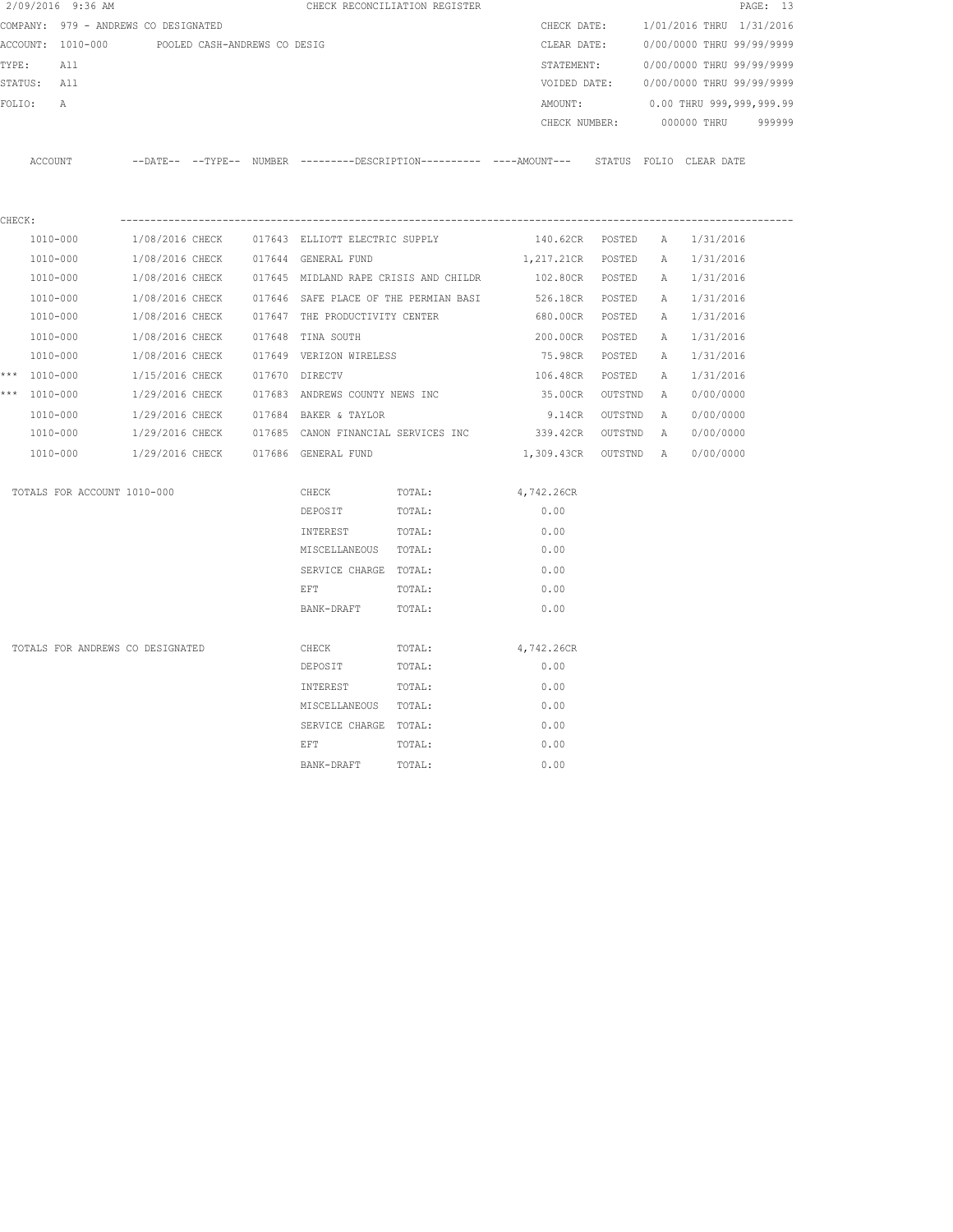2/09/2016 9:36 AM CHECK RECONCILIATION REGISTER

COMPANY: 979 - ANDREWS CO DESIGNATED

ACCOUNT: 1010-000 POOLED CASH-ANDREWS CO DESIG

TYPE: All

STATUS: All

FOLIO: A

CHECK DATE: 1/01/2016 THRU 1/31/2016

CLEAR DATE: 0/00/0000 THRU 99/99/9999

STATEMENT: 0/00/0000 THRU 99/99/9999

VOIDED DATE: 0/00/0000 THRU 99/99/9999

AMOUNT: 0.00 THRU 999,999,999.99

CHECK NUMBER: 000000 THRU 999999

CHECK:

| | ACCOUNT | --DATE-- | --TYPE-- | NUMBER | ---------DESCRIPTION---------- | ----AMOUNT--- | STATUS | FOLIO | CLEAR DATE |
|---|---|---|---|---|---|---|---|---|---|
| | 1010-000 | 1/08/2016 | CHECK | 017643 | ELLIOTT ELECTRIC SUPPLY | 140.62CR | POSTED | A | 1/31/2016 |
| | 1010-000 | 1/08/2016 | CHECK | 017644 | GENERAL FUND | 1,217.21CR | POSTED | A | 1/31/2016 |
| | 1010-000 | 1/08/2016 | CHECK | 017645 | MIDLAND RAPE CRISIS AND CHILDR | 102.80CR | POSTED | A | 1/31/2016 |
| | 1010-000 | 1/08/2016 | CHECK | 017646 | SAFE PLACE OF THE PERMIAN BASI | 526.18CR | POSTED | A | 1/31/2016 |
| | 1010-000 | 1/08/2016 | CHECK | 017647 | THE PRODUCTIVITY CENTER | 680.00CR | POSTED | A | 1/31/2016 |
| | 1010-000 | 1/08/2016 | CHECK | 017648 | TINA SOUTH | 200.00CR | POSTED | A | 1/31/2016 |
| | 1010-000 | 1/08/2016 | CHECK | 017649 | VERIZON WIRELESS | 75.98CR | POSTED | A | 1/31/2016 |
| *** | 1010-000 | 1/15/2016 | CHECK | 017670 | DIRECTV | 106.48CR | POSTED | A | 1/31/2016 |
| *** | 1010-000 | 1/29/2016 | CHECK | 017683 | ANDREWS COUNTY NEWS INC | 35.00CR | OUTSTND | A | 0/00/0000 |
| | 1010-000 | 1/29/2016 | CHECK | 017684 | BAKER & TAYLOR | 9.14CR | OUTSTND | A | 0/00/0000 |
| | 1010-000 | 1/29/2016 | CHECK | 017685 | CANON FINANCIAL SERVICES INC | 339.42CR | OUTSTND | A | 0/00/0000 |
| | 1010-000 | 1/29/2016 | CHECK | 017686 | GENERAL FUND | 1,309.43CR | OUTSTND | A | 0/00/0000 |

| TOTALS FOR ACCOUNT 1010-000 | | | |
|---|---|---|---|
| | CHECK | TOTAL: | 4,742.26CR |
| | DEPOSIT | TOTAL: | 0.00 |
| | INTEREST | TOTAL: | 0.00 |
| | MISCELLANEOUS | TOTAL: | 0.00 |
| | SERVICE CHARGE | TOTAL: | 0.00 |
| | EFT | TOTAL: | 0.00 |
| | BANK-DRAFT | TOTAL: | 0.00 |

| TOTALS FOR ANDREWS CO DESIGNATED | | | |
|---|---|---|---|
| | CHECK | TOTAL: | 4,742.26CR |
| | DEPOSIT | TOTAL: | 0.00 |
| | INTEREST | TOTAL: | 0.00 |
| | MISCELLANEOUS | TOTAL: | 0.00 |
| | SERVICE CHARGE | TOTAL: | 0.00 |
| | EFT | TOTAL: | 0.00 |
| | BANK-DRAFT | TOTAL: | 0.00 |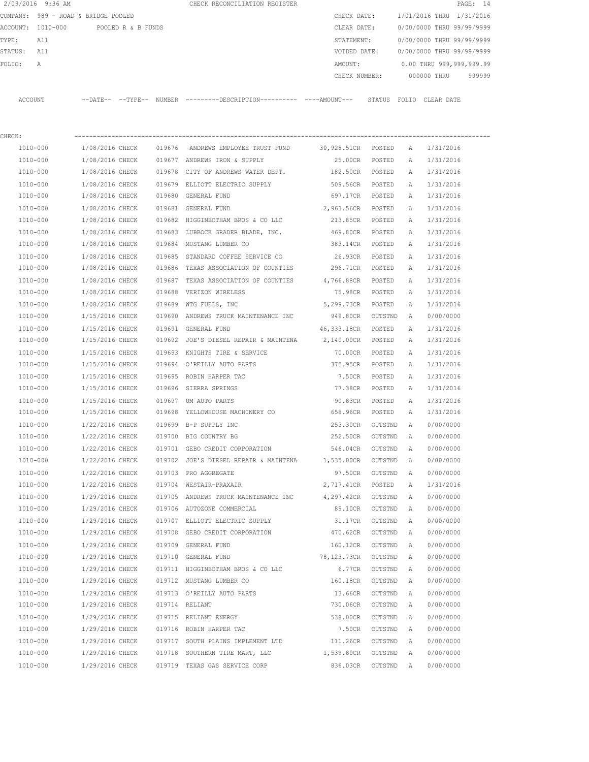2/09/2016 9:36 AM CHECK RECONCILIATION REGISTER PAGE: 14

COMPANY: 989 - ROAD & BRIDGE POOLED CHECK DATE: 1/01/2016 THRU 1/31/2016

ACCOUNT: 1010-000 POOLED R & B FUNDS CLEAR DATE: 0/00/0000 THRU 99/99/9999

TYPE: All STATEMENT: 0/00/0000 THRU 99/99/9999

STATUS: All VOIDED DATE: 0/00/0000 THRU 99/99/9999

FOLIO: A AMOUNT: 0.00 THRU 999,999,999.99

CHECK NUMBER: 000000 THRU 999999

CHECK:

| ACCOUNT | --DATE-- | --TYPE-- | NUMBER | ---------DESCRIPTION---------- | ----AMOUNT--- | STATUS | FOLIO | CLEAR DATE |
|---|---|---|---|---|---|---|---|---|
| 1010-000 | 1/08/2016 | CHECK | 019676 | ANDREWS EMPLOYEE TRUST FUND | 30,928.51CR | POSTED | A | 1/31/2016 |
| 1010-000 | 1/08/2016 | CHECK | 019677 | ANDREWS IRON & SUPPLY | 25.00CR | POSTED | A | 1/31/2016 |
| 1010-000 | 1/08/2016 | CHECK | 019678 | CITY OF ANDREWS WATER DEPT. | 182.50CR | POSTED | A | 1/31/2016 |
| 1010-000 | 1/08/2016 | CHECK | 019679 | ELLIOTT ELECTRIC SUPPLY | 509.56CR | POSTED | A | 1/31/2016 |
| 1010-000 | 1/08/2016 | CHECK | 019680 | GENERAL FUND | 697.17CR | POSTED | A | 1/31/2016 |
| 1010-000 | 1/08/2016 | CHECK | 019681 | GENERAL FUND | 2,963.56CR | POSTED | A | 1/31/2016 |
| 1010-000 | 1/08/2016 | CHECK | 019682 | HIGGINBOTHAM BROS & CO LLC | 213.85CR | POSTED | A | 1/31/2016 |
| 1010-000 | 1/08/2016 | CHECK | 019683 | LUBBOCK GRADER BLADE, INC. | 469.80CR | POSTED | A | 1/31/2016 |
| 1010-000 | 1/08/2016 | CHECK | 019684 | MUSTANG LUMBER CO | 383.14CR | POSTED | A | 1/31/2016 |
| 1010-000 | 1/08/2016 | CHECK | 019685 | STANDARD COFFEE SERVICE CO | 26.93CR | POSTED | A | 1/31/2016 |
| 1010-000 | 1/08/2016 | CHECK | 019686 | TEXAS ASSOCIATION OF COUNTIES | 296.71CR | POSTED | A | 1/31/2016 |
| 1010-000 | 1/08/2016 | CHECK | 019687 | TEXAS ASSOCIATION OF COUNTIES | 4,766.88CR | POSTED | A | 1/31/2016 |
| 1010-000 | 1/08/2016 | CHECK | 019688 | VERIZON WIRELESS | 75.98CR | POSTED | A | 1/31/2016 |
| 1010-000 | 1/08/2016 | CHECK | 019689 | WTG FUELS, INC | 5,299.73CR | POSTED | A | 1/31/2016 |
| 1010-000 | 1/15/2016 | CHECK | 019690 | ANDREWS TRUCK MAINTENANCE INC | 949.80CR | OUTSTND | A | 0/00/0000 |
| 1010-000 | 1/15/2016 | CHECK | 019691 | GENERAL FUND | 46,333.18CR | POSTED | A | 1/31/2016 |
| 1010-000 | 1/15/2016 | CHECK | 019692 | JOE'S DIESEL REPAIR & MAINTENA | 2,140.00CR | POSTED | A | 1/31/2016 |
| 1010-000 | 1/15/2016 | CHECK | 019693 | KNIGHTS TIRE & SERVICE | 70.00CR | POSTED | A | 1/31/2016 |
| 1010-000 | 1/15/2016 | CHECK | 019694 | O'REILLY AUTO PARTS | 375.95CR | POSTED | A | 1/31/2016 |
| 1010-000 | 1/15/2016 | CHECK | 019695 | ROBIN HARPER TAC | 7.50CR | POSTED | A | 1/31/2016 |
| 1010-000 | 1/15/2016 | CHECK | 019696 | SIERRA SPRINGS | 77.38CR | POSTED | A | 1/31/2016 |
| 1010-000 | 1/15/2016 | CHECK | 019697 | UM AUTO PARTS | 90.83CR | POSTED | A | 1/31/2016 |
| 1010-000 | 1/15/2016 | CHECK | 019698 | YELLOWHOUSE MACHINERY CO | 658.96CR | POSTED | A | 1/31/2016 |
| 1010-000 | 1/22/2016 | CHECK | 019699 | B-P SUPPLY INC | 253.30CR | OUTSTND | A | 0/00/0000 |
| 1010-000 | 1/22/2016 | CHECK | 019700 | BIG COUNTRY BG | 252.50CR | OUTSTND | A | 0/00/0000 |
| 1010-000 | 1/22/2016 | CHECK | 019701 | GEBO CREDIT CORPORATION | 546.04CR | OUTSTND | A | 0/00/0000 |
| 1010-000 | 1/22/2016 | CHECK | 019702 | JOE'S DIESEL REPAIR & MAINTENA | 1,535.00CR | OUTSTND | A | 0/00/0000 |
| 1010-000 | 1/22/2016 | CHECK | 019703 | PRO AGGREGATE | 97.50CR | OUTSTND | A | 0/00/0000 |
| 1010-000 | 1/22/2016 | CHECK | 019704 | WESTAIR-PRAXAIR | 2,717.41CR | POSTED | A | 1/31/2016 |
| 1010-000 | 1/29/2016 | CHECK | 019705 | ANDREWS TRUCK MAINTENANCE INC | 4,297.42CR | OUTSTND | A | 0/00/0000 |
| 1010-000 | 1/29/2016 | CHECK | 019706 | AUTOZONE COMMERCIAL | 89.10CR | OUTSTND | A | 0/00/0000 |
| 1010-000 | 1/29/2016 | CHECK | 019707 | ELLIOTT ELECTRIC SUPPLY | 31.17CR | OUTSTND | A | 0/00/0000 |
| 1010-000 | 1/29/2016 | CHECK | 019708 | GEBO CREDIT CORPORATION | 470.62CR | OUTSTND | A | 0/00/0000 |
| 1010-000 | 1/29/2016 | CHECK | 019709 | GENERAL FUND | 160.12CR | OUTSTND | A | 0/00/0000 |
| 1010-000 | 1/29/2016 | CHECK | 019710 | GENERAL FUND | 78,123.73CR | OUTSTND | A | 0/00/0000 |
| 1010-000 | 1/29/2016 | CHECK | 019711 | HIGGINBOTHAM BROS & CO LLC | 6.77CR | OUTSTND | A | 0/00/0000 |
| 1010-000 | 1/29/2016 | CHECK | 019712 | MUSTANG LUMBER CO | 160.18CR | OUTSTND | A | 0/00/0000 |
| 1010-000 | 1/29/2016 | CHECK | 019713 | O'REILLY AUTO PARTS | 13.66CR | OUTSTND | A | 0/00/0000 |
| 1010-000 | 1/29/2016 | CHECK | 019714 | RELIANT | 730.06CR | OUTSTND | A | 0/00/0000 |
| 1010-000 | 1/29/2016 | CHECK | 019715 | RELIANT ENERGY | 538.00CR | OUTSTND | A | 0/00/0000 |
| 1010-000 | 1/29/2016 | CHECK | 019716 | ROBIN HARPER TAC | 7.50CR | OUTSTND | A | 0/00/0000 |
| 1010-000 | 1/29/2016 | CHECK | 019717 | SOUTH PLAINS IMPLEMENT LTD | 111.26CR | OUTSTND | A | 0/00/0000 |
| 1010-000 | 1/29/2016 | CHECK | 019718 | SOUTHERN TIRE MART, LLC | 1,539.80CR | OUTSTND | A | 0/00/0000 |
| 1010-000 | 1/29/2016 | CHECK | 019719 | TEXAS GAS SERVICE CORP | 836.03CR | OUTSTND | A | 0/00/0000 |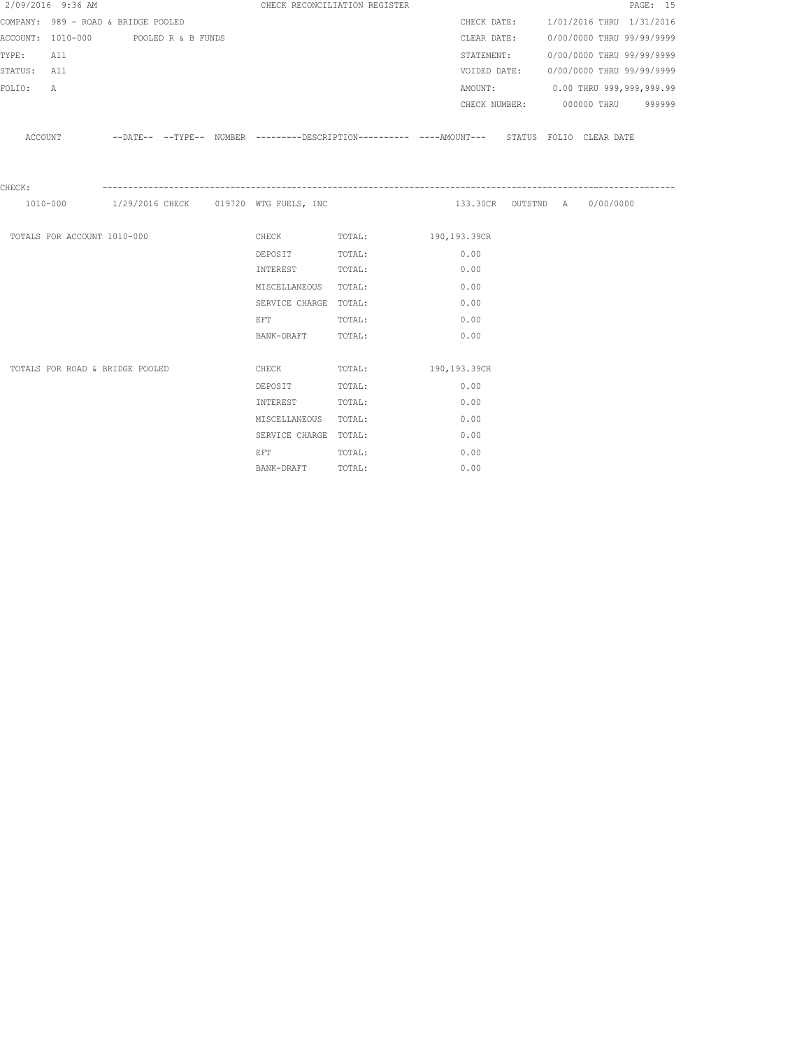2/09/2016 9:36 AM CHECK RECONCILIATION REGISTER

COMPANY: 989 - ROAD & BRIDGE POOLED

ACCOUNT: 1010-000 POOLED R & B FUNDS

TYPE: All

STATUS: All

FOLIO: A

CHECK DATE: 1/01/2016 THRU 1/31/2016

CLEAR DATE: 0/00/0000 THRU 99/99/9999

STATEMENT: 0/00/0000 THRU 99/99/9999

VOIDED DATE: 0/00/0000 THRU 99/99/9999

AMOUNT: 0.00 THRU 999,999,999.99

CHECK NUMBER: 000000 THRU 999999

| ACCOUNT | --DATE-- | --TYPE-- | NUMBER | ---------DESCRIPTION---------- | ----AMOUNT--- | STATUS | FOLIO | CLEAR DATE |
|---|---|---|---|---|---|---|---|---|
| CHECK: | | | | | | | | |
| 1010-000 | 1/29/2016 | CHECK | 019720 | WTG FUELS, INC | 133.30CR | OUTSTND | A | 0/00/0000 |

| | | | |
|---|---|---|---|
| TOTALS FOR ACCOUNT 1010-000 | CHECK | TOTAL: | 190,193.39CR |
| | DEPOSIT | TOTAL: | 0.00 |
| | INTEREST | TOTAL: | 0.00 |
| | MISCELLANEOUS | TOTAL: | 0.00 |
| | SERVICE CHARGE | TOTAL: | 0.00 |
| | EFT | TOTAL: | 0.00 |
| | BANK-DRAFT | TOTAL: | 0.00 |
| TOTALS FOR ROAD & BRIDGE POOLED | CHECK | TOTAL: | 190,193.39CR |
| | DEPOSIT | TOTAL: | 0.00 |
| | INTEREST | TOTAL: | 0.00 |
| | MISCELLANEOUS | TOTAL: | 0.00 |
| | SERVICE CHARGE | TOTAL: | 0.00 |
| | EFT | TOTAL: | 0.00 |
| | BANK-DRAFT | TOTAL: | 0.00 |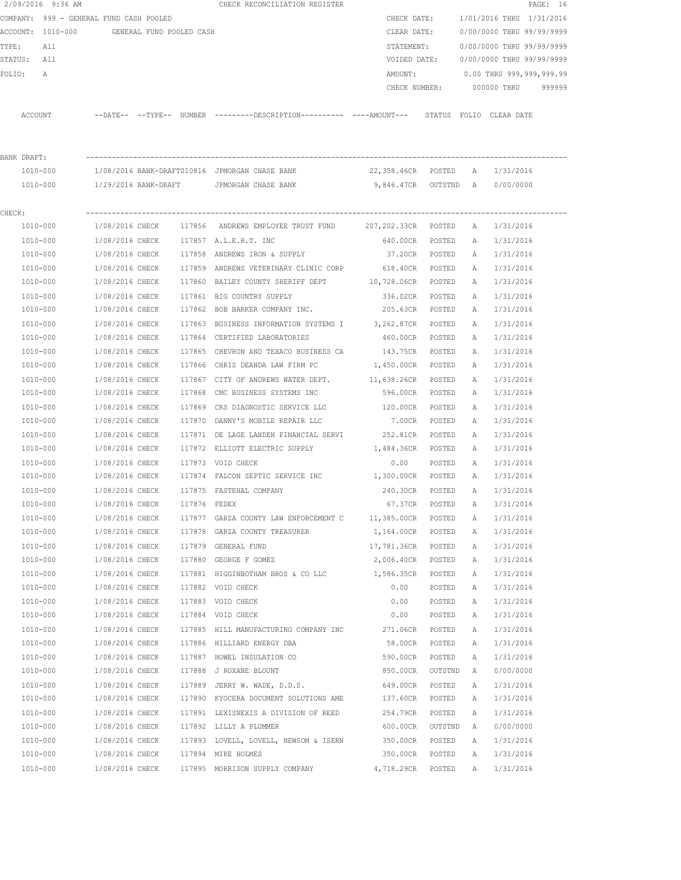2/09/2016 9:36 AM CHECK RECONCILIATION REGISTER

COMPANY: 999 - GENERAL FUND CASH POOLED
ACCOUNT: 1010-000 GENERAL FUND POOLED CASH
TYPE: All
STATUS: All
FOLIO: A

CHECK DATE: 1/01/2016 THRU 1/31/2016
CLEAR DATE: 0/00/0000 THRU 99/99/9999
STATEMENT: 0/00/0000 THRU 99/99/9999
VOIDED DATE: 0/00/0000 THRU 99/99/9999
AMOUNT: 0.00 THRU 999,999,999.99
CHECK NUMBER: 000000 THRU 999999

**BANK DRAFT:**

| ACCOUNT | DATE | TYPE | NUMBER | DESCRIPTION | AMOUNT | STATUS | FOLIO | CLEAR DATE |
|---|---|---|---|---|---|---|---|---|
| 1010-000 | 1/08/2016 | BANK-DRAFT | 010816 | JPMORGAN CHASE BANK | 22,358.46CR | POSTED | A | 1/31/2016 |
| 1010-000 | 1/29/2016 | BANK-DRAFT | | JPMORGAN CHASE BANK | 9,846.47CR | OUTSTND | A | 0/00/0000 |

**CHECK:**

| ACCOUNT | DATE | TYPE | NUMBER | DESCRIPTION | AMOUNT | STATUS | FOLIO | CLEAR DATE |
|---|---|---|---|---|---|---|---|---|
| 1010-000 | 1/08/2016 | CHECK | 117856 | ANDREWS EMPLOYEE TRUST FUND | 207,202.33CR | POSTED | A | 1/31/2016 |
| 1010-000 | 1/08/2016 | CHECK | 117857 | A.L.E.R.T. INC | 640.00CR | POSTED | A | 1/31/2016 |
| 1010-000 | 1/08/2016 | CHECK | 117858 | ANDREWS IRON & SUPPLY | 37.20CR | POSTED | A | 1/31/2016 |
| 1010-000 | 1/08/2016 | CHECK | 117859 | ANDREWS VETERINARY CLINIC CORP | 618.40CR | POSTED | A | 1/31/2016 |
| 1010-000 | 1/08/2016 | CHECK | 117860 | BAILEY COUNTY SHERIFF DEPT | 10,728.06CR | POSTED | A | 1/31/2016 |
| 1010-000 | 1/08/2016 | CHECK | 117861 | BIG COUNTRY SUPPLY | 336.02CR | POSTED | A | 1/31/2016 |
| 1010-000 | 1/08/2016 | CHECK | 117862 | BOB BARKER COMPANY INC. | 205.63CR | POSTED | A | 1/31/2016 |
| 1010-000 | 1/08/2016 | CHECK | 117863 | BUSINESS INFORMATION SYSTEMS I | 3,262.87CR | POSTED | A | 1/31/2016 |
| 1010-000 | 1/08/2016 | CHECK | 117864 | CERTIFIED LABORATORIES | 460.00CR | POSTED | A | 1/31/2016 |
| 1010-000 | 1/08/2016 | CHECK | 117865 | CHEVRON AND TEXACO BUSINESS CA | 143.75CR | POSTED | A | 1/31/2016 |
| 1010-000 | 1/08/2016 | CHECK | 117866 | CHRIS DEANDA LAW FIRM PC | 1,450.00CR | POSTED | A | 1/31/2016 |
| 1010-000 | 1/08/2016 | CHECK | 117867 | CITY OF ANDREWS WATER DEPT. | 11,638.26CR | POSTED | A | 1/31/2016 |
| 1010-000 | 1/08/2016 | CHECK | 117868 | CMC BUSINESS SYSTEMS INC | 596.00CR | POSTED | A | 1/31/2016 |
| 1010-000 | 1/08/2016 | CHECK | 117869 | CRS DIAGNOSTIC SERVICE LLC | 120.00CR | POSTED | A | 1/31/2016 |
| 1010-000 | 1/08/2016 | CHECK | 117870 | DANNY'S MOBILE REPAIR LLC | 7.00CR | POSTED | A | 1/31/2016 |
| 1010-000 | 1/08/2016 | CHECK | 117871 | DE LAGE LANDEN FINANCIAL SERVI | 252.81CR | POSTED | A | 1/31/2016 |
| 1010-000 | 1/08/2016 | CHECK | 117872 | ELLIOTT ELECTRIC SUPPLY | 1,484.36CR | POSTED | A | 1/31/2016 |
| 1010-000 | 1/08/2016 | CHECK | 117873 | VOID CHECK | 0.00 | POSTED | A | 1/31/2016 |
| 1010-000 | 1/08/2016 | CHECK | 117874 | FALCON SEPTIC SERVICE INC | 1,300.00CR | POSTED | A | 1/31/2016 |
| 1010-000 | 1/08/2016 | CHECK | 117875 | FASTENAL COMPANY | 240.30CR | POSTED | A | 1/31/2016 |
| 1010-000 | 1/08/2016 | CHECK | 117876 | FEDEX | 67.37CR | POSTED | A | 1/31/2016 |
| 1010-000 | 1/08/2016 | CHECK | 117877 | GARZA COUNTY LAW ENFORCEMENT C | 11,385.00CR | POSTED | A | 1/31/2016 |
| 1010-000 | 1/08/2016 | CHECK | 117878 | GARZA COUNTY TREASURER | 1,164.00CR | POSTED | A | 1/31/2016 |
| 1010-000 | 1/08/2016 | CHECK | 117879 | GENERAL FUND | 17,781.36CR | POSTED | A | 1/31/2016 |
| 1010-000 | 1/08/2016 | CHECK | 117880 | GEORGE F GOMEZ | 2,006.40CR | POSTED | A | 1/31/2016 |
| 1010-000 | 1/08/2016 | CHECK | 117881 | HIGGINBOTHAM BROS & CO LLC | 1,586.35CR | POSTED | A | 1/31/2016 |
| 1010-000 | 1/08/2016 | CHECK | 117882 | VOID CHECK | 0.00 | POSTED | A | 1/31/2016 |
| 1010-000 | 1/08/2016 | CHECK | 117883 | VOID CHECK | 0.00 | POSTED | A | 1/31/2016 |
| 1010-000 | 1/08/2016 | CHECK | 117884 | VOID CHECK | 0.00 | POSTED | A | 1/31/2016 |
| 1010-000 | 1/08/2016 | CHECK | 117885 | HILL MANUFACTURING COMPANY INC | 271.06CR | POSTED | A | 1/31/2016 |
| 1010-000 | 1/08/2016 | CHECK | 117886 | HILLIARD ENERGY DBA | 58.00CR | POSTED | A | 1/31/2016 |
| 1010-000 | 1/08/2016 | CHECK | 117887 | HOWEL INSULATION CO | 590.00CR | POSTED | A | 1/31/2016 |
| 1010-000 | 1/08/2016 | CHECK | 117888 | J ROXANE BLOUNT | 850.00CR | OUTSTND | A | 0/00/0000 |
| 1010-000 | 1/08/2016 | CHECK | 117889 | JERRY W. WADE, D.D.S. | 649.00CR | POSTED | A | 1/31/2016 |
| 1010-000 | 1/08/2016 | CHECK | 117890 | KYOCERA DOCUMENT SOLUTIONS AME | 137.60CR | POSTED | A | 1/31/2016 |
| 1010-000 | 1/08/2016 | CHECK | 117891 | LEXISNEXIS A DIVISION OF REED | 254.79CR | POSTED | A | 1/31/2016 |
| 1010-000 | 1/08/2016 | CHECK | 117892 | LILLY A PLUMMER | 600.00CR | OUTSTND | A | 0/00/0000 |
| 1010-000 | 1/08/2016 | CHECK | 117893 | LOVELL, LOVELL, NEWSOM & ISERN | 350.00CR | POSTED | A | 1/31/2016 |
| 1010-000 | 1/08/2016 | CHECK | 117894 | MIKE HOLMES | 350.00CR | POSTED | A | 1/31/2016 |
| 1010-000 | 1/08/2016 | CHECK | 117895 | MORRISON SUPPLY COMPANY | 4,718.29CR | POSTED | A | 1/31/2016 |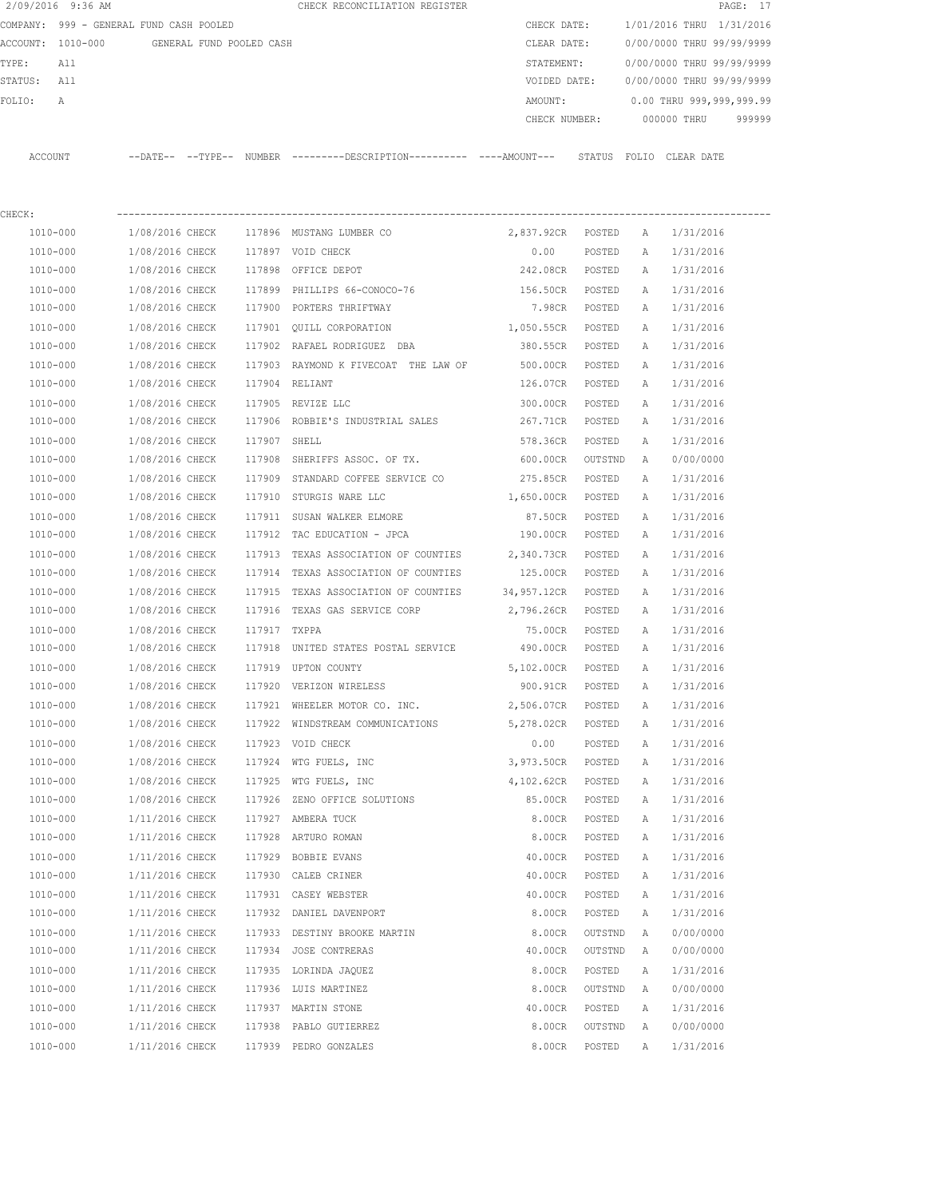2/09/2016 9:36 AM CHECK RECONCILIATION REGISTER

COMPANY: 999 - GENERAL FUND CASH POOLED
ACCOUNT: 1010-000 GENERAL FUND POOLED CASH
TYPE: All
STATUS: All
FOLIO: A

CHECK DATE: 1/01/2016 THRU 1/31/2016
CLEAR DATE: 0/00/0000 THRU 99/99/9999
STATEMENT: 0/00/0000 THRU 99/99/9999
VOIDED DATE: 0/00/0000 THRU 99/99/9999
AMOUNT: 0.00 THRU 999,999,999.99
CHECK NUMBER: 000000 THRU 999999

CHECK:

| ACCOUNT | --DATE-- | --TYPE-- | NUMBER | ---------DESCRIPTION---------- | ----AMOUNT--- | STATUS | FOLIO | CLEAR DATE |
|---|---|---|---|---|---|---|---|---|
| 1010-000 | 1/08/2016 | CHECK | 117896 | MUSTANG LUMBER CO | 2,837.92CR | POSTED | A | 1/31/2016 |
| 1010-000 | 1/08/2016 | CHECK | 117897 | VOID CHECK | 0.00 | POSTED | A | 1/31/2016 |
| 1010-000 | 1/08/2016 | CHECK | 117898 | OFFICE DEPOT | 242.08CR | POSTED | A | 1/31/2016 |
| 1010-000 | 1/08/2016 | CHECK | 117899 | PHILLIPS 66-CONOCO-76 | 156.50CR | POSTED | A | 1/31/2016 |
| 1010-000 | 1/08/2016 | CHECK | 117900 | PORTERS THRIFTWAY | 7.98CR | POSTED | A | 1/31/2016 |
| 1010-000 | 1/08/2016 | CHECK | 117901 | QUILL CORPORATION | 1,050.55CR | POSTED | A | 1/31/2016 |
| 1010-000 | 1/08/2016 | CHECK | 117902 | RAFAEL RODRIGUEZ DBA | 380.55CR | POSTED | A | 1/31/2016 |
| 1010-000 | 1/08/2016 | CHECK | 117903 | RAYMOND K FIVECOAT THE LAW OF | 500.00CR | POSTED | A | 1/31/2016 |
| 1010-000 | 1/08/2016 | CHECK | 117904 | RELIANT | 126.07CR | POSTED | A | 1/31/2016 |
| 1010-000 | 1/08/2016 | CHECK | 117905 | REVIZE LLC | 300.00CR | POSTED | A | 1/31/2016 |
| 1010-000 | 1/08/2016 | CHECK | 117906 | ROBBIE'S INDUSTRIAL SALES | 267.71CR | POSTED | A | 1/31/2016 |
| 1010-000 | 1/08/2016 | CHECK | 117907 | SHELL | 578.36CR | POSTED | A | 1/31/2016 |
| 1010-000 | 1/08/2016 | CHECK | 117908 | SHERIFFS ASSOC. OF TX. | 600.00CR | OUTSTND | A | 0/00/0000 |
| 1010-000 | 1/08/2016 | CHECK | 117909 | STANDARD COFFEE SERVICE CO | 275.85CR | POSTED | A | 1/31/2016 |
| 1010-000 | 1/08/2016 | CHECK | 117910 | STURGIS WARE LLC | 1,650.00CR | POSTED | A | 1/31/2016 |
| 1010-000 | 1/08/2016 | CHECK | 117911 | SUSAN WALKER ELMORE | 87.50CR | POSTED | A | 1/31/2016 |
| 1010-000 | 1/08/2016 | CHECK | 117912 | TAC EDUCATION - JPCA | 190.00CR | POSTED | A | 1/31/2016 |
| 1010-000 | 1/08/2016 | CHECK | 117913 | TEXAS ASSOCIATION OF COUNTIES | 2,340.73CR | POSTED | A | 1/31/2016 |
| 1010-000 | 1/08/2016 | CHECK | 117914 | TEXAS ASSOCIATION OF COUNTIES | 125.00CR | POSTED | A | 1/31/2016 |
| 1010-000 | 1/08/2016 | CHECK | 117915 | TEXAS ASSOCIATION OF COUNTIES | 34,957.12CR | POSTED | A | 1/31/2016 |
| 1010-000 | 1/08/2016 | CHECK | 117916 | TEXAS GAS SERVICE CORP | 2,796.26CR | POSTED | A | 1/31/2016 |
| 1010-000 | 1/08/2016 | CHECK | 117917 | TXPPA | 75.00CR | POSTED | A | 1/31/2016 |
| 1010-000 | 1/08/2016 | CHECK | 117918 | UNITED STATES POSTAL SERVICE | 490.00CR | POSTED | A | 1/31/2016 |
| 1010-000 | 1/08/2016 | CHECK | 117919 | UPTON COUNTY | 5,102.00CR | POSTED | A | 1/31/2016 |
| 1010-000 | 1/08/2016 | CHECK | 117920 | VERIZON WIRELESS | 900.91CR | POSTED | A | 1/31/2016 |
| 1010-000 | 1/08/2016 | CHECK | 117921 | WHEELER MOTOR CO. INC. | 2,506.07CR | POSTED | A | 1/31/2016 |
| 1010-000 | 1/08/2016 | CHECK | 117922 | WINDSTREAM COMMUNICATIONS | 5,278.02CR | POSTED | A | 1/31/2016 |
| 1010-000 | 1/08/2016 | CHECK | 117923 | VOID CHECK | 0.00 | POSTED | A | 1/31/2016 |
| 1010-000 | 1/08/2016 | CHECK | 117924 | WTG FUELS, INC | 3,973.50CR | POSTED | A | 1/31/2016 |
| 1010-000 | 1/08/2016 | CHECK | 117925 | WTG FUELS, INC | 4,102.62CR | POSTED | A | 1/31/2016 |
| 1010-000 | 1/08/2016 | CHECK | 117926 | ZENO OFFICE SOLUTIONS | 85.00CR | POSTED | A | 1/31/2016 |
| 1010-000 | 1/11/2016 | CHECK | 117927 | AMBERA TUCK | 8.00CR | POSTED | A | 1/31/2016 |
| 1010-000 | 1/11/2016 | CHECK | 117928 | ARTURO ROMAN | 8.00CR | POSTED | A | 1/31/2016 |
| 1010-000 | 1/11/2016 | CHECK | 117929 | BOBBIE EVANS | 40.00CR | POSTED | A | 1/31/2016 |
| 1010-000 | 1/11/2016 | CHECK | 117930 | CALEB CRINER | 40.00CR | POSTED | A | 1/31/2016 |
| 1010-000 | 1/11/2016 | CHECK | 117931 | CASEY WEBSTER | 40.00CR | POSTED | A | 1/31/2016 |
| 1010-000 | 1/11/2016 | CHECK | 117932 | DANIEL DAVENPORT | 8.00CR | POSTED | A | 1/31/2016 |
| 1010-000 | 1/11/2016 | CHECK | 117933 | DESTINY BROOKE MARTIN | 8.00CR | OUTSTND | A | 0/00/0000 |
| 1010-000 | 1/11/2016 | CHECK | 117934 | JOSE CONTRERAS | 40.00CR | OUTSTND | A | 0/00/0000 |
| 1010-000 | 1/11/2016 | CHECK | 117935 | LORINDA JAQUEZ | 8.00CR | POSTED | A | 1/31/2016 |
| 1010-000 | 1/11/2016 | CHECK | 117936 | LUIS MARTINEZ | 8.00CR | OUTSTND | A | 0/00/0000 |
| 1010-000 | 1/11/2016 | CHECK | 117937 | MARTIN STONE | 40.00CR | POSTED | A | 1/31/2016 |
| 1010-000 | 1/11/2016 | CHECK | 117938 | PABLO GUTIERREZ | 8.00CR | OUTSTND | A | 0/00/0000 |
| 1010-000 | 1/11/2016 | CHECK | 117939 | PEDRO GONZALES | 8.00CR | POSTED | A | 1/31/2016 |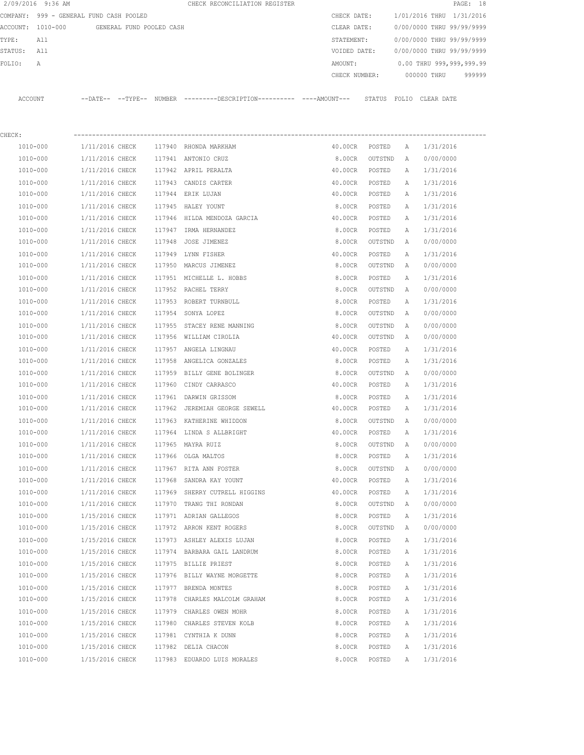2/09/2016 9:36 AM CHECK RECONCILIATION REGISTER

COMPANY: 999 - GENERAL FUND CASH POOLED
ACCOUNT: 1010-000 GENERAL FUND POOLED CASH
TYPE: All
STATUS: All
FOLIO: A

CHECK DATE: 1/01/2016 THRU 1/31/2016
CLEAR DATE: 0/00/0000 THRU 99/99/9999
STATEMENT: 0/00/0000 THRU 99/99/9999
VOIDED DATE: 0/00/0000 THRU 99/99/9999
AMOUNT: 0.00 THRU 999,999,999.99
CHECK NUMBER: 000000 THRU 999999

CHECK:

| ACCOUNT | DATE | TYPE | NUMBER | DESCRIPTION | AMOUNT | STATUS | FOLIO | CLEAR DATE |
|---|---|---|---|---|---|---|---|---|
| 1010-000 | 1/11/2016 | CHECK | 117940 | RHONDA MARKHAM | 40.00CR | POSTED | A | 1/31/2016 |
| 1010-000 | 1/11/2016 | CHECK | 117941 | ANTONIO CRUZ | 8.00CR | OUTSTND | A | 0/00/0000 |
| 1010-000 | 1/11/2016 | CHECK | 117942 | APRIL PERALTA | 40.00CR | POSTED | A | 1/31/2016 |
| 1010-000 | 1/11/2016 | CHECK | 117943 | CANDIS CARTER | 40.00CR | POSTED | A | 1/31/2016 |
| 1010-000 | 1/11/2016 | CHECK | 117944 | ERIK LUJAN | 40.00CR | POSTED | A | 1/31/2016 |
| 1010-000 | 1/11/2016 | CHECK | 117945 | HALEY YOUNT | 8.00CR | POSTED | A | 1/31/2016 |
| 1010-000 | 1/11/2016 | CHECK | 117946 | HILDA MENDOZA GARCIA | 40.00CR | POSTED | A | 1/31/2016 |
| 1010-000 | 1/11/2016 | CHECK | 117947 | IRMA HERNANDEZ | 8.00CR | POSTED | A | 1/31/2016 |
| 1010-000 | 1/11/2016 | CHECK | 117948 | JOSE JIMENEZ | 8.00CR | OUTSTND | A | 0/00/0000 |
| 1010-000 | 1/11/2016 | CHECK | 117949 | LYNN FISHER | 40.00CR | POSTED | A | 1/31/2016 |
| 1010-000 | 1/11/2016 | CHECK | 117950 | MARCUS JIMENEZ | 8.00CR | OUTSTND | A | 0/00/0000 |
| 1010-000 | 1/11/2016 | CHECK | 117951 | MICHELLE L. HOBBS | 8.00CR | POSTED | A | 1/31/2016 |
| 1010-000 | 1/11/2016 | CHECK | 117952 | RACHEL TERRY | 8.00CR | OUTSTND | A | 0/00/0000 |
| 1010-000 | 1/11/2016 | CHECK | 117953 | ROBERT TURNBULL | 8.00CR | POSTED | A | 1/31/2016 |
| 1010-000 | 1/11/2016 | CHECK | 117954 | SONYA LOPEZ | 8.00CR | OUTSTND | A | 0/00/0000 |
| 1010-000 | 1/11/2016 | CHECK | 117955 | STACEY RENE MANNING | 8.00CR | OUTSTND | A | 0/00/0000 |
| 1010-000 | 1/11/2016 | CHECK | 117956 | WILLIAM CIROLIA | 40.00CR | OUTSTND | A | 0/00/0000 |
| 1010-000 | 1/11/2016 | CHECK | 117957 | ANGELA LINGNAU | 40.00CR | POSTED | A | 1/31/2016 |
| 1010-000 | 1/11/2016 | CHECK | 117958 | ANGELICA GONZALES | 8.00CR | POSTED | A | 1/31/2016 |
| 1010-000 | 1/11/2016 | CHECK | 117959 | BILLY GENE BOLINGER | 8.00CR | OUTSTND | A | 0/00/0000 |
| 1010-000 | 1/11/2016 | CHECK | 117960 | CINDY CARRASCO | 40.00CR | POSTED | A | 1/31/2016 |
| 1010-000 | 1/11/2016 | CHECK | 117961 | DARWIN GRISSOM | 8.00CR | POSTED | A | 1/31/2016 |
| 1010-000 | 1/11/2016 | CHECK | 117962 | JEREMIAH GEORGE SEWELL | 40.00CR | POSTED | A | 1/31/2016 |
| 1010-000 | 1/11/2016 | CHECK | 117963 | KATHERINE WHIDDON | 8.00CR | OUTSTND | A | 0/00/0000 |
| 1010-000 | 1/11/2016 | CHECK | 117964 | LINDA S ALLBRIGHT | 40.00CR | POSTED | A | 1/31/2016 |
| 1010-000 | 1/11/2016 | CHECK | 117965 | MAYRA RUIZ | 8.00CR | OUTSTND | A | 0/00/0000 |
| 1010-000 | 1/11/2016 | CHECK | 117966 | OLGA MALTOS | 8.00CR | POSTED | A | 1/31/2016 |
| 1010-000 | 1/11/2016 | CHECK | 117967 | RITA ANN FOSTER | 8.00CR | OUTSTND | A | 0/00/0000 |
| 1010-000 | 1/11/2016 | CHECK | 117968 | SANDRA KAY YOUNT | 40.00CR | POSTED | A | 1/31/2016 |
| 1010-000 | 1/11/2016 | CHECK | 117969 | SHERRY CUTRELL HIGGINS | 40.00CR | POSTED | A | 1/31/2016 |
| 1010-000 | 1/11/2016 | CHECK | 117970 | TRANG THI RONDAN | 8.00CR | OUTSTND | A | 0/00/0000 |
| 1010-000 | 1/15/2016 | CHECK | 117971 | ADRIAN GALLEGOS | 8.00CR | POSTED | A | 1/31/2016 |
| 1010-000 | 1/15/2016 | CHECK | 117972 | ARRON KENT ROGERS | 8.00CR | OUTSTND | A | 0/00/0000 |
| 1010-000 | 1/15/2016 | CHECK | 117973 | ASHLEY ALEXIS LUJAN | 8.00CR | POSTED | A | 1/31/2016 |
| 1010-000 | 1/15/2016 | CHECK | 117974 | BARBARA GAIL LANDRUM | 8.00CR | POSTED | A | 1/31/2016 |
| 1010-000 | 1/15/2016 | CHECK | 117975 | BILLIE PRIEST | 8.00CR | POSTED | A | 1/31/2016 |
| 1010-000 | 1/15/2016 | CHECK | 117976 | BILLY WAYNE MORGETTE | 8.00CR | POSTED | A | 1/31/2016 |
| 1010-000 | 1/15/2016 | CHECK | 117977 | BRENDA MONTES | 8.00CR | POSTED | A | 1/31/2016 |
| 1010-000 | 1/15/2016 | CHECK | 117978 | CHARLES MALCOLM GRAHAM | 8.00CR | POSTED | A | 1/31/2016 |
| 1010-000 | 1/15/2016 | CHECK | 117979 | CHARLES OWEN MOHR | 8.00CR | POSTED | A | 1/31/2016 |
| 1010-000 | 1/15/2016 | CHECK | 117980 | CHARLES STEVEN KOLB | 8.00CR | POSTED | A | 1/31/2016 |
| 1010-000 | 1/15/2016 | CHECK | 117981 | CYNTHIA K DUNN | 8.00CR | POSTED | A | 1/31/2016 |
| 1010-000 | 1/15/2016 | CHECK | 117982 | DELIA CHACON | 8.00CR | POSTED | A | 1/31/2016 |
| 1010-000 | 1/15/2016 | CHECK | 117983 | EDUARDO LUIS MORALES | 8.00CR | POSTED | A | 1/31/2016 |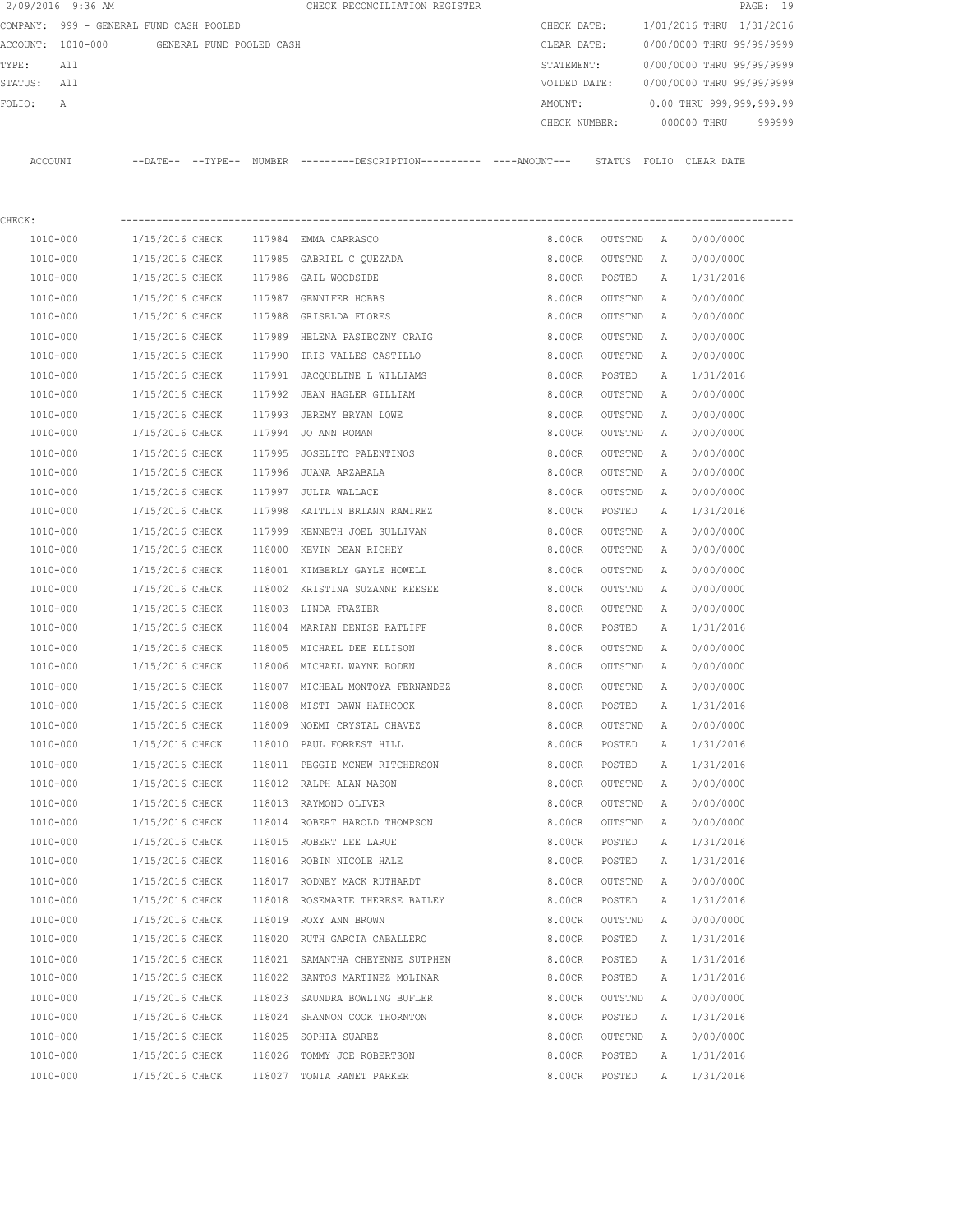2/09/2016 9:36 AM CHECK RECONCILIATION REGISTER

COMPANY: 999 - GENERAL FUND CASH POOLED
ACCOUNT: 1010-000 GENERAL FUND POOLED CASH
TYPE: All
STATUS: All
FOLIO: A

CHECK DATE: 1/01/2016 THRU 1/31/2016
CLEAR DATE: 0/00/0000 THRU 99/99/9999
STATEMENT: 0/00/0000 THRU 99/99/9999
VOIDED DATE: 0/00/0000 THRU 99/99/9999
AMOUNT: 0.00 THRU 999,999,999.99
CHECK NUMBER: 000000 THRU 999999

CHECK:

| ACCOUNT | --DATE-- | --TYPE-- | NUMBER | ---------DESCRIPTION---------- | ----AMOUNT--- | STATUS | FOLIO | CLEAR DATE |
|---|---|---|---|---|---|---|---|---|
| 1010-000 | 1/15/2016 | CHECK | 117984 | EMMA CARRASCO | 8.00CR | OUTSTND | A | 0/00/0000 |
| 1010-000 | 1/15/2016 | CHECK | 117985 | GABRIEL C QUEZADA | 8.00CR | OUTSTND | A | 0/00/0000 |
| 1010-000 | 1/15/2016 | CHECK | 117986 | GAIL WOODSIDE | 8.00CR | POSTED | A | 1/31/2016 |
| 1010-000 | 1/15/2016 | CHECK | 117987 | GENNIFER HOBBS | 8.00CR | OUTSTND | A | 0/00/0000 |
| 1010-000 | 1/15/2016 | CHECK | 117988 | GRISELDA FLORES | 8.00CR | OUTSTND | A | 0/00/0000 |
| 1010-000 | 1/15/2016 | CHECK | 117989 | HELENA PASIECZNY CRAIG | 8.00CR | OUTSTND | A | 0/00/0000 |
| 1010-000 | 1/15/2016 | CHECK | 117990 | IRIS VALLES CASTILLO | 8.00CR | OUTSTND | A | 0/00/0000 |
| 1010-000 | 1/15/2016 | CHECK | 117991 | JACQUELINE L WILLIAMS | 8.00CR | POSTED | A | 1/31/2016 |
| 1010-000 | 1/15/2016 | CHECK | 117992 | JEAN HAGLER GILLIAM | 8.00CR | OUTSTND | A | 0/00/0000 |
| 1010-000 | 1/15/2016 | CHECK | 117993 | JEREMY BRYAN LOWE | 8.00CR | OUTSTND | A | 0/00/0000 |
| 1010-000 | 1/15/2016 | CHECK | 117994 | JO ANN ROMAN | 8.00CR | OUTSTND | A | 0/00/0000 |
| 1010-000 | 1/15/2016 | CHECK | 117995 | JOSELITO PALENTINOS | 8.00CR | OUTSTND | A | 0/00/0000 |
| 1010-000 | 1/15/2016 | CHECK | 117996 | JUANA ARZABALA | 8.00CR | OUTSTND | A | 0/00/0000 |
| 1010-000 | 1/15/2016 | CHECK | 117997 | JULIA WALLACE | 8.00CR | OUTSTND | A | 0/00/0000 |
| 1010-000 | 1/15/2016 | CHECK | 117998 | KAITLIN BRIANN RAMIREZ | 8.00CR | POSTED | A | 1/31/2016 |
| 1010-000 | 1/15/2016 | CHECK | 117999 | KENNETH JOEL SULLIVAN | 8.00CR | OUTSTND | A | 0/00/0000 |
| 1010-000 | 1/15/2016 | CHECK | 118000 | KEVIN DEAN RICHEY | 8.00CR | OUTSTND | A | 0/00/0000 |
| 1010-000 | 1/15/2016 | CHECK | 118001 | KIMBERLY GAYLE HOWELL | 8.00CR | OUTSTND | A | 0/00/0000 |
| 1010-000 | 1/15/2016 | CHECK | 118002 | KRISTINA SUZANNE KEESEE | 8.00CR | OUTSTND | A | 0/00/0000 |
| 1010-000 | 1/15/2016 | CHECK | 118003 | LINDA FRAZIER | 8.00CR | OUTSTND | A | 0/00/0000 |
| 1010-000 | 1/15/2016 | CHECK | 118004 | MARIAN DENISE RATLIFF | 8.00CR | POSTED | A | 1/31/2016 |
| 1010-000 | 1/15/2016 | CHECK | 118005 | MICHAEL DEE ELLISON | 8.00CR | OUTSTND | A | 0/00/0000 |
| 1010-000 | 1/15/2016 | CHECK | 118006 | MICHAEL WAYNE BODEN | 8.00CR | OUTSTND | A | 0/00/0000 |
| 1010-000 | 1/15/2016 | CHECK | 118007 | MICHEAL MONTOYA FERNANDEZ | 8.00CR | OUTSTND | A | 0/00/0000 |
| 1010-000 | 1/15/2016 | CHECK | 118008 | MISTI DAWN HATHCOCK | 8.00CR | POSTED | A | 1/31/2016 |
| 1010-000 | 1/15/2016 | CHECK | 118009 | NOEMI CRYSTAL CHAVEZ | 8.00CR | OUTSTND | A | 0/00/0000 |
| 1010-000 | 1/15/2016 | CHECK | 118010 | PAUL FORREST HILL | 8.00CR | POSTED | A | 1/31/2016 |
| 1010-000 | 1/15/2016 | CHECK | 118011 | PEGGIE MCNEW RITCHERSON | 8.00CR | POSTED | A | 1/31/2016 |
| 1010-000 | 1/15/2016 | CHECK | 118012 | RALPH ALAN MASON | 8.00CR | OUTSTND | A | 0/00/0000 |
| 1010-000 | 1/15/2016 | CHECK | 118013 | RAYMOND OLIVER | 8.00CR | OUTSTND | A | 0/00/0000 |
| 1010-000 | 1/15/2016 | CHECK | 118014 | ROBERT HAROLD THOMPSON | 8.00CR | OUTSTND | A | 0/00/0000 |
| 1010-000 | 1/15/2016 | CHECK | 118015 | ROBERT LEE LARUE | 8.00CR | POSTED | A | 1/31/2016 |
| 1010-000 | 1/15/2016 | CHECK | 118016 | ROBIN NICOLE HALE | 8.00CR | POSTED | A | 1/31/2016 |
| 1010-000 | 1/15/2016 | CHECK | 118017 | RODNEY MACK RUTHARDT | 8.00CR | OUTSTND | A | 0/00/0000 |
| 1010-000 | 1/15/2016 | CHECK | 118018 | ROSEMARIE THERESE BAILEY | 8.00CR | POSTED | A | 1/31/2016 |
| 1010-000 | 1/15/2016 | CHECK | 118019 | ROXY ANN BROWN | 8.00CR | OUTSTND | A | 0/00/0000 |
| 1010-000 | 1/15/2016 | CHECK | 118020 | RUTH GARCIA CABALLERO | 8.00CR | POSTED | A | 1/31/2016 |
| 1010-000 | 1/15/2016 | CHECK | 118021 | SAMANTHA CHEYENNE SUTPHEN | 8.00CR | POSTED | A | 1/31/2016 |
| 1010-000 | 1/15/2016 | CHECK | 118022 | SANTOS MARTINEZ MOLINAR | 8.00CR | POSTED | A | 1/31/2016 |
| 1010-000 | 1/15/2016 | CHECK | 118023 | SAUNDRA BOWLING BUFLER | 8.00CR | OUTSTND | A | 0/00/0000 |
| 1010-000 | 1/15/2016 | CHECK | 118024 | SHANNON COOK THORNTON | 8.00CR | POSTED | A | 1/31/2016 |
| 1010-000 | 1/15/2016 | CHECK | 118025 | SOPHIA SUAREZ | 8.00CR | OUTSTND | A | 0/00/0000 |
| 1010-000 | 1/15/2016 | CHECK | 118026 | TOMMY JOE ROBERTSON | 8.00CR | POSTED | A | 1/31/2016 |
| 1010-000 | 1/15/2016 | CHECK | 118027 | TONIA RANET PARKER | 8.00CR | POSTED | A | 1/31/2016 |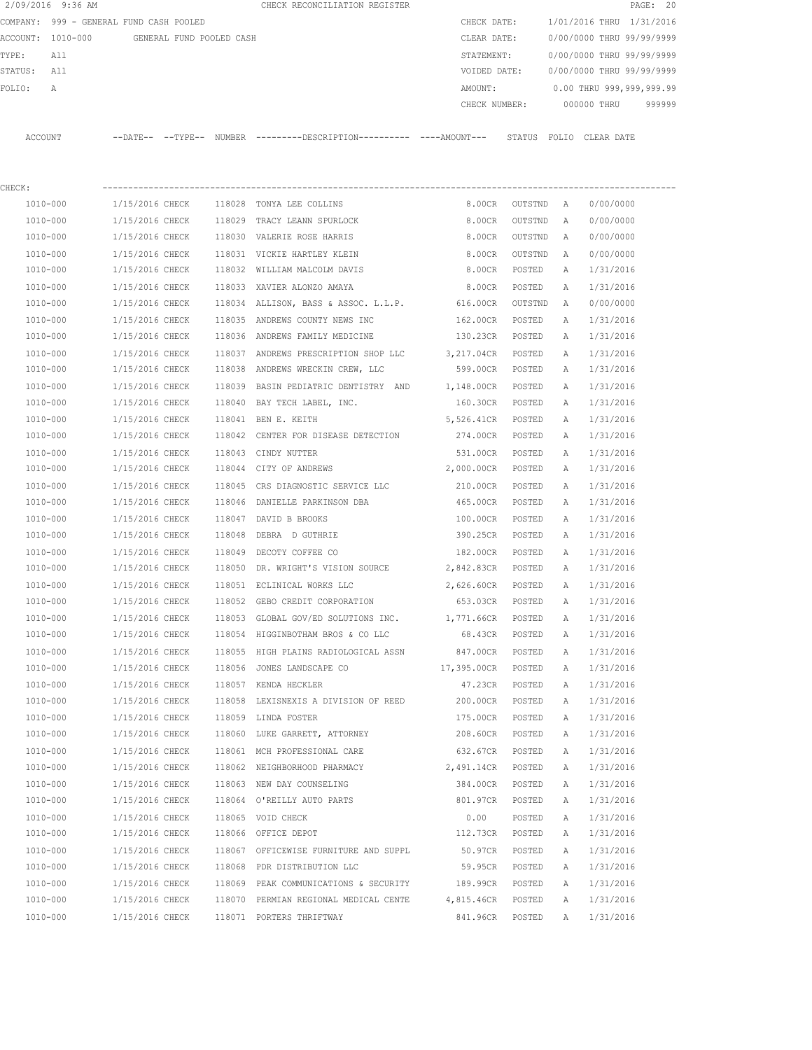2/09/2016 9:36 AM CHECK RECONCILIATION REGISTER

COMPANY: 999 - GENERAL FUND CASH POOLED
ACCOUNT: 1010-000 GENERAL FUND POOLED CASH
TYPE: All
STATUS: All
FOLIO: A

CHECK DATE: 1/01/2016 THRU 1/31/2016
CLEAR DATE: 0/00/0000 THRU 99/99/9999
STATEMENT: 0/00/0000 THRU 99/99/9999
VOIDED DATE: 0/00/0000 THRU 99/99/9999
AMOUNT: 0.00 THRU 999,999,999.99
CHECK NUMBER: 000000 THRU 999999

CHECK:

| ACCOUNT | --DATE-- | --TYPE-- | NUMBER | ---------DESCRIPTION---------- | ----AMOUNT--- | STATUS | FOLIO | CLEAR DATE |
|---|---|---|---|---|---|---|---|---|
| 1010-000 | 1/15/2016 | CHECK | 118028 | TONYA LEE COLLINS | 8.00CR | OUTSTND | A | 0/00/0000 |
| 1010-000 | 1/15/2016 | CHECK | 118029 | TRACY LEANN SPURLOCK | 8.00CR | OUTSTND | A | 0/00/0000 |
| 1010-000 | 1/15/2016 | CHECK | 118030 | VALERIE ROSE HARRIS | 8.00CR | OUTSTND | A | 0/00/0000 |
| 1010-000 | 1/15/2016 | CHECK | 118031 | VICKIE HARTLEY KLEIN | 8.00CR | OUTSTND | A | 0/00/0000 |
| 1010-000 | 1/15/2016 | CHECK | 118032 | WILLIAM MALCOLM DAVIS | 8.00CR | POSTED | A | 1/31/2016 |
| 1010-000 | 1/15/2016 | CHECK | 118033 | XAVIER ALONZO AMAYA | 8.00CR | POSTED | A | 1/31/2016 |
| 1010-000 | 1/15/2016 | CHECK | 118034 | ALLISON, BASS & ASSOC. L.L.P. | 616.00CR | OUTSTND | A | 0/00/0000 |
| 1010-000 | 1/15/2016 | CHECK | 118035 | ANDREWS COUNTY NEWS INC | 162.00CR | POSTED | A | 1/31/2016 |
| 1010-000 | 1/15/2016 | CHECK | 118036 | ANDREWS FAMILY MEDICINE | 130.23CR | POSTED | A | 1/31/2016 |
| 1010-000 | 1/15/2016 | CHECK | 118037 | ANDREWS PRESCRIPTION SHOP LLC | 3,217.04CR | POSTED | A | 1/31/2016 |
| 1010-000 | 1/15/2016 | CHECK | 118038 | ANDREWS WRECKIN CREW, LLC | 599.00CR | POSTED | A | 1/31/2016 |
| 1010-000 | 1/15/2016 | CHECK | 118039 | BASIN PEDIATRIC DENTISTRY AND | 1,148.00CR | POSTED | A | 1/31/2016 |
| 1010-000 | 1/15/2016 | CHECK | 118040 | BAY TECH LABEL, INC. | 160.30CR | POSTED | A | 1/31/2016 |
| 1010-000 | 1/15/2016 | CHECK | 118041 | BEN E. KEITH | 5,526.41CR | POSTED | A | 1/31/2016 |
| 1010-000 | 1/15/2016 | CHECK | 118042 | CENTER FOR DISEASE DETECTION | 274.00CR | POSTED | A | 1/31/2016 |
| 1010-000 | 1/15/2016 | CHECK | 118043 | CINDY NUTTER | 531.00CR | POSTED | A | 1/31/2016 |
| 1010-000 | 1/15/2016 | CHECK | 118044 | CITY OF ANDREWS | 2,000.00CR | POSTED | A | 1/31/2016 |
| 1010-000 | 1/15/2016 | CHECK | 118045 | CRS DIAGNOSTIC SERVICE LLC | 210.00CR | POSTED | A | 1/31/2016 |
| 1010-000 | 1/15/2016 | CHECK | 118046 | DANIELLE PARKINSON DBA | 465.00CR | POSTED | A | 1/31/2016 |
| 1010-000 | 1/15/2016 | CHECK | 118047 | DAVID B BROOKS | 100.00CR | POSTED | A | 1/31/2016 |
| 1010-000 | 1/15/2016 | CHECK | 118048 | DEBRA D GUTHRIE | 390.25CR | POSTED | A | 1/31/2016 |
| 1010-000 | 1/15/2016 | CHECK | 118049 | DECOTY COFFEE CO | 182.00CR | POSTED | A | 1/31/2016 |
| 1010-000 | 1/15/2016 | CHECK | 118050 | DR. WRIGHT'S VISION SOURCE | 2,842.83CR | POSTED | A | 1/31/2016 |
| 1010-000 | 1/15/2016 | CHECK | 118051 | ECLINICAL WORKS LLC | 2,626.60CR | POSTED | A | 1/31/2016 |
| 1010-000 | 1/15/2016 | CHECK | 118052 | GEBO CREDIT CORPORATION | 653.03CR | POSTED | A | 1/31/2016 |
| 1010-000 | 1/15/2016 | CHECK | 118053 | GLOBAL GOV/ED SOLUTIONS INC. | 1,771.66CR | POSTED | A | 1/31/2016 |
| 1010-000 | 1/15/2016 | CHECK | 118054 | HIGGINBOTHAM BROS & CO LLC | 68.43CR | POSTED | A | 1/31/2016 |
| 1010-000 | 1/15/2016 | CHECK | 118055 | HIGH PLAINS RADIOLOGICAL ASSN | 847.00CR | POSTED | A | 1/31/2016 |
| 1010-000 | 1/15/2016 | CHECK | 118056 | JONES LANDSCAPE CO | 17,395.00CR | POSTED | A | 1/31/2016 |
| 1010-000 | 1/15/2016 | CHECK | 118057 | KENDA HECKLER | 47.23CR | POSTED | A | 1/31/2016 |
| 1010-000 | 1/15/2016 | CHECK | 118058 | LEXISNEXIS A DIVISION OF REED | 200.00CR | POSTED | A | 1/31/2016 |
| 1010-000 | 1/15/2016 | CHECK | 118059 | LINDA FOSTER | 175.00CR | POSTED | A | 1/31/2016 |
| 1010-000 | 1/15/2016 | CHECK | 118060 | LUKE GARRETT, ATTORNEY | 208.60CR | POSTED | A | 1/31/2016 |
| 1010-000 | 1/15/2016 | CHECK | 118061 | MCH PROFESSIONAL CARE | 632.67CR | POSTED | A | 1/31/2016 |
| 1010-000 | 1/15/2016 | CHECK | 118062 | NEIGHBORHOOD PHARMACY | 2,491.14CR | POSTED | A | 1/31/2016 |
| 1010-000 | 1/15/2016 | CHECK | 118063 | NEW DAY COUNSELING | 384.00CR | POSTED | A | 1/31/2016 |
| 1010-000 | 1/15/2016 | CHECK | 118064 | O'REILLY AUTO PARTS | 801.97CR | POSTED | A | 1/31/2016 |
| 1010-000 | 1/15/2016 | CHECK | 118065 | VOID CHECK | 0.00 | POSTED | A | 1/31/2016 |
| 1010-000 | 1/15/2016 | CHECK | 118066 | OFFICE DEPOT | 112.73CR | POSTED | A | 1/31/2016 |
| 1010-000 | 1/15/2016 | CHECK | 118067 | OFFICEWISE FURNITURE AND SUPPL | 50.97CR | POSTED | A | 1/31/2016 |
| 1010-000 | 1/15/2016 | CHECK | 118068 | PDR DISTRIBUTION LLC | 59.95CR | POSTED | A | 1/31/2016 |
| 1010-000 | 1/15/2016 | CHECK | 118069 | PEAK COMMUNICATIONS & SECURITY | 189.99CR | POSTED | A | 1/31/2016 |
| 1010-000 | 1/15/2016 | CHECK | 118070 | PERMIAN REGIONAL MEDICAL CENTE | 4,815.46CR | POSTED | A | 1/31/2016 |
| 1010-000 | 1/15/2016 | CHECK | 118071 | PORTERS THRIFTWAY | 841.96CR | POSTED | A | 1/31/2016 |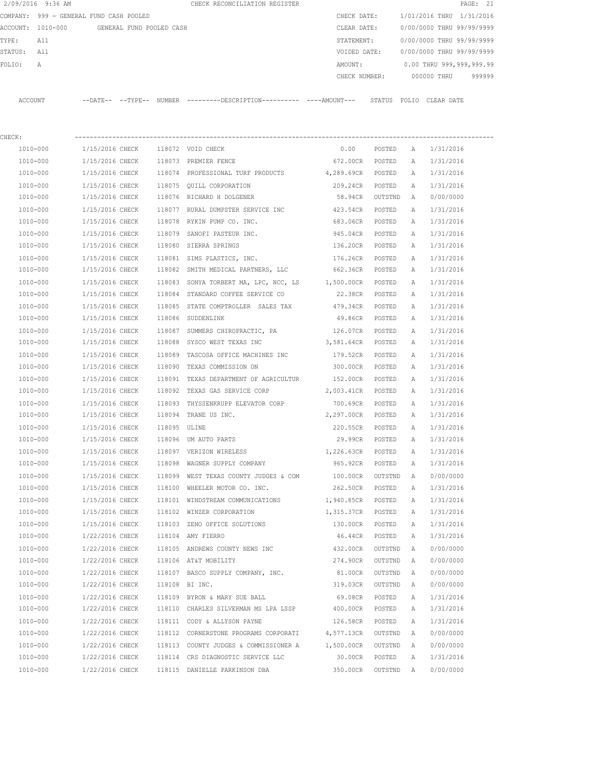2/09/2016 9:36 AM CHECK RECONCILIATION REGISTER

COMPANY: 999 - GENERAL FUND CASH POOLED
ACCOUNT: 1010-000 GENERAL FUND POOLED CASH
TYPE: All
STATUS: All
FOLIO: A

CHECK DATE: 1/01/2016 THRU 1/31/2016
CLEAR DATE: 0/00/0000 THRU 99/99/9999
STATEMENT: 0/00/0000 THRU 99/99/9999
VOIDED DATE: 0/00/0000 THRU 99/99/9999
AMOUNT: 0.00 THRU 999,999,999.99
CHECK NUMBER: 000000 THRU 999999

CHECK:

| ACCOUNT | --DATE-- | --TYPE-- | NUMBER | ---------DESCRIPTION---------- | ----AMOUNT--- | STATUS | FOLIO | CLEAR DATE |
|---|---|---|---|---|---|---|---|---|
| 1010-000 | 1/15/2016 | CHECK | 118072 | VOID CHECK | 0.00 | POSTED | A | 1/31/2016 |
| 1010-000 | 1/15/2016 | CHECK | 118073 | PREMIER FENCE | 672.00CR | POSTED | A | 1/31/2016 |
| 1010-000 | 1/15/2016 | CHECK | 118074 | PROFESSIONAL TURF PRODUCTS | 4,289.69CR | POSTED | A | 1/31/2016 |
| 1010-000 | 1/15/2016 | CHECK | 118075 | QUILL CORPORATION | 209.24CR | POSTED | A | 1/31/2016 |
| 1010-000 | 1/15/2016 | CHECK | 118076 | RICHARD H DOLGENER | 58.94CR | OUTSTND | A | 0/00/0000 |
| 1010-000 | 1/15/2016 | CHECK | 118077 | RURAL DUMPSTER SERVICE INC | 423.54CR | POSTED | A | 1/31/2016 |
| 1010-000 | 1/15/2016 | CHECK | 118078 | RYKIN PUMP CO. INC. | 683.06CR | POSTED | A | 1/31/2016 |
| 1010-000 | 1/15/2016 | CHECK | 118079 | SANOFI PASTEUR INC. | 945.04CR | POSTED | A | 1/31/2016 |
| 1010-000 | 1/15/2016 | CHECK | 118080 | SIERRA SPRINGS | 136.20CR | POSTED | A | 1/31/2016 |
| 1010-000 | 1/15/2016 | CHECK | 118081 | SIMS PLASTICS, INC. | 176.26CR | POSTED | A | 1/31/2016 |
| 1010-000 | 1/15/2016 | CHECK | 118082 | SMITH MEDICAL PARTNERS, LLC | 662.36CR | POSTED | A | 1/31/2016 |
| 1010-000 | 1/15/2016 | CHECK | 118083 | SONYA TORBERT MA, LPC, NCC, LS | 1,500.00CR | POSTED | A | 1/31/2016 |
| 1010-000 | 1/15/2016 | CHECK | 118084 | STANDARD COFFEE SERVICE CO | 22.38CR | POSTED | A | 1/31/2016 |
| 1010-000 | 1/15/2016 | CHECK | 118085 | STATE COMPTROLLER SALES TAX | 479.34CR | POSTED | A | 1/31/2016 |
| 1010-000 | 1/15/2016 | CHECK | 118086 | SUDDENLINK | 49.86CR | POSTED | A | 1/31/2016 |
| 1010-000 | 1/15/2016 | CHECK | 118087 | SUMMERS CHIROPRACTIC, PA | 126.07CR | POSTED | A | 1/31/2016 |
| 1010-000 | 1/15/2016 | CHECK | 118088 | SYSCO WEST TEXAS INC | 3,581.64CR | POSTED | A | 1/31/2016 |
| 1010-000 | 1/15/2016 | CHECK | 118089 | TASCOSA OFFICE MACHINES INC | 179.52CR | POSTED | A | 1/31/2016 |
| 1010-000 | 1/15/2016 | CHECK | 118090 | TEXAS COMMISSION ON | 300.00CR | POSTED | A | 1/31/2016 |
| 1010-000 | 1/15/2016 | CHECK | 118091 | TEXAS DEPARTMENT OF AGRICULTUR | 152.00CR | POSTED | A | 1/31/2016 |
| 1010-000 | 1/15/2016 | CHECK | 118092 | TEXAS GAS SERVICE CORP | 2,003.41CR | POSTED | A | 1/31/2016 |
| 1010-000 | 1/15/2016 | CHECK | 118093 | THYSSENKRUPP ELEVATOR CORP | 700.69CR | POSTED | A | 1/31/2016 |
| 1010-000 | 1/15/2016 | CHECK | 118094 | TRANE US INC. | 2,297.00CR | POSTED | A | 1/31/2016 |
| 1010-000 | 1/15/2016 | CHECK | 118095 | ULINE | 220.55CR | POSTED | A | 1/31/2016 |
| 1010-000 | 1/15/2016 | CHECK | 118096 | UM AUTO PARTS | 29.99CR | POSTED | A | 1/31/2016 |
| 1010-000 | 1/15/2016 | CHECK | 118097 | VERIZON WIRELESS | 1,226.63CR | POSTED | A | 1/31/2016 |
| 1010-000 | 1/15/2016 | CHECK | 118098 | WAGNER SUPPLY COMPANY | 965.92CR | POSTED | A | 1/31/2016 |
| 1010-000 | 1/15/2016 | CHECK | 118099 | WEST TEXAS COUNTY JUDGES & COM | 100.00CR | OUTSTND | A | 0/00/0000 |
| 1010-000 | 1/15/2016 | CHECK | 118100 | WHEELER MOTOR CO. INC. | 262.50CR | POSTED | A | 1/31/2016 |
| 1010-000 | 1/15/2016 | CHECK | 118101 | WINDSTREAM COMMUNICATIONS | 1,940.85CR | POSTED | A | 1/31/2016 |
| 1010-000 | 1/15/2016 | CHECK | 118102 | WINZER CORPORATION | 1,315.37CR | POSTED | A | 1/31/2016 |
| 1010-000 | 1/15/2016 | CHECK | 118103 | ZENO OFFICE SOLUTIONS | 130.00CR | POSTED | A | 1/31/2016 |
| 1010-000 | 1/22/2016 | CHECK | 118104 | AMY FIERRO | 46.44CR | POSTED | A | 1/31/2016 |
| 1010-000 | 1/22/2016 | CHECK | 118105 | ANDREWS COUNTY NEWS INC | 432.00CR | OUTSTND | A | 0/00/0000 |
| 1010-000 | 1/22/2016 | CHECK | 118106 | AT&T MOBILITY | 274.90CR | OUTSTND | A | 0/00/0000 |
| 1010-000 | 1/22/2016 | CHECK | 118107 | BASCO SUPPLY COMPANY, INC. | 81.00CR | OUTSTND | A | 0/00/0000 |
| 1010-000 | 1/22/2016 | CHECK | 118108 | BI INC. | 319.03CR | OUTSTND | A | 0/00/0000 |
| 1010-000 | 1/22/2016 | CHECK | 118109 | BYRON & MARY SUE BALL | 69.08CR | POSTED | A | 1/31/2016 |
| 1010-000 | 1/22/2016 | CHECK | 118110 | CHARLES SILVERMAN MS LPA LSSP | 400.00CR | POSTED | A | 1/31/2016 |
| 1010-000 | 1/22/2016 | CHECK | 118111 | CODY & ALLYSON PAYNE | 126.58CR | POSTED | A | 1/31/2016 |
| 1010-000 | 1/22/2016 | CHECK | 118112 | CORNERSTONE PROGRAMS CORPORATI | 4,577.13CR | OUTSTND | A | 0/00/0000 |
| 1010-000 | 1/22/2016 | CHECK | 118113 | COUNTY JUDGES & COMMISSIONER A | 1,500.00CR | OUTSTND | A | 0/00/0000 |
| 1010-000 | 1/22/2016 | CHECK | 118114 | CRS DIAGNOSTIC SERVICE LLC | 30.00CR | POSTED | A | 1/31/2016 |
| 1010-000 | 1/22/2016 | CHECK | 118115 | DANIELLE PARKINSON DBA | 350.00CR | OUTSTND | A | 0/00/0000 |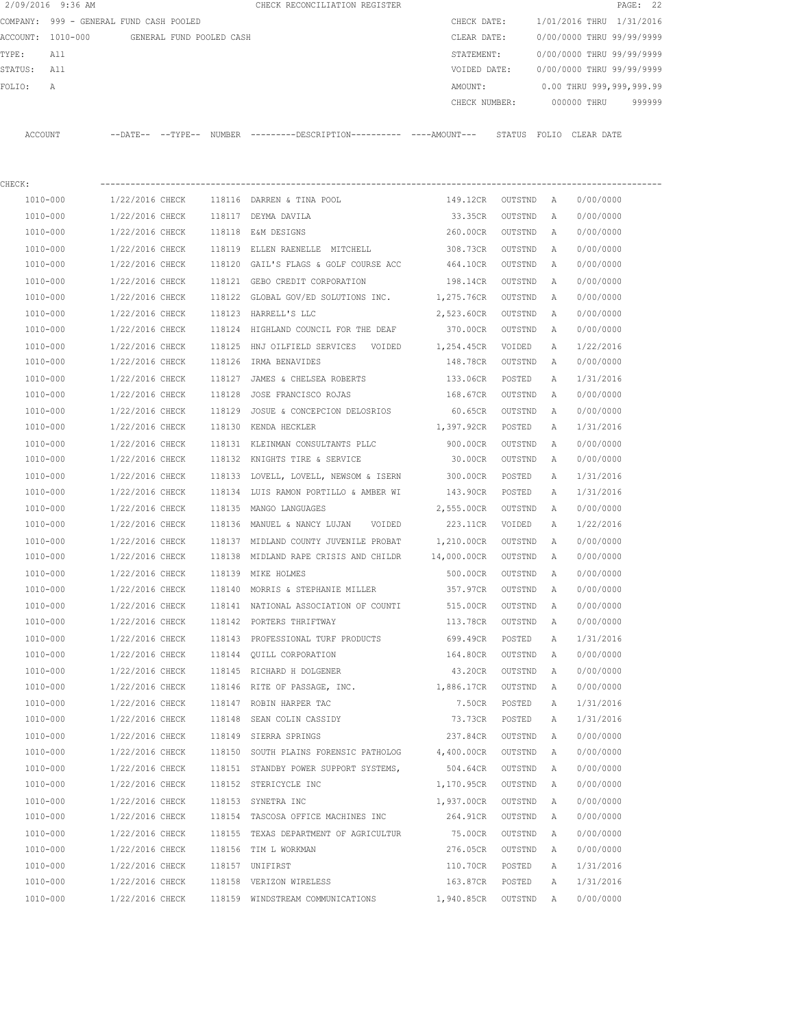2/09/2016 9:36 AM CHECK RECONCILIATION REGISTER

COMPANY: 999 - GENERAL FUND CASH POOLED

ACCOUNT: 1010-000 GENERAL FUND POOLED CASH

TYPE: All

STATUS: All

FOLIO: A

CHECK DATE: 1/01/2016 THRU 1/31/2016

CLEAR DATE: 0/00/0000 THRU 99/99/9999

STATEMENT: 0/00/0000 THRU 99/99/9999

VOIDED DATE: 0/00/0000 THRU 99/99/9999

AMOUNT: 0.00 THRU 999,999,999.99

CHECK NUMBER: 000000 THRU 999999

CHECK:

| ACCOUNT | DATE | TYPE | NUMBER | DESCRIPTION | AMOUNT | STATUS | FOLIO | CLEAR DATE |
|---|---|---|---|---|---|---|---|---|
| 1010-000 | 1/22/2016 | CHECK | 118116 | DARREN & TINA POOL | 149.12CR | OUTSTND | A | 0/00/0000 |
| 1010-000 | 1/22/2016 | CHECK | 118117 | DEYMA DAVILA | 33.35CR | OUTSTND | A | 0/00/0000 |
| 1010-000 | 1/22/2016 | CHECK | 118118 | E&M DESIGNS | 260.00CR | OUTSTND | A | 0/00/0000 |
| 1010-000 | 1/22/2016 | CHECK | 118119 | ELLEN RAENELLE MITCHELL | 308.73CR | OUTSTND | A | 0/00/0000 |
| 1010-000 | 1/22/2016 | CHECK | 118120 | GAIL'S FLAGS & GOLF COURSE ACC | 464.10CR | OUTSTND | A | 0/00/0000 |
| 1010-000 | 1/22/2016 | CHECK | 118121 | GEBO CREDIT CORPORATION | 198.14CR | OUTSTND | A | 0/00/0000 |
| 1010-000 | 1/22/2016 | CHECK | 118122 | GLOBAL GOV/ED SOLUTIONS INC. | 1,275.76CR | OUTSTND | A | 0/00/0000 |
| 1010-000 | 1/22/2016 | CHECK | 118123 | HARRELL'S LLC | 2,523.60CR | OUTSTND | A | 0/00/0000 |
| 1010-000 | 1/22/2016 | CHECK | 118124 | HIGHLAND COUNCIL FOR THE DEAF | 370.00CR | OUTSTND | A | 0/00/0000 |
| 1010-000 | 1/22/2016 | CHECK | 118125 | HNJ OILFIELD SERVICES VOIDED | 1,254.45CR | VOIDED | A | 1/22/2016 |
| 1010-000 | 1/22/2016 | CHECK | 118126 | IRMA BENAVIDES | 148.78CR | OUTSTND | A | 0/00/0000 |
| 1010-000 | 1/22/2016 | CHECK | 118127 | JAMES & CHELSEA ROBERTS | 133.06CR | POSTED | A | 1/31/2016 |
| 1010-000 | 1/22/2016 | CHECK | 118128 | JOSE FRANCISCO ROJAS | 168.67CR | OUTSTND | A | 0/00/0000 |
| 1010-000 | 1/22/2016 | CHECK | 118129 | JOSUE & CONCEPCION DELOSRIOS | 60.65CR | OUTSTND | A | 0/00/0000 |
| 1010-000 | 1/22/2016 | CHECK | 118130 | KENDA HECKLER | 1,397.92CR | POSTED | A | 1/31/2016 |
| 1010-000 | 1/22/2016 | CHECK | 118131 | KLEINMAN CONSULTANTS PLLC | 900.00CR | OUTSTND | A | 0/00/0000 |
| 1010-000 | 1/22/2016 | CHECK | 118132 | KNIGHTS TIRE & SERVICE | 30.00CR | OUTSTND | A | 0/00/0000 |
| 1010-000 | 1/22/2016 | CHECK | 118133 | LOVELL, LOVELL, NEWSOM & ISERN | 300.00CR | POSTED | A | 1/31/2016 |
| 1010-000 | 1/22/2016 | CHECK | 118134 | LUIS RAMON PORTILLO & AMBER WI | 143.90CR | POSTED | A | 1/31/2016 |
| 1010-000 | 1/22/2016 | CHECK | 118135 | MANGO LANGUAGES | 2,555.00CR | OUTSTND | A | 0/00/0000 |
| 1010-000 | 1/22/2016 | CHECK | 118136 | MANUEL & NANCY LUJAN VOIDED | 223.11CR | VOIDED | A | 1/22/2016 |
| 1010-000 | 1/22/2016 | CHECK | 118137 | MIDLAND COUNTY JUVENILE PROBAT | 1,210.00CR | OUTSTND | A | 0/00/0000 |
| 1010-000 | 1/22/2016 | CHECK | 118138 | MIDLAND RAPE CRISIS AND CHILDR | 14,000.00CR | OUTSTND | A | 0/00/0000 |
| 1010-000 | 1/22/2016 | CHECK | 118139 | MIKE HOLMES | 500.00CR | OUTSTND | A | 0/00/0000 |
| 1010-000 | 1/22/2016 | CHECK | 118140 | MORRIS & STEPHANIE MILLER | 357.97CR | OUTSTND | A | 0/00/0000 |
| 1010-000 | 1/22/2016 | CHECK | 118141 | NATIONAL ASSOCIATION OF COUNTI | 515.00CR | OUTSTND | A | 0/00/0000 |
| 1010-000 | 1/22/2016 | CHECK | 118142 | PORTERS THRIFTWAY | 113.78CR | OUTSTND | A | 0/00/0000 |
| 1010-000 | 1/22/2016 | CHECK | 118143 | PROFESSIONAL TURF PRODUCTS | 699.49CR | POSTED | A | 1/31/2016 |
| 1010-000 | 1/22/2016 | CHECK | 118144 | QUILL CORPORATION | 164.80CR | OUTSTND | A | 0/00/0000 |
| 1010-000 | 1/22/2016 | CHECK | 118145 | RICHARD H DOLGENER | 43.20CR | OUTSTND | A | 0/00/0000 |
| 1010-000 | 1/22/2016 | CHECK | 118146 | RITE OF PASSAGE, INC. | 1,886.17CR | OUTSTND | A | 0/00/0000 |
| 1010-000 | 1/22/2016 | CHECK | 118147 | ROBIN HARPER TAC | 7.50CR | POSTED | A | 1/31/2016 |
| 1010-000 | 1/22/2016 | CHECK | 118148 | SEAN COLIN CASSIDY | 73.73CR | POSTED | A | 1/31/2016 |
| 1010-000 | 1/22/2016 | CHECK | 118149 | SIERRA SPRINGS | 237.84CR | OUTSTND | A | 0/00/0000 |
| 1010-000 | 1/22/2016 | CHECK | 118150 | SOUTH PLAINS FORENSIC PATHOLOG | 4,400.00CR | OUTSTND | A | 0/00/0000 |
| 1010-000 | 1/22/2016 | CHECK | 118151 | STANDBY POWER SUPPORT SYSTEMS, | 504.64CR | OUTSTND | A | 0/00/0000 |
| 1010-000 | 1/22/2016 | CHECK | 118152 | STERICYCLE INC | 1,170.95CR | OUTSTND | A | 0/00/0000 |
| 1010-000 | 1/22/2016 | CHECK | 118153 | SYNETRA INC | 1,937.00CR | OUTSTND | A | 0/00/0000 |
| 1010-000 | 1/22/2016 | CHECK | 118154 | TASCOSA OFFICE MACHINES INC | 264.91CR | OUTSTND | A | 0/00/0000 |
| 1010-000 | 1/22/2016 | CHECK | 118155 | TEXAS DEPARTMENT OF AGRICULTUR | 75.00CR | OUTSTND | A | 0/00/0000 |
| 1010-000 | 1/22/2016 | CHECK | 118156 | TIM L WORKMAN | 276.05CR | OUTSTND | A | 0/00/0000 |
| 1010-000 | 1/22/2016 | CHECK | 118157 | UNIFIRST | 110.70CR | POSTED | A | 1/31/2016 |
| 1010-000 | 1/22/2016 | CHECK | 118158 | VERIZON WIRELESS | 163.87CR | POSTED | A | 1/31/2016 |
| 1010-000 | 1/22/2016 | CHECK | 118159 | WINDSTREAM COMMUNICATIONS | 1,940.85CR | OUTSTND | A | 0/00/0000 |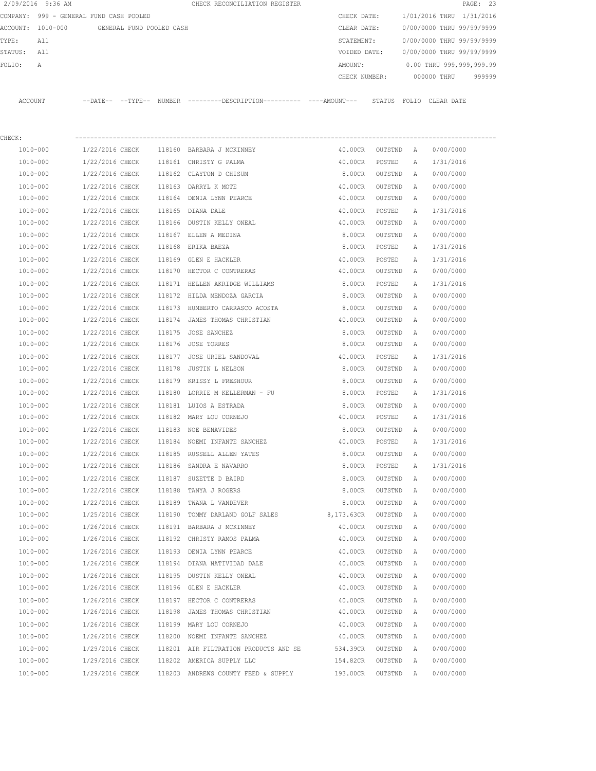2/09/2016 9:36 AM CHECK RECONCILIATION REGISTER

COMPANY: 999 - GENERAL FUND CASH POOLED
ACCOUNT: 1010-000 GENERAL FUND POOLED CASH
TYPE: All
STATUS: All
FOLIO: A

CHECK DATE: 1/01/2016 THRU 1/31/2016
CLEAR DATE: 0/00/0000 THRU 99/99/9999
STATEMENT: 0/00/0000 THRU 99/99/9999
VOIDED DATE: 0/00/0000 THRU 99/99/9999
AMOUNT: 0.00 THRU 999,999,999.99
CHECK NUMBER: 000000 THRU 999999

CHECK:

| ACCOUNT | --DATE-- | --TYPE-- | NUMBER | ---------DESCRIPTION---------- | ----AMOUNT--- | STATUS | FOLIO | CLEAR DATE |
|---|---|---|---|---|---|---|---|---|
| 1010-000 | 1/22/2016 | CHECK | 118160 | BARBARA J MCKINNEY | 40.00CR | OUTSTND | A | 0/00/0000 |
| 1010-000 | 1/22/2016 | CHECK | 118161 | CHRISTY G PALMA | 40.00CR | POSTED | A | 1/31/2016 |
| 1010-000 | 1/22/2016 | CHECK | 118162 | CLAYTON D CHISUM | 8.00CR | OUTSTND | A | 0/00/0000 |
| 1010-000 | 1/22/2016 | CHECK | 118163 | DARRYL K MOTE | 40.00CR | OUTSTND | A | 0/00/0000 |
| 1010-000 | 1/22/2016 | CHECK | 118164 | DENIA LYNN PEARCE | 40.00CR | OUTSTND | A | 0/00/0000 |
| 1010-000 | 1/22/2016 | CHECK | 118165 | DIANA DALE | 40.00CR | POSTED | A | 1/31/2016 |
| 1010-000 | 1/22/2016 | CHECK | 118166 | DUSTIN KELLY ONEAL | 40.00CR | OUTSTND | A | 0/00/0000 |
| 1010-000 | 1/22/2016 | CHECK | 118167 | ELLEN A MEDINA | 8.00CR | OUTSTND | A | 0/00/0000 |
| 1010-000 | 1/22/2016 | CHECK | 118168 | ERIKA BAEZA | 8.00CR | POSTED | A | 1/31/2016 |
| 1010-000 | 1/22/2016 | CHECK | 118169 | GLEN E HACKLER | 40.00CR | POSTED | A | 1/31/2016 |
| 1010-000 | 1/22/2016 | CHECK | 118170 | HECTOR C CONTRERAS | 40.00CR | OUTSTND | A | 0/00/0000 |
| 1010-000 | 1/22/2016 | CHECK | 118171 | HELLEN AKRIDGE WILLIAMS | 8.00CR | POSTED | A | 1/31/2016 |
| 1010-000 | 1/22/2016 | CHECK | 118172 | HILDA MENDOZA GARCIA | 8.00CR | OUTSTND | A | 0/00/0000 |
| 1010-000 | 1/22/2016 | CHECK | 118173 | HUMBERTO CARRASCO ACOSTA | 8.00CR | OUTSTND | A | 0/00/0000 |
| 1010-000 | 1/22/2016 | CHECK | 118174 | JAMES THOMAS CHRISTIAN | 40.00CR | OUTSTND | A | 0/00/0000 |
| 1010-000 | 1/22/2016 | CHECK | 118175 | JOSE SANCHEZ | 8.00CR | OUTSTND | A | 0/00/0000 |
| 1010-000 | 1/22/2016 | CHECK | 118176 | JOSE TORRES | 8.00CR | OUTSTND | A | 0/00/0000 |
| 1010-000 | 1/22/2016 | CHECK | 118177 | JOSE URIEL SANDOVAL | 40.00CR | POSTED | A | 1/31/2016 |
| 1010-000 | 1/22/2016 | CHECK | 118178 | JUSTIN L NELSON | 8.00CR | OUTSTND | A | 0/00/0000 |
| 1010-000 | 1/22/2016 | CHECK | 118179 | KRISSY L FRESHOUR | 8.00CR | OUTSTND | A | 0/00/0000 |
| 1010-000 | 1/22/2016 | CHECK | 118180 | LORRIE M KELLERMAN - FU | 8.00CR | POSTED | A | 1/31/2016 |
| 1010-000 | 1/22/2016 | CHECK | 118181 | LUIOS A ESTRADA | 8.00CR | OUTSTND | A | 0/00/0000 |
| 1010-000 | 1/22/2016 | CHECK | 118182 | MARY LOU CORNEJO | 40.00CR | POSTED | A | 1/31/2016 |
| 1010-000 | 1/22/2016 | CHECK | 118183 | NOE BENAVIDES | 8.00CR | OUTSTND | A | 0/00/0000 |
| 1010-000 | 1/22/2016 | CHECK | 118184 | NOEMI INFANTE SANCHEZ | 40.00CR | POSTED | A | 1/31/2016 |
| 1010-000 | 1/22/2016 | CHECK | 118185 | RUSSELL ALLEN YATES | 8.00CR | OUTSTND | A | 0/00/0000 |
| 1010-000 | 1/22/2016 | CHECK | 118186 | SANDRA E NAVARRO | 8.00CR | POSTED | A | 1/31/2016 |
| 1010-000 | 1/22/2016 | CHECK | 118187 | SUZETTE D BAIRD | 8.00CR | OUTSTND | A | 0/00/0000 |
| 1010-000 | 1/22/2016 | CHECK | 118188 | TANYA J ROGERS | 8.00CR | OUTSTND | A | 0/00/0000 |
| 1010-000 | 1/22/2016 | CHECK | 118189 | TWANA L VANDEVER | 8.00CR | OUTSTND | A | 0/00/0000 |
| 1010-000 | 1/25/2016 | CHECK | 118190 | TOMMY DARLAND GOLF SALES | 8,173.63CR | OUTSTND | A | 0/00/0000 |
| 1010-000 | 1/26/2016 | CHECK | 118191 | BARBARA J MCKINNEY | 40.00CR | OUTSTND | A | 0/00/0000 |
| 1010-000 | 1/26/2016 | CHECK | 118192 | CHRISTY RAMOS PALMA | 40.00CR | OUTSTND | A | 0/00/0000 |
| 1010-000 | 1/26/2016 | CHECK | 118193 | DENIA LYNN PEARCE | 40.00CR | OUTSTND | A | 0/00/0000 |
| 1010-000 | 1/26/2016 | CHECK | 118194 | DIANA NATIVIDAD DALE | 40.00CR | OUTSTND | A | 0/00/0000 |
| 1010-000 | 1/26/2016 | CHECK | 118195 | DUSTIN KELLY ONEAL | 40.00CR | OUTSTND | A | 0/00/0000 |
| 1010-000 | 1/26/2016 | CHECK | 118196 | GLEN E HACKLER | 40.00CR | OUTSTND | A | 0/00/0000 |
| 1010-000 | 1/26/2016 | CHECK | 118197 | HECTOR C CONTRERAS | 40.00CR | OUTSTND | A | 0/00/0000 |
| 1010-000 | 1/26/2016 | CHECK | 118198 | JAMES THOMAS CHRISTIAN | 40.00CR | OUTSTND | A | 0/00/0000 |
| 1010-000 | 1/26/2016 | CHECK | 118199 | MARY LOU CORNEJO | 40.00CR | OUTSTND | A | 0/00/0000 |
| 1010-000 | 1/26/2016 | CHECK | 118200 | NOEMI INFANTE SANCHEZ | 40.00CR | OUTSTND | A | 0/00/0000 |
| 1010-000 | 1/29/2016 | CHECK | 118201 | AIR FILTRATION PRODUCTS AND SE | 534.39CR | OUTSTND | A | 0/00/0000 |
| 1010-000 | 1/29/2016 | CHECK | 118202 | AMERICA SUPPLY LLC | 154.82CR | OUTSTND | A | 0/00/0000 |
| 1010-000 | 1/29/2016 | CHECK | 118203 | ANDREWS COUNTY FEED & SUPPLY | 193.00CR | OUTSTND | A | 0/00/0000 |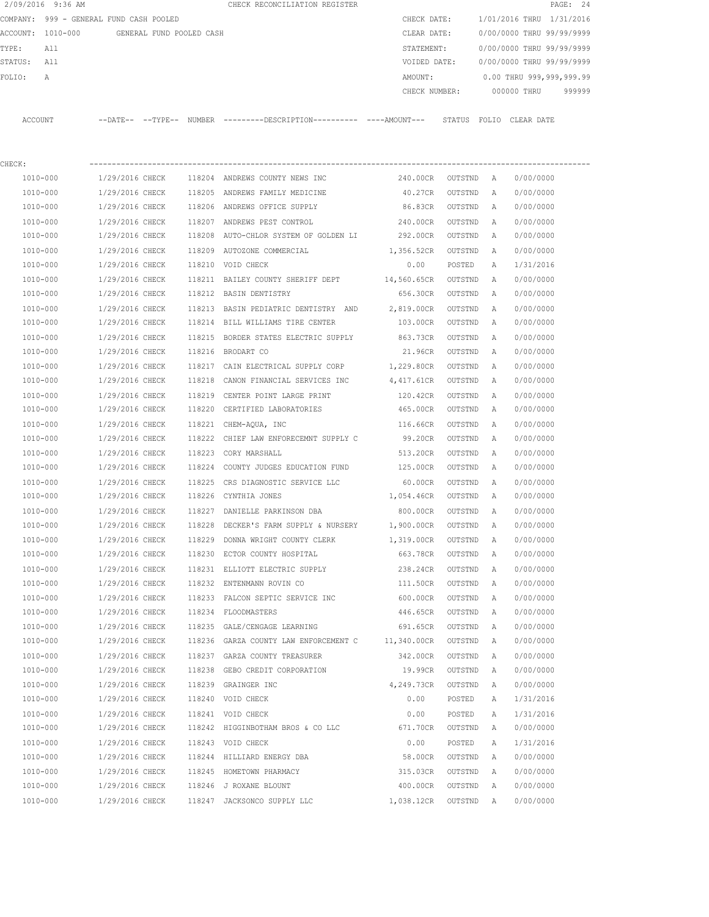CHECK RECONCILIATION REGISTER

COMPANY: 999 - GENERAL FUND CASH POOLED
ACCOUNT: 1010-000 GENERAL FUND POOLED CASH
TYPE: All
STATUS: All
FOLIO: A

CHECK DATE: 1/01/2016 THRU 1/31/2016
CLEAR DATE: 0/00/0000 THRU 99/99/9999
STATEMENT: 0/00/0000 THRU 99/99/9999
VOIDED DATE: 0/00/0000 THRU 99/99/9999
AMOUNT: 0.00 THRU 999,999,999.99
CHECK NUMBER: 000000 THRU 999999

CHECK:

| ACCOUNT | --DATE-- | --TYPE-- | NUMBER | ---------DESCRIPTION---------- | ----AMOUNT--- | STATUS | FOLIO | CLEAR DATE |
|---|---|---|---|---|---|---|---|---|
| 1010-000 | 1/29/2016 | CHECK | 118204 | ANDREWS COUNTY NEWS INC | 240.00CR | OUTSTND | A | 0/00/0000 |
| 1010-000 | 1/29/2016 | CHECK | 118205 | ANDREWS FAMILY MEDICINE | 40.27CR | OUTSTND | A | 0/00/0000 |
| 1010-000 | 1/29/2016 | CHECK | 118206 | ANDREWS OFFICE SUPPLY | 86.83CR | OUTSTND | A | 0/00/0000 |
| 1010-000 | 1/29/2016 | CHECK | 118207 | ANDREWS PEST CONTROL | 240.00CR | OUTSTND | A | 0/00/0000 |
| 1010-000 | 1/29/2016 | CHECK | 118208 | AUTO-CHLOR SYSTEM OF GOLDEN LI | 292.00CR | OUTSTND | A | 0/00/0000 |
| 1010-000 | 1/29/2016 | CHECK | 118209 | AUTOZONE COMMERCIAL | 1,356.52CR | OUTSTND | A | 0/00/0000 |
| 1010-000 | 1/29/2016 | CHECK | 118210 | VOID CHECK | 0.00 | POSTED | A | 1/31/2016 |
| 1010-000 | 1/29/2016 | CHECK | 118211 | BAILEY COUNTY SHERIFF DEPT | 14,560.65CR | OUTSTND | A | 0/00/0000 |
| 1010-000 | 1/29/2016 | CHECK | 118212 | BASIN DENTISTRY | 656.30CR | OUTSTND | A | 0/00/0000 |
| 1010-000 | 1/29/2016 | CHECK | 118213 | BASIN PEDIATRIC DENTISTRY AND | 2,819.00CR | OUTSTND | A | 0/00/0000 |
| 1010-000 | 1/29/2016 | CHECK | 118214 | BILL WILLIAMS TIRE CENTER | 103.00CR | OUTSTND | A | 0/00/0000 |
| 1010-000 | 1/29/2016 | CHECK | 118215 | BORDER STATES ELECTRIC SUPPLY | 863.73CR | OUTSTND | A | 0/00/0000 |
| 1010-000 | 1/29/2016 | CHECK | 118216 | BRODART CO | 21.96CR | OUTSTND | A | 0/00/0000 |
| 1010-000 | 1/29/2016 | CHECK | 118217 | CAIN ELECTRICAL SUPPLY CORP | 1,229.80CR | OUTSTND | A | 0/00/0000 |
| 1010-000 | 1/29/2016 | CHECK | 118218 | CANON FINANCIAL SERVICES INC | 4,417.61CR | OUTSTND | A | 0/00/0000 |
| 1010-000 | 1/29/2016 | CHECK | 118219 | CENTER POINT LARGE PRINT | 120.42CR | OUTSTND | A | 0/00/0000 |
| 1010-000 | 1/29/2016 | CHECK | 118220 | CERTIFIED LABORATORIES | 465.00CR | OUTSTND | A | 0/00/0000 |
| 1010-000 | 1/29/2016 | CHECK | 118221 | CHEM-AQUA, INC | 116.66CR | OUTSTND | A | 0/00/0000 |
| 1010-000 | 1/29/2016 | CHECK | 118222 | CHIEF LAW ENFORECEMNT SUPPLY C | 99.20CR | OUTSTND | A | 0/00/0000 |
| 1010-000 | 1/29/2016 | CHECK | 118223 | CORY MARSHALL | 513.20CR | OUTSTND | A | 0/00/0000 |
| 1010-000 | 1/29/2016 | CHECK | 118224 | COUNTY JUDGES EDUCATION FUND | 125.00CR | OUTSTND | A | 0/00/0000 |
| 1010-000 | 1/29/2016 | CHECK | 118225 | CRS DIAGNOSTIC SERVICE LLC | 60.00CR | OUTSTND | A | 0/00/0000 |
| 1010-000 | 1/29/2016 | CHECK | 118226 | CYNTHIA JONES | 1,054.46CR | OUTSTND | A | 0/00/0000 |
| 1010-000 | 1/29/2016 | CHECK | 118227 | DANIELLE PARKINSON DBA | 800.00CR | OUTSTND | A | 0/00/0000 |
| 1010-000 | 1/29/2016 | CHECK | 118228 | DECKER'S FARM SUPPLY & NURSERY | 1,900.00CR | OUTSTND | A | 0/00/0000 |
| 1010-000 | 1/29/2016 | CHECK | 118229 | DONNA WRIGHT COUNTY CLERK | 1,319.00CR | OUTSTND | A | 0/00/0000 |
| 1010-000 | 1/29/2016 | CHECK | 118230 | ECTOR COUNTY HOSPITAL | 663.78CR | OUTSTND | A | 0/00/0000 |
| 1010-000 | 1/29/2016 | CHECK | 118231 | ELLIOTT ELECTRIC SUPPLY | 238.24CR | OUTSTND | A | 0/00/0000 |
| 1010-000 | 1/29/2016 | CHECK | 118232 | ENTENMANN ROVIN CO | 111.50CR | OUTSTND | A | 0/00/0000 |
| 1010-000 | 1/29/2016 | CHECK | 118233 | FALCON SEPTIC SERVICE INC | 600.00CR | OUTSTND | A | 0/00/0000 |
| 1010-000 | 1/29/2016 | CHECK | 118234 | FLOODMASTERS | 446.65CR | OUTSTND | A | 0/00/0000 |
| 1010-000 | 1/29/2016 | CHECK | 118235 | GALE/CENGAGE LEARNING | 691.65CR | OUTSTND | A | 0/00/0000 |
| 1010-000 | 1/29/2016 | CHECK | 118236 | GARZA COUNTY LAW ENFORCEMENT C | 11,340.00CR | OUTSTND | A | 0/00/0000 |
| 1010-000 | 1/29/2016 | CHECK | 118237 | GARZA COUNTY TREASURER | 342.00CR | OUTSTND | A | 0/00/0000 |
| 1010-000 | 1/29/2016 | CHECK | 118238 | GEBO CREDIT CORPORATION | 19.99CR | OUTSTND | A | 0/00/0000 |
| 1010-000 | 1/29/2016 | CHECK | 118239 | GRAINGER INC | 4,249.73CR | OUTSTND | A | 0/00/0000 |
| 1010-000 | 1/29/2016 | CHECK | 118240 | VOID CHECK | 0.00 | POSTED | A | 1/31/2016 |
| 1010-000 | 1/29/2016 | CHECK | 118241 | VOID CHECK | 0.00 | POSTED | A | 1/31/2016 |
| 1010-000 | 1/29/2016 | CHECK | 118242 | HIGGINBOTHAM BROS & CO LLC | 671.70CR | OUTSTND | A | 0/00/0000 |
| 1010-000 | 1/29/2016 | CHECK | 118243 | VOID CHECK | 0.00 | POSTED | A | 1/31/2016 |
| 1010-000 | 1/29/2016 | CHECK | 118244 | HILLIARD ENERGY DBA | 58.00CR | OUTSTND | A | 0/00/0000 |
| 1010-000 | 1/29/2016 | CHECK | 118245 | HOMETOWN PHARMACY | 315.03CR | OUTSTND | A | 0/00/0000 |
| 1010-000 | 1/29/2016 | CHECK | 118246 | J ROXANE BLOUNT | 400.00CR | OUTSTND | A | 0/00/0000 |
| 1010-000 | 1/29/2016 | CHECK | 118247 | JACKSONCO SUPPLY LLC | 1,038.12CR | OUTSTND | A | 0/00/0000 |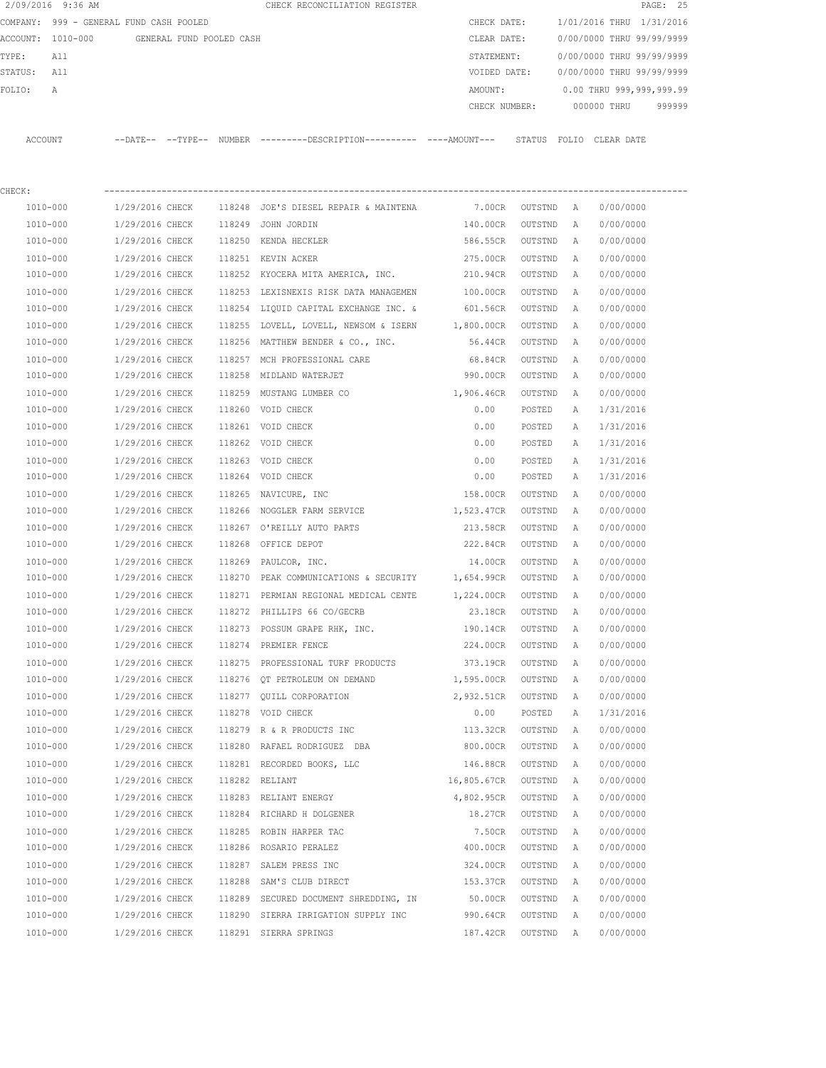2/09/2016 9:36 AM CHECK RECONCILIATION REGISTER

COMPANY: 999 - GENERAL FUND CASH POOLED
ACCOUNT: 1010-000 GENERAL FUND POOLED CASH
TYPE: All
STATUS: All
FOLIO: A

CHECK DATE: 1/01/2016 THRU 1/31/2016
CLEAR DATE: 0/00/0000 THRU 99/99/9999
STATEMENT: 0/00/0000 THRU 99/99/9999
VOIDED DATE: 0/00/0000 THRU 99/99/9999
AMOUNT: 0.00 THRU 999,999,999.99
CHECK NUMBER: 000000 THRU 999999

CHECK:

| ACCOUNT | --DATE-- | --TYPE-- | NUMBER | ---------DESCRIPTION---------- | ----AMOUNT--- | STATUS | FOLIO | CLEAR DATE |
|---|---|---|---|---|---|---|---|---|
| 1010-000 | 1/29/2016 | CHECK | 118248 | JOE'S DIESEL REPAIR & MAINTENA | 7.00CR | OUTSTND | A | 0/00/0000 |
| 1010-000 | 1/29/2016 | CHECK | 118249 | JOHN JORDIN | 140.00CR | OUTSTND | A | 0/00/0000 |
| 1010-000 | 1/29/2016 | CHECK | 118250 | KENDA HECKLER | 586.55CR | OUTSTND | A | 0/00/0000 |
| 1010-000 | 1/29/2016 | CHECK | 118251 | KEVIN ACKER | 275.00CR | OUTSTND | A | 0/00/0000 |
| 1010-000 | 1/29/2016 | CHECK | 118252 | KYOCERA MITA AMERICA, INC. | 210.94CR | OUTSTND | A | 0/00/0000 |
| 1010-000 | 1/29/2016 | CHECK | 118253 | LEXISNEXIS RISK DATA MANAGEMEN | 100.00CR | OUTSTND | A | 0/00/0000 |
| 1010-000 | 1/29/2016 | CHECK | 118254 | LIQUID CAPITAL EXCHANGE INC. & | 601.56CR | OUTSTND | A | 0/00/0000 |
| 1010-000 | 1/29/2016 | CHECK | 118255 | LOVELL, LOVELL, NEWSOM & ISERN | 1,800.00CR | OUTSTND | A | 0/00/0000 |
| 1010-000 | 1/29/2016 | CHECK | 118256 | MATTHEW BENDER & CO., INC. | 56.44CR | OUTSTND | A | 0/00/0000 |
| 1010-000 | 1/29/2016 | CHECK | 118257 | MCH PROFESSIONAL CARE | 68.84CR | OUTSTND | A | 0/00/0000 |
| 1010-000 | 1/29/2016 | CHECK | 118258 | MIDLAND WATERJET | 990.00CR | OUTSTND | A | 0/00/0000 |
| 1010-000 | 1/29/2016 | CHECK | 118259 | MUSTANG LUMBER CO | 1,906.46CR | OUTSTND | A | 0/00/0000 |
| 1010-000 | 1/29/2016 | CHECK | 118260 | VOID CHECK | 0.00 | POSTED | A | 1/31/2016 |
| 1010-000 | 1/29/2016 | CHECK | 118261 | VOID CHECK | 0.00 | POSTED | A | 1/31/2016 |
| 1010-000 | 1/29/2016 | CHECK | 118262 | VOID CHECK | 0.00 | POSTED | A | 1/31/2016 |
| 1010-000 | 1/29/2016 | CHECK | 118263 | VOID CHECK | 0.00 | POSTED | A | 1/31/2016 |
| 1010-000 | 1/29/2016 | CHECK | 118264 | VOID CHECK | 0.00 | POSTED | A | 1/31/2016 |
| 1010-000 | 1/29/2016 | CHECK | 118265 | NAVICURE, INC | 158.00CR | OUTSTND | A | 0/00/0000 |
| 1010-000 | 1/29/2016 | CHECK | 118266 | NOGGLER FARM SERVICE | 1,523.47CR | OUTSTND | A | 0/00/0000 |
| 1010-000 | 1/29/2016 | CHECK | 118267 | O'REILLY AUTO PARTS | 213.58CR | OUTSTND | A | 0/00/0000 |
| 1010-000 | 1/29/2016 | CHECK | 118268 | OFFICE DEPOT | 222.84CR | OUTSTND | A | 0/00/0000 |
| 1010-000 | 1/29/2016 | CHECK | 118269 | PAULCOR, INC. | 14.00CR | OUTSTND | A | 0/00/0000 |
| 1010-000 | 1/29/2016 | CHECK | 118270 | PEAK COMMUNICATIONS & SECURITY | 1,654.99CR | OUTSTND | A | 0/00/0000 |
| 1010-000 | 1/29/2016 | CHECK | 118271 | PERMIAN REGIONAL MEDICAL CENTE | 1,224.00CR | OUTSTND | A | 0/00/0000 |
| 1010-000 | 1/29/2016 | CHECK | 118272 | PHILLIPS 66 CO/GECRB | 23.18CR | OUTSTND | A | 0/00/0000 |
| 1010-000 | 1/29/2016 | CHECK | 118273 | POSSUM GRAPE RHK, INC. | 190.14CR | OUTSTND | A | 0/00/0000 |
| 1010-000 | 1/29/2016 | CHECK | 118274 | PREMIER FENCE | 224.00CR | OUTSTND | A | 0/00/0000 |
| 1010-000 | 1/29/2016 | CHECK | 118275 | PROFESSIONAL TURF PRODUCTS | 373.19CR | OUTSTND | A | 0/00/0000 |
| 1010-000 | 1/29/2016 | CHECK | 118276 | QT PETROLEUM ON DEMAND | 1,595.00CR | OUTSTND | A | 0/00/0000 |
| 1010-000 | 1/29/2016 | CHECK | 118277 | QUILL CORPORATION | 2,932.51CR | OUTSTND | A | 0/00/0000 |
| 1010-000 | 1/29/2016 | CHECK | 118278 | VOID CHECK | 0.00 | POSTED | A | 1/31/2016 |
| 1010-000 | 1/29/2016 | CHECK | 118279 | R & R PRODUCTS INC | 113.32CR | OUTSTND | A | 0/00/0000 |
| 1010-000 | 1/29/2016 | CHECK | 118280 | RAFAEL RODRIGUEZ DBA | 800.00CR | OUTSTND | A | 0/00/0000 |
| 1010-000 | 1/29/2016 | CHECK | 118281 | RECORDED BOOKS, LLC | 146.88CR | OUTSTND | A | 0/00/0000 |
| 1010-000 | 1/29/2016 | CHECK | 118282 | RELIANT | 16,805.67CR | OUTSTND | A | 0/00/0000 |
| 1010-000 | 1/29/2016 | CHECK | 118283 | RELIANT ENERGY | 4,802.95CR | OUTSTND | A | 0/00/0000 |
| 1010-000 | 1/29/2016 | CHECK | 118284 | RICHARD H DOLGENER | 18.27CR | OUTSTND | A | 0/00/0000 |
| 1010-000 | 1/29/2016 | CHECK | 118285 | ROBIN HARPER TAC | 7.50CR | OUTSTND | A | 0/00/0000 |
| 1010-000 | 1/29/2016 | CHECK | 118286 | ROSARIO PERALEZ | 400.00CR | OUTSTND | A | 0/00/0000 |
| 1010-000 | 1/29/2016 | CHECK | 118287 | SALEM PRESS INC | 324.00CR | OUTSTND | A | 0/00/0000 |
| 1010-000 | 1/29/2016 | CHECK | 118288 | SAM'S CLUB DIRECT | 153.37CR | OUTSTND | A | 0/00/0000 |
| 1010-000 | 1/29/2016 | CHECK | 118289 | SECURED DOCUMENT SHREDDING, IN | 50.00CR | OUTSTND | A | 0/00/0000 |
| 1010-000 | 1/29/2016 | CHECK | 118290 | SIERRA IRRIGATION SUPPLY INC | 990.64CR | OUTSTND | A | 0/00/0000 |
| 1010-000 | 1/29/2016 | CHECK | 118291 | SIERRA SPRINGS | 187.42CR | OUTSTND | A | 0/00/0000 |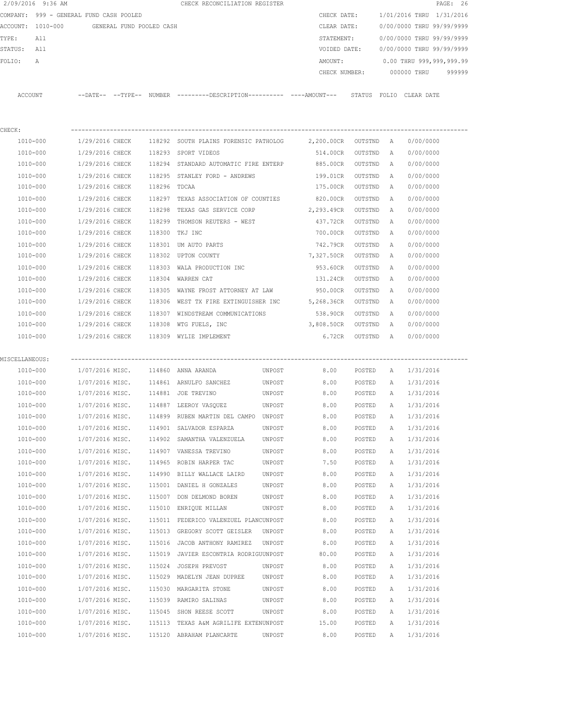2/09/2016 9:36 AM CHECK RECONCILIATION REGISTER

COMPANY: 999 - GENERAL FUND CASH POOLED
ACCOUNT: 1010-000 GENERAL FUND POOLED CASH
TYPE: All
STATUS: All
FOLIO: A

CHECK DATE: 1/01/2016 THRU 1/31/2016
CLEAR DATE: 0/00/0000 THRU 99/99/9999
STATEMENT: 0/00/0000 THRU 99/99/9999
VOIDED DATE: 0/00/0000 THRU 99/99/9999
AMOUNT: 0.00 THRU 999,999,999.99
CHECK NUMBER: 000000 THRU 999999

CHECK:

| ACCOUNT | DATE | TYPE | NUMBER | DESCRIPTION | | AMOUNT | STATUS | FOLIO | CLEAR DATE |
|---|---|---|---|---|---|---|---|---|---|
| 1010-000 | 1/29/2016 | CHECK | 118292 | SOUTH PLAINS FORENSIC PATHOLOG | | 2,200.00CR | OUTSTND | A | 0/00/0000 |
| 1010-000 | 1/29/2016 | CHECK | 118293 | SPORT VIDEOS | | 514.00CR | OUTSTND | A | 0/00/0000 |
| 1010-000 | 1/29/2016 | CHECK | 118294 | STANDARD AUTOMATIC FIRE ENTERP | | 885.00CR | OUTSTND | A | 0/00/0000 |
| 1010-000 | 1/29/2016 | CHECK | 118295 | STANLEY FORD - ANDREWS | | 199.01CR | OUTSTND | A | 0/00/0000 |
| 1010-000 | 1/29/2016 | CHECK | 118296 | TDCAA | | 175.00CR | OUTSTND | A | 0/00/0000 |
| 1010-000 | 1/29/2016 | CHECK | 118297 | TEXAS ASSOCIATION OF COUNTIES | | 820.00CR | OUTSTND | A | 0/00/0000 |
| 1010-000 | 1/29/2016 | CHECK | 118298 | TEXAS GAS SERVICE CORP | | 2,293.49CR | OUTSTND | A | 0/00/0000 |
| 1010-000 | 1/29/2016 | CHECK | 118299 | THOMSON REUTERS - WEST | | 437.72CR | OUTSTND | A | 0/00/0000 |
| 1010-000 | 1/29/2016 | CHECK | 118300 | TKJ INC | | 700.00CR | OUTSTND | A | 0/00/0000 |
| 1010-000 | 1/29/2016 | CHECK | 118301 | UM AUTO PARTS | | 742.79CR | OUTSTND | A | 0/00/0000 |
| 1010-000 | 1/29/2016 | CHECK | 118302 | UPTON COUNTY | | 7,327.50CR | OUTSTND | A | 0/00/0000 |
| 1010-000 | 1/29/2016 | CHECK | 118303 | WALA PRODUCTION INC | | 953.60CR | OUTSTND | A | 0/00/0000 |
| 1010-000 | 1/29/2016 | CHECK | 118304 | WARREN CAT | | 131.24CR | OUTSTND | A | 0/00/0000 |
| 1010-000 | 1/29/2016 | CHECK | 118305 | WAYNE FROST ATTORNEY AT LAW | | 950.00CR | OUTSTND | A | 0/00/0000 |
| 1010-000 | 1/29/2016 | CHECK | 118306 | WEST TX FIRE EXTINGUISHER INC | | 5,268.36CR | OUTSTND | A | 0/00/0000 |
| 1010-000 | 1/29/2016 | CHECK | 118307 | WINDSTREAM COMMUNICATIONS | | 538.90CR | OUTSTND | A | 0/00/0000 |
| 1010-000 | 1/29/2016 | CHECK | 118308 | WTG FUELS, INC | | 3,808.50CR | OUTSTND | A | 0/00/0000 |
| 1010-000 | 1/29/2016 | CHECK | 118309 | WYLIE IMPLEMENT | | 6.72CR | OUTSTND | A | 0/00/0000 |

MISCELLANEOUS:

| ACCOUNT | DATE | TYPE | NUMBER | DESCRIPTION | | AMOUNT | STATUS | FOLIO | CLEAR DATE |
|---|---|---|---|---|---|---|---|---|---|
| 1010-000 | 1/07/2016 | MISC. | 114860 | ANNA ARANDA | UNPOST | 8.00 | POSTED | A | 1/31/2016 |
| 1010-000 | 1/07/2016 | MISC. | 114861 | ARNULFO SANCHEZ | UNPOST | 8.00 | POSTED | A | 1/31/2016 |
| 1010-000 | 1/07/2016 | MISC. | 114881 | JOE TREVINO | UNPOST | 8.00 | POSTED | A | 1/31/2016 |
| 1010-000 | 1/07/2016 | MISC. | 114887 | LEEROY VASQUEZ | UNPOST | 8.00 | POSTED | A | 1/31/2016 |
| 1010-000 | 1/07/2016 | MISC. | 114899 | RUBEN MARTIN DEL CAMPO | UNPOST | 8.00 | POSTED | A | 1/31/2016 |
| 1010-000 | 1/07/2016 | MISC. | 114901 | SALVADOR ESPARZA | UNPOST | 8.00 | POSTED | A | 1/31/2016 |
| 1010-000 | 1/07/2016 | MISC. | 114902 | SAMANTHA VALENZUELA | UNPOST | 8.00 | POSTED | A | 1/31/2016 |
| 1010-000 | 1/07/2016 | MISC. | 114907 | VANESSA TREVINO | UNPOST | 8.00 | POSTED | A | 1/31/2016 |
| 1010-000 | 1/07/2016 | MISC. | 114965 | ROBIN HARPER TAC | UNPOST | 7.50 | POSTED | A | 1/31/2016 |
| 1010-000 | 1/07/2016 | MISC. | 114990 | BILLY WALLACE LAIRD | UNPOST | 8.00 | POSTED | A | 1/31/2016 |
| 1010-000 | 1/07/2016 | MISC. | 115001 | DANIEL H GONZALES | UNPOST | 8.00 | POSTED | A | 1/31/2016 |
| 1010-000 | 1/07/2016 | MISC. | 115007 | DON DELMOND BOREN | UNPOST | 8.00 | POSTED | A | 1/31/2016 |
| 1010-000 | 1/07/2016 | MISC. | 115010 | ENRIQUE MILLAN | UNPOST | 8.00 | POSTED | A | 1/31/2016 |
| 1010-000 | 1/07/2016 | MISC. | 115011 | FEDERICO VALENZUEL PLANC | UNPOST | 8.00 | POSTED | A | 1/31/2016 |
| 1010-000 | 1/07/2016 | MISC. | 115013 | GREGORY SCOTT GEISLER | UNPOST | 8.00 | POSTED | A | 1/31/2016 |
| 1010-000 | 1/07/2016 | MISC. | 115016 | JACOB ANTHONY RAMIREZ | UNPOST | 8.00 | POSTED | A | 1/31/2016 |
| 1010-000 | 1/07/2016 | MISC. | 115019 | JAVIER ESCONTRIA RODRIGU | UNPOST | 80.00 | POSTED | A | 1/31/2016 |
| 1010-000 | 1/07/2016 | MISC. | 115024 | JOSEPH PREVOST | UNPOST | 8.00 | POSTED | A | 1/31/2016 |
| 1010-000 | 1/07/2016 | MISC. | 115029 | MADELYN JEAN DUPREE | UNPOST | 8.00 | POSTED | A | 1/31/2016 |
| 1010-000 | 1/07/2016 | MISC. | 115030 | MARGARITA STONE | UNPOST | 8.00 | POSTED | A | 1/31/2016 |
| 1010-000 | 1/07/2016 | MISC. | 115039 | RAMIRO SALINAS | UNPOST | 8.00 | POSTED | A | 1/31/2016 |
| 1010-000 | 1/07/2016 | MISC. | 115045 | SHON REESE SCOTT | UNPOST | 8.00 | POSTED | A | 1/31/2016 |
| 1010-000 | 1/07/2016 | MISC. | 115113 | TEXAS A&M AGRILIFE EXTEN | UNPOST | 15.00 | POSTED | A | 1/31/2016 |
| 1010-000 | 1/07/2016 | MISC. | 115120 | ABRAHAM PLANCARTE | UNPOST | 8.00 | POSTED | A | 1/31/2016 |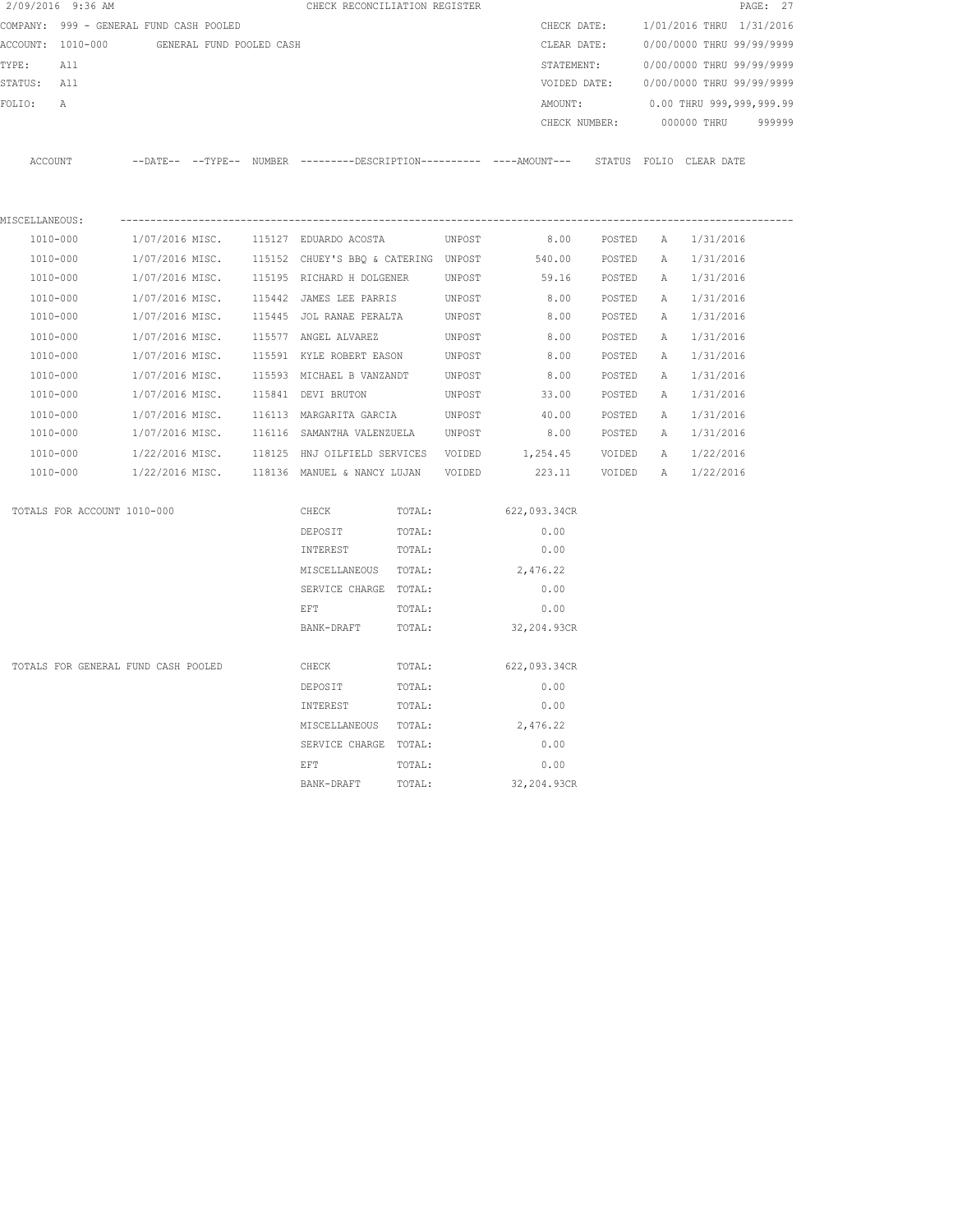2/09/2016 9:36 AM CHECK RECONCILIATION REGISTER

COMPANY: 999 - GENERAL FUND CASH POOLED

ACCOUNT: 1010-000 GENERAL FUND POOLED CASH

TYPE: All

STATUS: All

FOLIO: A

CHECK DATE: 1/01/2016 THRU 1/31/2016

CLEAR DATE: 0/00/0000 THRU 99/99/9999

STATEMENT: 0/00/0000 THRU 99/99/9999

VOIDED DATE: 0/00/0000 THRU 99/99/9999

AMOUNT: 0.00 THRU 999,999,999.99

CHECK NUMBER: 000000 THRU 999999

MISCELLANEOUS:

| ACCOUNT | --DATE-- | --TYPE-- | NUMBER | ---------DESCRIPTION---------- | | ----AMOUNT--- | STATUS | FOLIO | CLEAR DATE |
|---|---|---|---|---|---|---|---|---|---|
| 1010-000 | 1/07/2016 | MISC. | 115127 | EDUARDO ACOSTA | UNPOST | 8.00 | POSTED | A | 1/31/2016 |
| 1010-000 | 1/07/2016 | MISC. | 115152 | CHUEY'S BBQ & CATERING | UNPOST | 540.00 | POSTED | A | 1/31/2016 |
| 1010-000 | 1/07/2016 | MISC. | 115195 | RICHARD H DOLGENER | UNPOST | 59.16 | POSTED | A | 1/31/2016 |
| 1010-000 | 1/07/2016 | MISC. | 115442 | JAMES LEE PARRIS | UNPOST | 8.00 | POSTED | A | 1/31/2016 |
| 1010-000 | 1/07/2016 | MISC. | 115445 | JOL RANAE PERALTA | UNPOST | 8.00 | POSTED | A | 1/31/2016 |
| 1010-000 | 1/07/2016 | MISC. | 115577 | ANGEL ALVAREZ | UNPOST | 8.00 | POSTED | A | 1/31/2016 |
| 1010-000 | 1/07/2016 | MISC. | 115591 | KYLE ROBERT EASON | UNPOST | 8.00 | POSTED | A | 1/31/2016 |
| 1010-000 | 1/07/2016 | MISC. | 115593 | MICHAEL B VANZANDT | UNPOST | 8.00 | POSTED | A | 1/31/2016 |
| 1010-000 | 1/07/2016 | MISC. | 115841 | DEVI BRUTON | UNPOST | 33.00 | POSTED | A | 1/31/2016 |
| 1010-000 | 1/07/2016 | MISC. | 116113 | MARGARITA GARCIA | UNPOST | 40.00 | POSTED | A | 1/31/2016 |
| 1010-000 | 1/07/2016 | MISC. | 116116 | SAMANTHA VALENZUELA | UNPOST | 8.00 | POSTED | A | 1/31/2016 |
| 1010-000 | 1/22/2016 | MISC. | 118125 | HNJ OILFIELD SERVICES | VOIDED | 1,254.45 | VOIDED | A | 1/22/2016 |
| 1010-000 | 1/22/2016 | MISC. | 118136 | MANUEL & NANCY LUJAN | VOIDED | 223.11 | VOIDED | A | 1/22/2016 |

| TOTALS FOR ACCOUNT 1010-000 | | | |
|---|---|---|---|
| | CHECK | TOTAL: | 622,093.34CR |
| | DEPOSIT | TOTAL: | 0.00 |
| | INTEREST | TOTAL: | 0.00 |
| | MISCELLANEOUS | TOTAL: | 2,476.22 |
| | SERVICE CHARGE | TOTAL: | 0.00 |
| | EFT | TOTAL: | 0.00 |
| | BANK-DRAFT | TOTAL: | 32,204.93CR |

| TOTALS FOR GENERAL FUND CASH POOLED | | | |
|---|---|---|---|
| | CHECK | TOTAL: | 622,093.34CR |
| | DEPOSIT | TOTAL: | 0.00 |
| | INTEREST | TOTAL: | 0.00 |
| | MISCELLANEOUS | TOTAL: | 2,476.22 |
| | SERVICE CHARGE | TOTAL: | 0.00 |
| | EFT | TOTAL: | 0.00 |
| | BANK-DRAFT | TOTAL: | 32,204.93CR |